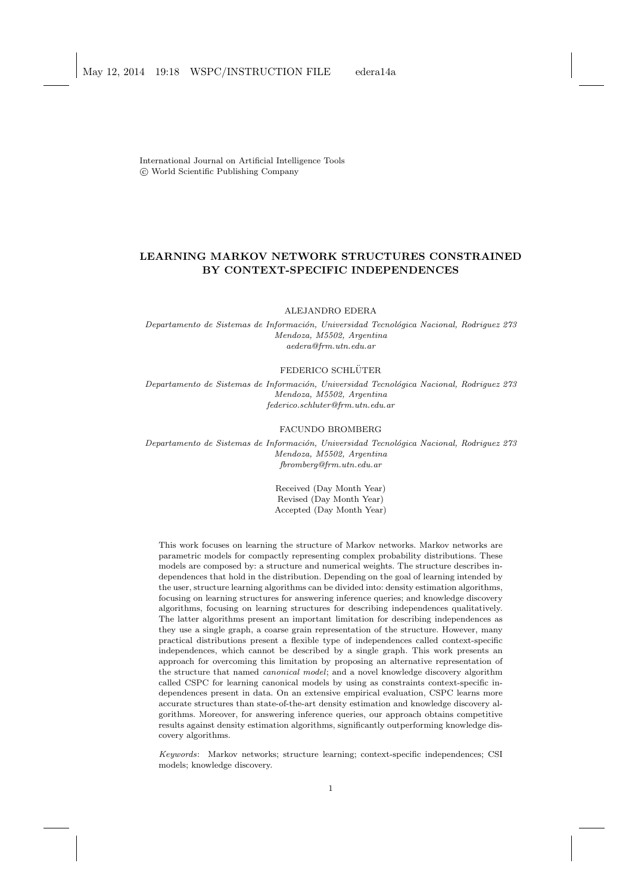International Journal on Artificial Intelligence Tools
© World Scientific Publishing Company

# LEARNING MARKOV NETWORK STRUCTURES CONSTRAINED BY CONTEXT-SPECIFIC INDEPENDENCES

ALEJANDRO EDERA

*Departamento de Sistemas de Información, Universidad Tecnológica Nacional, Rodriguez 273*
*Mendoza, M5502, Argentina*
*aedera@frm.utn.edu.ar*

FEDERICO SCHLÜTER

*Departamento de Sistemas de Información, Universidad Tecnológica Nacional, Rodriguez 273*
*Mendoza, M5502, Argentina*
*federico.schluter@frm.utn.edu.ar*

FACUNDO BROMBERG

*Departamento de Sistemas de Información, Universidad Tecnológica Nacional, Rodriguez 273*
*Mendoza, M5502, Argentina*
*fbromberg@frm.utn.edu.ar*

Received (Day Month Year)
Revised (Day Month Year)
Accepted (Day Month Year)

This work focuses on learning the structure of Markov networks. Markov networks are parametric models for compactly representing complex probability distributions. These models are composed by: a structure and numerical weights. The structure describes independences that hold in the distribution. Depending on the goal of learning intended by the user, structure learning algorithms can be divided into: density estimation algorithms, focusing on learning structures for answering inference queries; and knowledge discovery algorithms, focusing on learning structures for describing independences qualitatively. The latter algorithms present an important limitation for describing independences as they use a single graph, a coarse grain representation of the structure. However, many practical distributions present a flexible type of independences called context-specific independences, which cannot be described by a single graph. This work presents an approach for overcoming this limitation by proposing an alternative representation of the structure that named *canonical model*; and a novel knowledge discovery algorithm called CSPC for learning canonical models by using as constraints context-specific independences present in data. On an extensive empirical evaluation, CSPC learns more accurate structures than state-of-the-art density estimation and knowledge discovery algorithms. Moreover, for answering inference queries, our approach obtains competitive results against density estimation algorithms, significantly outperforming knowledge discovery algorithms.

*Keywords*: Markov networks; structure learning; context-specific independences; CSI models; knowledge discovery.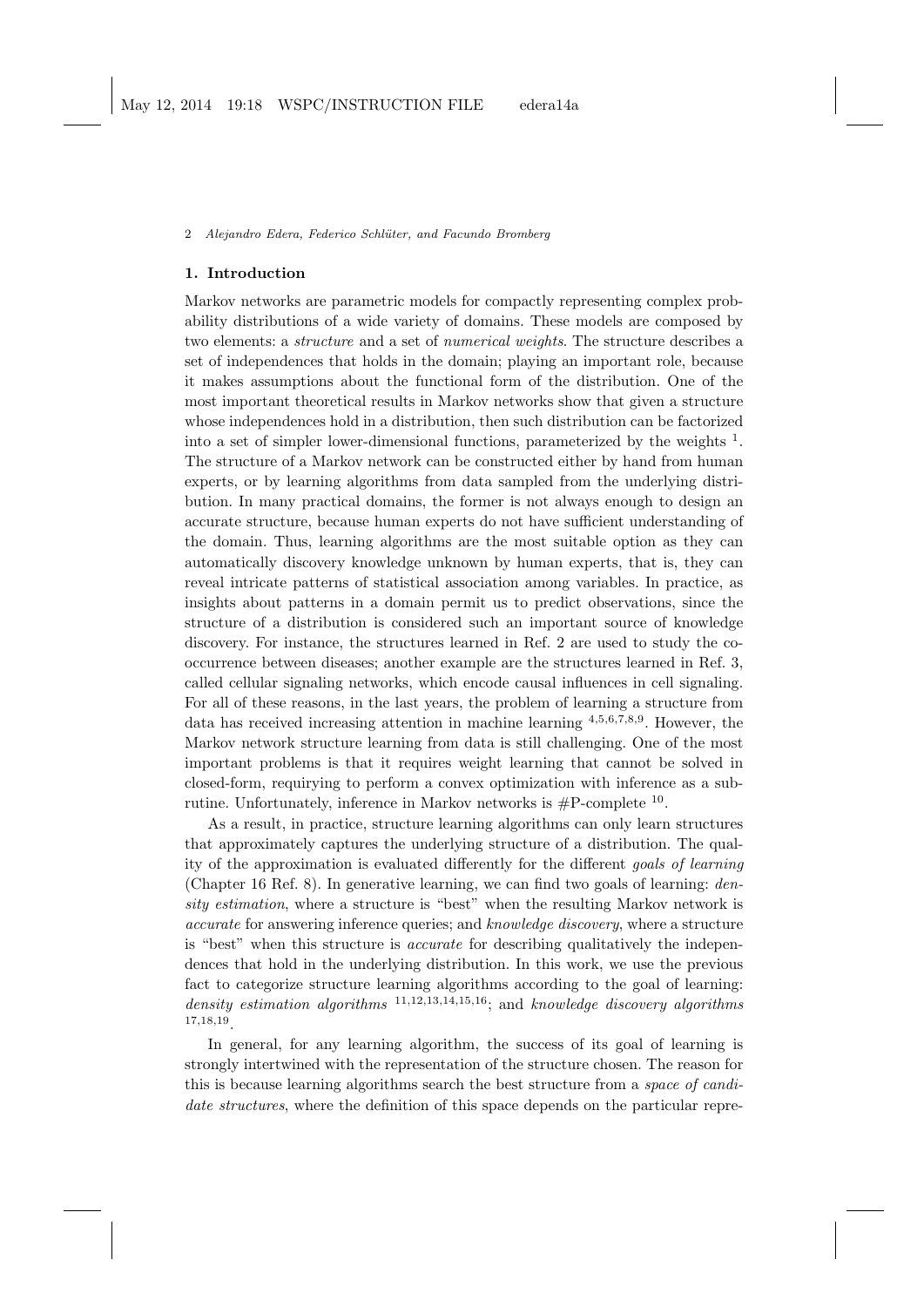## 1. Introduction

Markov networks are parametric models for compactly representing complex probability distributions of a wide variety of domains. These models are composed by two elements: a *structure* and a set of *numerical weights*. The structure describes a set of independences that holds in the domain; playing an important role, because it makes assumptions about the functional form of the distribution. One of the most important theoretical results in Markov networks show that given a structure whose independences hold in a distribution, then such distribution can be factorized into a set of simpler lower-dimensional functions, parameterized by the weights [1]. The structure of a Markov network can be constructed either by hand from human experts, or by learning algorithms from data sampled from the underlying distribution. In many practical domains, the former is not always enough to design an accurate structure, because human experts do not have sufficient understanding of the domain. Thus, learning algorithms are the most suitable option as they can automatically discovery knowledge unknown by human experts, that is, they can reveal intricate patterns of statistical association among variables. In practice, as insights about patterns in a domain permit us to predict observations, since the structure of a distribution is considered such an important source of knowledge discovery. For instance, the structures learned in Ref. 2 are used to study the co-occurrence between diseases; another example are the structures learned in Ref. 3, called cellular signaling networks, which encode causal influences in cell signaling. For all of these reasons, in the last years, the problem of learning a structure from data has received increasing attention in machine learning [4,5,6,7,8,9]. However, the Markov network structure learning from data is still challenging. One of the most important problems is that it requires weight learning that cannot be solved in closed-form, requirying to perform a convex optimization with inference as a subrutine. Unfortunately, inference in Markov networks is #P-complete [10].

As a result, in practice, structure learning algorithms can only learn structures that approximately captures the underlying structure of a distribution. The quality of the approximation is evaluated differently for the different *goals of learning* (Chapter 16 Ref. 8). In generative learning, we can find two goals of learning: *density estimation*, where a structure is "best" when the resulting Markov network is *accurate* for answering inference queries; and *knowledge discovery*, where a structure is "best" when this structure is *accurate* for describing qualitatively the independences that hold in the underlying distribution. In this work, we use the previous fact to categorize structure learning algorithms according to the goal of learning: *density estimation algorithms* [11,12,13,14,15,16]; and *knowledge discovery algorithms* [17,18,19].

In general, for any learning algorithm, the success of its goal of learning is strongly intertwined with the representation of the structure chosen. The reason for this is because learning algorithms search the best structure from a *space of candidate structures*, where the definition of this space depends on the particular repre-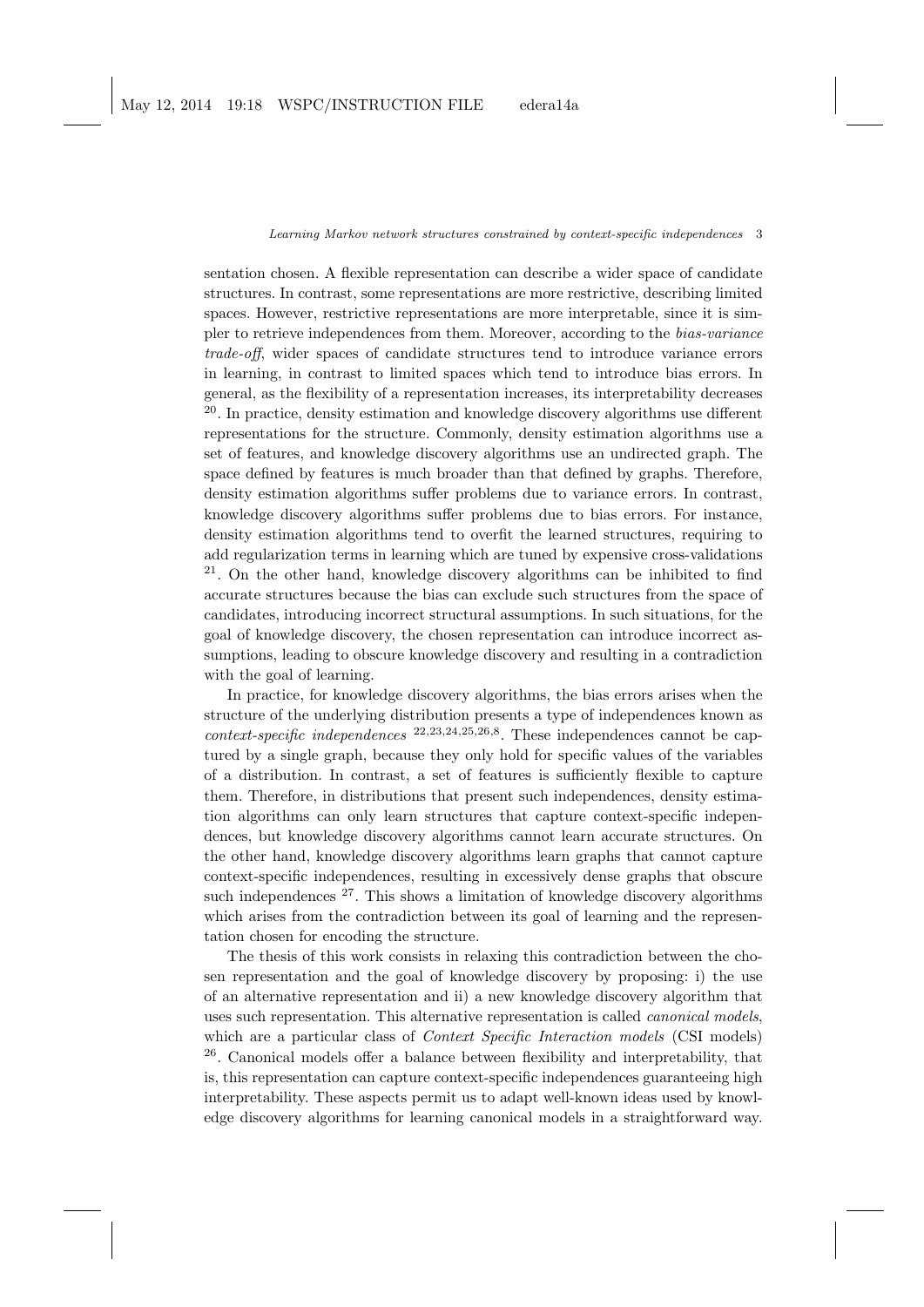sentation chosen. A flexible representation can describe a wider space of candidate structures. In contrast, some representations are more restrictive, describing limited spaces. However, restrictive representations are more interpretable, since it is simpler to retrieve independences from them. Moreover, according to the *bias-variance trade-off*, wider spaces of candidate structures tend to introduce variance errors in learning, in contrast to limited spaces which tend to introduce bias errors. In general, as the flexibility of a representation increases, its interpretability decreases [20]. In practice, density estimation and knowledge discovery algorithms use different representations for the structure. Commonly, density estimation algorithms use a set of features, and knowledge discovery algorithms use an undirected graph. The space defined by features is much broader than that defined by graphs. Therefore, density estimation algorithms suffer problems due to variance errors. In contrast, knowledge discovery algorithms suffer problems due to bias errors. For instance, density estimation algorithms tend to overfit the learned structures, requiring to add regularization terms in learning which are tuned by expensive cross-validations [21]. On the other hand, knowledge discovery algorithms can be inhibited to find accurate structures because the bias can exclude such structures from the space of candidates, introducing incorrect structural assumptions. In such situations, for the goal of knowledge discovery, the chosen representation can introduce incorrect assumptions, leading to obscure knowledge discovery and resulting in a contradiction with the goal of learning.

In practice, for knowledge discovery algorithms, the bias errors arises when the structure of the underlying distribution presents a type of independences known as *context-specific independences* [22,23,24,25,26,8]. These independences cannot be captured by a single graph, because they only hold for specific values of the variables of a distribution. In contrast, a set of features is sufficiently flexible to capture them. Therefore, in distributions that present such independences, density estimation algorithms can only learn structures that capture context-specific independences, but knowledge discovery algorithms cannot learn accurate structures. On the other hand, knowledge discovery algorithms learn graphs that cannot capture context-specific independences, resulting in excessively dense graphs that obscure such independences [27]. This shows a limitation of knowledge discovery algorithms which arises from the contradiction between its goal of learning and the representation chosen for encoding the structure.

The thesis of this work consists in relaxing this contradiction between the chosen representation and the goal of knowledge discovery by proposing: i) the use of an alternative representation and ii) a new knowledge discovery algorithm that uses such representation. This alternative representation is called *canonical models*, which are a particular class of *Context Specific Interaction models* (CSI models) [26]. Canonical models offer a balance between flexibility and interpretability, that is, this representation can capture context-specific independences guaranteeing high interpretability. These aspects permit us to adapt well-known ideas used by knowledge discovery algorithms for learning canonical models in a straightforward way.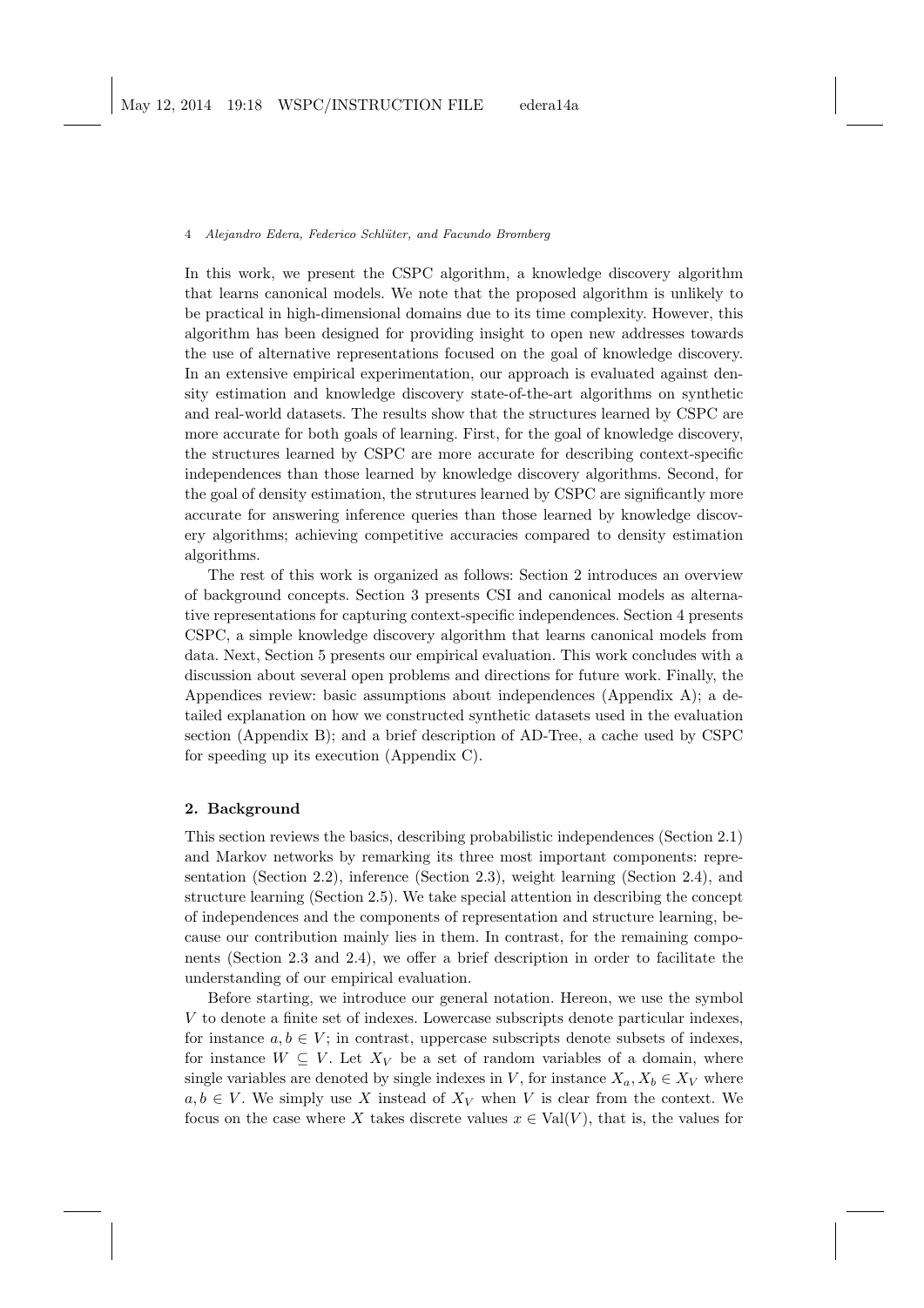In this work, we present the CSPC algorithm, a knowledge discovery algorithm that learns canonical models. We note that the proposed algorithm is unlikely to be practical in high-dimensional domains due to its time complexity. However, this algorithm has been designed for providing insight to open new addresses towards the use of alternative representations focused on the goal of knowledge discovery. In an extensive empirical experimentation, our approach is evaluated against density estimation and knowledge discovery state-of-the-art algorithms on synthetic and real-world datasets. The results show that the structures learned by CSPC are more accurate for both goals of learning. First, for the goal of knowledge discovery, the structures learned by CSPC are more accurate for describing context-specific independences than those learned by knowledge discovery algorithms. Second, for the goal of density estimation, the strutures learned by CSPC are significantly more accurate for answering inference queries than those learned by knowledge discovery algorithms; achieving competitive accuracies compared to density estimation algorithms.

The rest of this work is organized as follows: Section 2 introduces an overview of background concepts. Section 3 presents CSI and canonical models as alternative representations for capturing context-specific independences. Section 4 presents CSPC, a simple knowledge discovery algorithm that learns canonical models from data. Next, Section 5 presents our empirical evaluation. This work concludes with a discussion about several open problems and directions for future work. Finally, the Appendices review: basic assumptions about independences (Appendix A); a detailed explanation on how we constructed synthetic datasets used in the evaluation section (Appendix B); and a brief description of AD-Tree, a cache used by CSPC for speeding up its execution (Appendix C).

## 2. Background

This section reviews the basics, describing probabilistic independences (Section 2.1) and Markov networks by remarking its three most important components: representation (Section 2.2), inference (Section 2.3), weight learning (Section 2.4), and structure learning (Section 2.5). We take special attention in describing the concept of independences and the components of representation and structure learning, because our contribution mainly lies in them. In contrast, for the remaining components (Section 2.3 and 2.4), we offer a brief description in order to facilitate the understanding of our empirical evaluation.

Before starting, we introduce our general notation. Hereon, we use the symbol $V$ to denote a finite set of indexes. Lowercase subscripts denote particular indexes, for instance $a, b \in V$; in contrast, uppercase subscripts denote subsets of indexes, for instance $W \subseteq V$. Let $X_V$ be a set of random variables of a domain, where single variables are denoted by single indexes in $V$, for instance $X_a, X_b \in X_V$ where $a, b \in V$. We simply use $X$ instead of $X_V$ when $V$ is clear from the context. We focus on the case where $X$ takes discrete values $x \in \mathrm{Val}(V)$, that is, the values for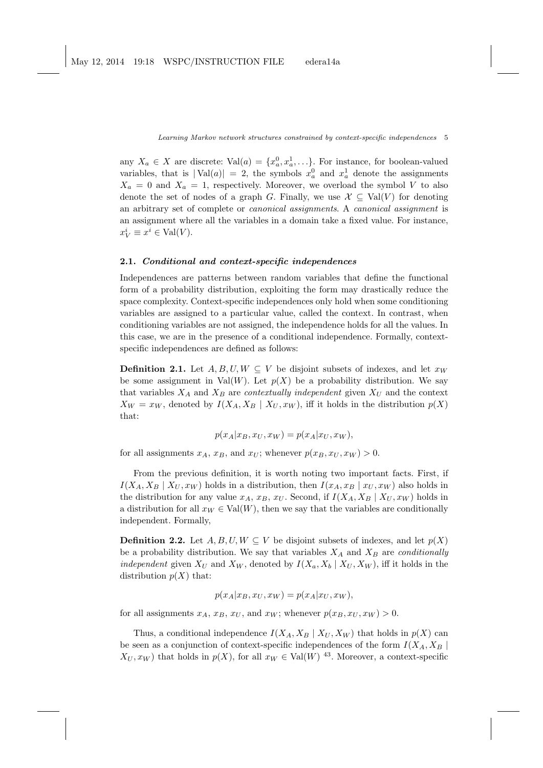any $X_a \in X$ are discrete: $\mathrm{Val}(a) = \{x_a^0, x_a^1, \ldots\}$. For instance, for boolean-valued variables, that is $|\mathrm{Val}(a)| = 2$, the symbols $x_a^0$ and $x_a^1$ denote the assignments $X_a = 0$ and $X_a = 1$, respectively. Moreover, we overload the symbol $V$ to also denote the set of nodes of a graph $G$. Finally, we use $\mathcal{X} \subseteq \mathrm{Val}(V)$ for denoting an arbitrary set of complete or *canonical assignments*. A *canonical assignment* is an assignment where all the variables in a domain take a fixed value. For instance, $x_V^i \equiv x^i \in \mathrm{Val}(V)$.

### 2.1. *Conditional and context-specific independences*

Independences are patterns between random variables that define the functional form of a probability distribution, exploiting the form may drastically reduce the space complexity. Context-specific independences only hold when some conditioning variables are assigned to a particular value, called the context. In contrast, when conditioning variables are not assigned, the independence holds for all the values. In this case, we are in the presence of a conditional independence. Formally, context-specific independences are defined as follows:

**Definition 2.1.** Let $A, B, U, W \subseteq V$ be disjoint subsets of indexes, and let $x_W$ be some assignment in $\mathrm{Val}(W)$. Let $p(X)$ be a probability distribution. We say that variables $X_A$ and $X_B$ are *contextually independent* given $X_U$ and the context $X_W = x_W$, denoted by $I(X_A, X_B \mid X_U, x_W)$, iff it holds in the distribution $p(X)$ that:

$$p(x_A | x_B, x_U, x_W) = p(x_A | x_U, x_W),$$

for all assignments $x_A$, $x_B$, and $x_U$; whenever $p(x_B, x_U, x_W) > 0$.

From the previous definition, it is worth noting two important facts. First, if $I(X_A, X_B \mid X_U, x_W)$ holds in a distribution, then $I(x_A, x_B \mid x_U, x_W)$ also holds in the distribution for any value $x_A$, $x_B$, $x_U$. Second, if $I(X_A, X_B \mid X_U, x_W)$ holds in a distribution for all $x_W \in \mathrm{Val}(W)$, then we say that the variables are conditionally independent. Formally,

**Definition 2.2.** Let $A, B, U, W \subseteq V$ be disjoint subsets of indexes, and let $p(X)$ be a probability distribution. We say that variables $X_A$ and $X_B$ are *conditionally independent* given $X_U$ and $X_W$, denoted by $I(X_a, X_b \mid X_U, X_W)$, iff it holds in the distribution $p(X)$ that:

$$p(x_A | x_B, x_U, x_W) = p(x_A | x_U, x_W),$$

for all assignments $x_A$, $x_B$, $x_U$, and $x_W$; whenever $p(x_B, x_U, x_W) > 0$.

Thus, a conditional independence $I(X_A, X_B \mid X_U, X_W)$ that holds in $p(X)$ can be seen as a conjunction of context-specific independences of the form $I(X_A, X_B \mid X_U, x_W)$ that holds in $p(X)$, for all $x_W \in \mathrm{Val}(W)$ [43]. Moreover, a context-specific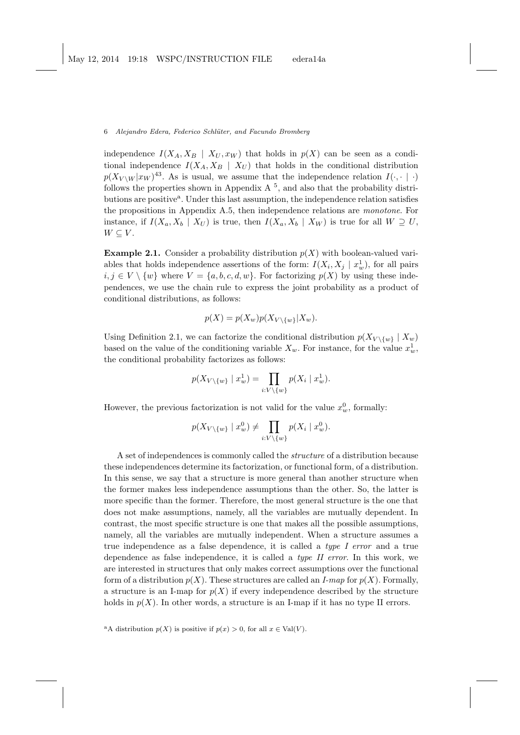independence $I(X_A, X_B \mid X_U, x_W)$ that holds in $p(X)$ can be seen as a conditional independence $I(X_A, X_B \mid X_U)$ that holds in the conditional distribution $p(X_{V\setminus W}|x_W)$[43]. As is usual, we assume that the independence relation $I(\cdot, \cdot \mid \cdot)$ follows the properties shown in Appendix A [5], and also that the probability distributions are positive[a]. Under this last assumption, the independence relation satisfies the propositions in Appendix A.5, then independence relations are *monotone*. For instance, if $I(X_a, X_b \mid X_U)$ is true, then $I(X_a, X_b \mid X_W)$ is true for all $W \supseteq U$, $W \subseteq V$.

**Example 2.1.** Consider a probability distribution $p(X)$ with boolean-valued variables that holds independence assertions of the form: $I(X_i, X_j \mid x_w^1)$, for all pairs $i, j \in V \setminus \{w\}$ where $V = \{a, b, c, d, w\}$. For factorizing $p(X)$ by using these independences, we use the chain rule to express the joint probability as a product of conditional distributions, as follows:

$$p(X) = p(X_w)p(X_{V\setminus\{w\}}|X_w).$$

Using Definition 2.1, we can factorize the conditional distribution $p(X_{V\setminus\{w\}} \mid X_w)$ based on the value of the conditioning variable $X_w$. For instance, for the value $x_w^1$, the conditional probability factorizes as follows:

$$p(X_{V\setminus\{w\}} \mid x_w^1) = \prod_{i:V\setminus\{w\}} p(X_i \mid x_w^1).$$

However, the previous factorization is not valid for the value $x_w^0$, formally:

$$p(X_{V\setminus\{w\}} \mid x_w^0) \neq \prod_{i:V\setminus\{w\}} p(X_i \mid x_w^0).$$

A set of independences is commonly called the *structure* of a distribution because these independences determine its factorization, or functional form, of a distribution. In this sense, we say that a structure is more general than another structure when the former makes less independence assumptions than the other. So, the latter is more specific than the former. Therefore, the most general structure is the one that does not make assumptions, namely, all the variables are mutually dependent. In contrast, the most specific structure is one that makes all the possible assumptions, namely, all the variables are mutually independent. When a structure assumes a true independence as a false dependence, it is called a *type I error* and a true dependence as false independence, it is called a *type II error*. In this work, we are interested in structures that only makes correct assumptions over the functional form of a distribution $p(X)$. These structures are called an *I-map* for $p(X)$. Formally, a structure is an I-map for $p(X)$ if every independence described by the structure holds in $p(X)$. In other words, a structure is an I-map if it has no type II errors.

[a]A distribution $p(X)$ is positive if $p(x) > 0$, for all $x \in \text{Val}(V)$.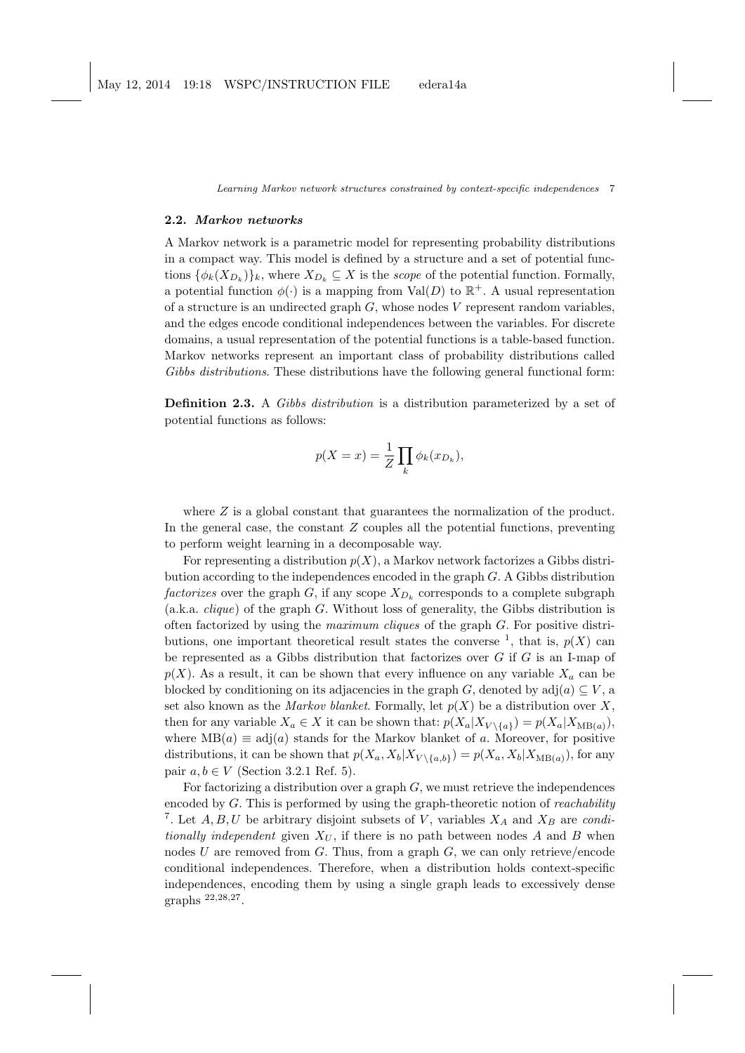### 2.2. *Markov networks*

A Markov network is a parametric model for representing probability distributions in a compact way. This model is defined by a structure and a set of potential functions $\{\phi_k(X_{D_k})\}_k$, where $X_{D_k} \subseteq X$ is the *scope* of the potential function. Formally, a potential function $\phi(\cdot)$ is a mapping from $\text{Val}(D)$ to $\mathbb{R}^+$. A usual representation of a structure is an undirected graph $G$, whose nodes $V$ represent random variables, and the edges encode conditional independences between the variables. For discrete domains, a usual representation of the potential functions is a table-based function. Markov networks represent an important class of probability distributions called *Gibbs distributions*. These distributions have the following general functional form:

**Definition 2.3.** A *Gibbs distribution* is a distribution parameterized by a set of potential functions as follows:

$$p(X = x) = \frac{1}{Z} \prod_k \phi_k(x_{D_k}),$$

where $Z$ is a global constant that guarantees the normalization of the product. In the general case, the constant $Z$ couples all the potential functions, preventing to perform weight learning in a decomposable way.

For representing a distribution $p(X)$, a Markov network factorizes a Gibbs distribution according to the independences encoded in the graph $G$. A Gibbs distribution *factorizes* over the graph $G$, if any scope $X_{D_k}$ corresponds to a complete subgraph (a.k.a. *clique*) of the graph $G$. Without loss of generality, the Gibbs distribution is often factorized by using the *maximum cliques* of the graph $G$. For positive distributions, one important theoretical result states the converse [1], that is, $p(X)$ can be represented as a Gibbs distribution that factorizes over $G$ if $G$ is an I-map of $p(X)$. As a result, it can be shown that every influence on any variable $X_a$ can be blocked by conditioning on its adjacencies in the graph $G$, denoted by $\text{adj}(a) \subseteq V$, a set also known as the *Markov blanket*. Formally, let $p(X)$ be a distribution over $X$, then for any variable $X_a \in X$ it can be shown that: $p(X_a|X_{V\setminus\{a\}}) = p(X_a|X_{\text{MB}(a)})$, where $\text{MB}(a) \equiv \text{adj}(a)$ stands for the Markov blanket of $a$. Moreover, for positive distributions, it can be shown that $p(X_a, X_b|X_{V\setminus\{a,b\}}) = p(X_a, X_b|X_{\text{MB}(a)})$, for any pair $a, b \in V$ (Section 3.2.1 Ref. 5).

For factorizing a distribution over a graph $G$, we must retrieve the independences encoded by $G$. This is performed by using the graph-theoretic notion of *reachability* [7]. Let $A, B, U$ be arbitrary disjoint subsets of $V$, variables $X_A$ and $X_B$ are *conditionally independent* given $X_U$, if there is no path between nodes $A$ and $B$ when nodes $U$ are removed from $G$. Thus, from a graph $G$, we can only retrieve/encode conditional independences. Therefore, when a distribution holds context-specific independences, encoding them by using a single graph leads to excessively dense graphs [22,28,27].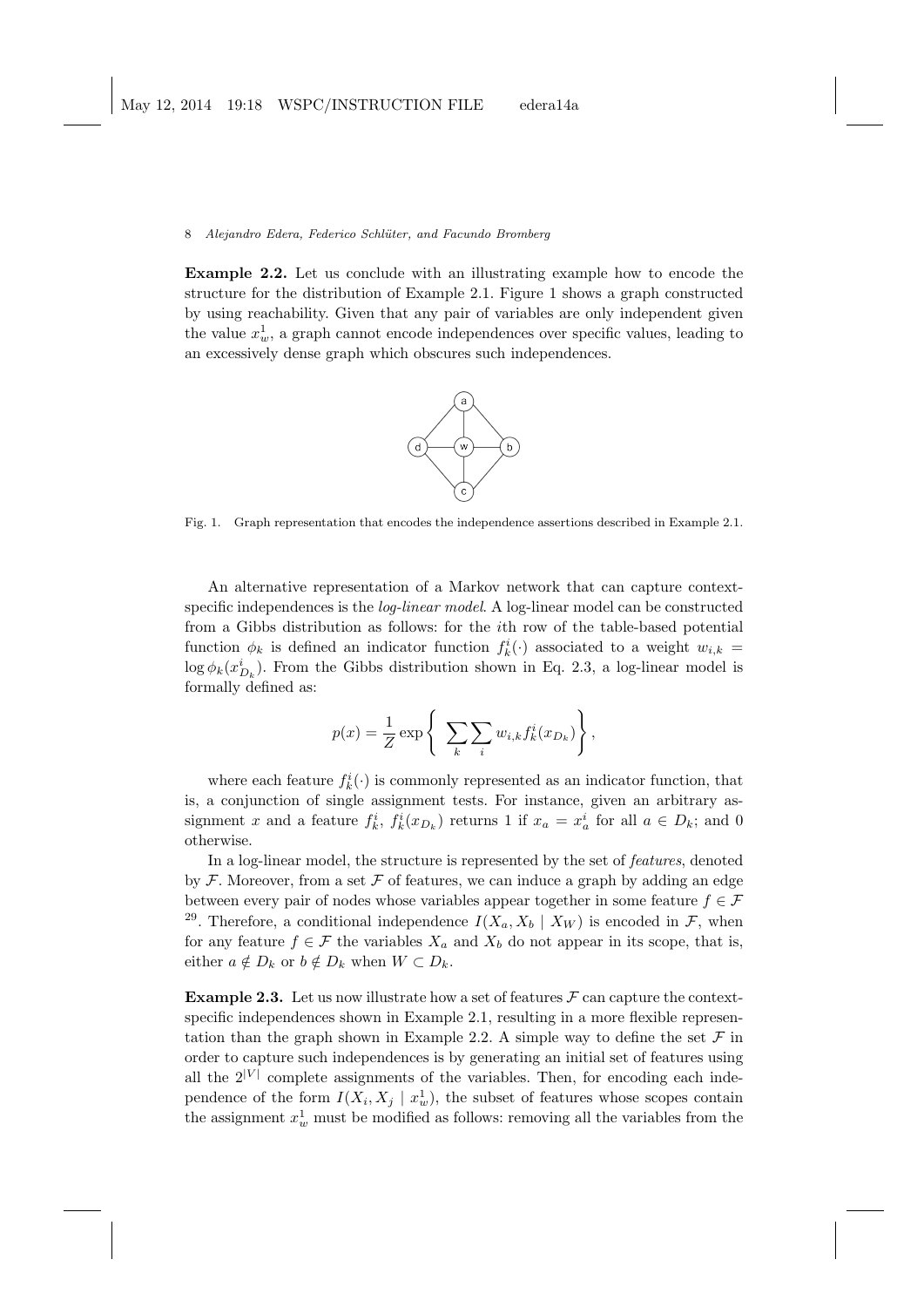**Example 2.2.** Let us conclude with an illustrating example how to encode the structure for the distribution of Example 2.1. Figure 1 shows a graph constructed by using reachability. Given that any pair of variables are only independent given the value $x_w^1$, a graph cannot encode independences over specific values, leading to an excessively dense graph which obscures such independences.

Fig. 1. Graph representation that encodes the independence assertions described in Example 2.1.

An alternative representation of a Markov network that can capture context-specific independences is the *log-linear model*. A log-linear model can be constructed from a Gibbs distribution as follows: for the $i$th row of the table-based potential function $\phi_k$ is defined an indicator function $f_k^i(\cdot)$ associated to a weight $w_{i,k} = \log \phi_k(x_{D_k}^i)$. From the Gibbs distribution shown in Eq. 2.3, a log-linear model is formally defined as:

$$p(x) = \frac{1}{Z} \exp\left\{ \sum_k \sum_i w_{i,k} f_k^i(x_{D_k}) \right\},$$

where each feature $f_k^i(\cdot)$ is commonly represented as an indicator function, that is, a conjunction of single assignment tests. For instance, given an arbitrary assignment $x$ and a feature $f_k^i$, $f_k^i(x_{D_k})$ returns 1 if $x_a = x_a^i$ for all $a \in D_k$; and 0 otherwise.

In a log-linear model, the structure is represented by the set of *features*, denoted by $\mathcal{F}$. Moreover, from a set $\mathcal{F}$ of features, we can induce a graph by adding an edge between every pair of nodes whose variables appear together in some feature $f \in \mathcal{F}$ [29]. Therefore, a conditional independence $I(X_a, X_b \mid X_W)$ is encoded in $\mathcal{F}$, when for any feature $f \in \mathcal{F}$ the variables $X_a$ and $X_b$ do not appear in its scope, that is, either $a \notin D_k$ or $b \notin D_k$ when $W \subset D_k$.

**Example 2.3.** Let us now illustrate how a set of features $\mathcal{F}$ can capture the context-specific independences shown in Example 2.1, resulting in a more flexible representation than the graph shown in Example 2.2. A simple way to define the set $\mathcal{F}$ in order to capture such independences is by generating an initial set of features using all the $2^{|V|}$ complete assignments of the variables. Then, for encoding each independence of the form $I(X_i, X_j \mid x_w^1)$, the subset of features whose scopes contain the assignment $x_w^1$ must be modified as follows: removing all the variables from the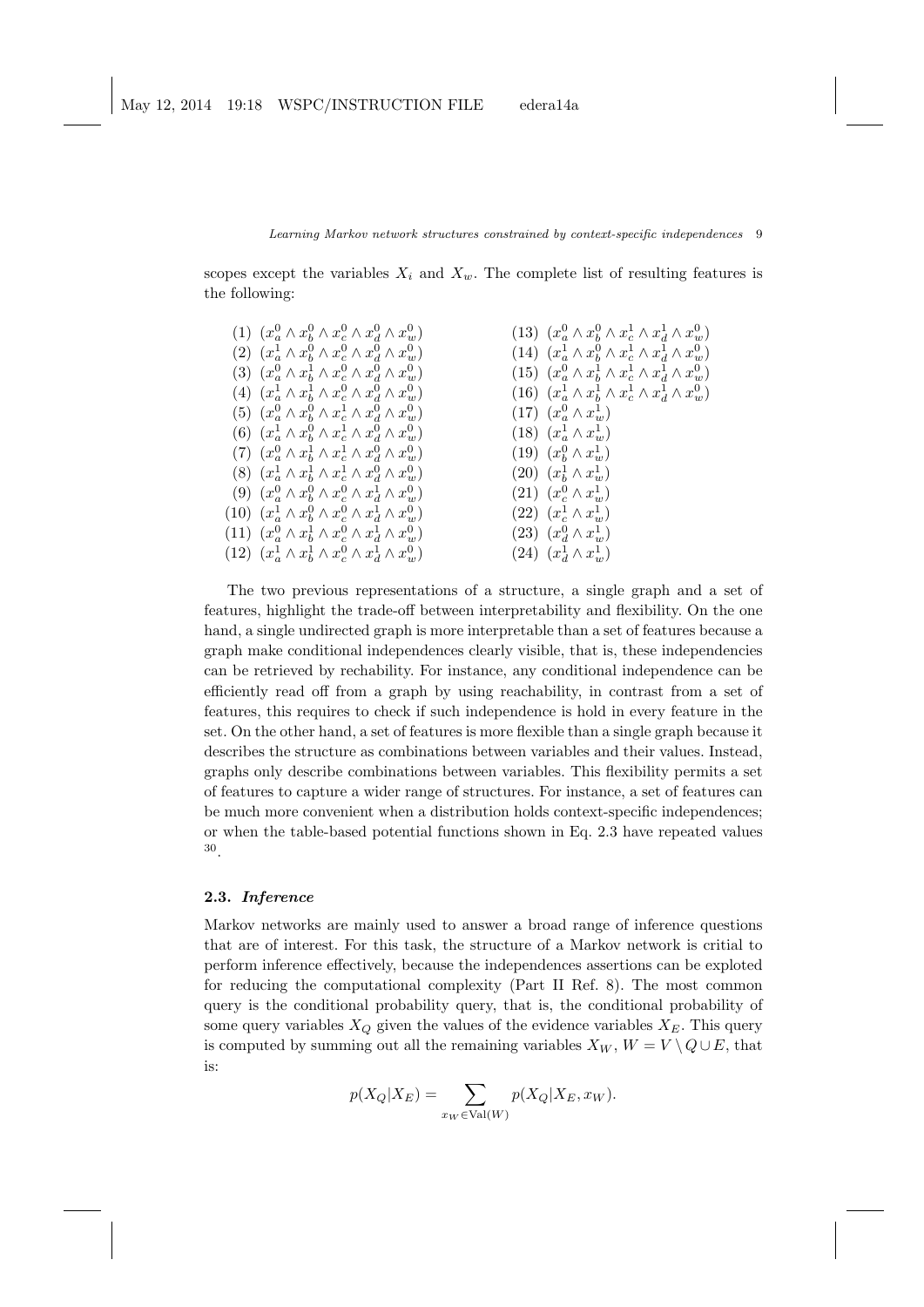scopes except the variables $X_i$ and $X_w$. The complete list of resulting features is the following:

(1) $(x_a^0 \wedge x_b^0 \wedge x_c^0 \wedge x_d^0 \wedge x_w^0)$
(2) $(x_a^1 \wedge x_b^0 \wedge x_c^0 \wedge x_d^0 \wedge x_w^0)$
(3) $(x_a^0 \wedge x_b^1 \wedge x_c^0 \wedge x_d^0 \wedge x_w^0)$
(4) $(x_a^1 \wedge x_b^1 \wedge x_c^0 \wedge x_d^0 \wedge x_w^0)$
(5) $(x_a^0 \wedge x_b^0 \wedge x_c^1 \wedge x_d^0 \wedge x_w^0)$
(6) $(x_a^1 \wedge x_b^0 \wedge x_c^1 \wedge x_d^0 \wedge x_w^0)$
(7) $(x_a^0 \wedge x_b^1 \wedge x_c^1 \wedge x_d^0 \wedge x_w^0)$
(8) $(x_a^1 \wedge x_b^1 \wedge x_c^1 \wedge x_d^0 \wedge x_w^0)$
(9) $(x_a^0 \wedge x_b^0 \wedge x_c^0 \wedge x_d^1 \wedge x_w^0)$
(10) $(x_a^1 \wedge x_b^0 \wedge x_c^0 \wedge x_d^1 \wedge x_w^0)$
(11) $(x_a^0 \wedge x_b^1 \wedge x_c^0 \wedge x_d^1 \wedge x_w^0)$
(12) $(x_a^1 \wedge x_b^1 \wedge x_c^0 \wedge x_d^1 \wedge x_w^0)$
(13) $(x_a^0 \wedge x_b^0 \wedge x_c^1 \wedge x_d^1 \wedge x_w^0)$
(14) $(x_a^1 \wedge x_b^0 \wedge x_c^1 \wedge x_d^1 \wedge x_w^0)$
(15) $(x_a^0 \wedge x_b^1 \wedge x_c^1 \wedge x_d^1 \wedge x_w^0)$
(16) $(x_a^1 \wedge x_b^1 \wedge x_c^1 \wedge x_d^1 \wedge x_w^0)$
(17) $(x_a^0 \wedge x_w^1)$
(18) $(x_a^1 \wedge x_w^1)$
(19) $(x_b^0 \wedge x_w^1)$
(20) $(x_b^1 \wedge x_w^1)$
(21) $(x_c^0 \wedge x_w^1)$
(22) $(x_c^1 \wedge x_w^1)$
(23) $(x_d^0 \wedge x_w^1)$
(24) $(x_d^1 \wedge x_w^1)$

The two previous representations of a structure, a single graph and a set of features, highlight the trade-off between interpretability and flexibility. On the one hand, a single undirected graph is more interpretable than a set of features because a graph make conditional independences clearly visible, that is, these independencies can be retrieved by rechability. For instance, any conditional independence can be efficiently read off from a graph by using reachability, in contrast from a set of features, this requires to check if such independence is hold in every feature in the set. On the other hand, a set of features is more flexible than a single graph because it describes the structure as combinations between variables and their values. Instead, graphs only describe combinations between variables. This flexibility permits a set of features to capture a wider range of structures. For instance, a set of features can be much more convenient when a distribution holds context-specific independences; or when the table-based potential functions shown in Eq. 2.3 have repeated values [30].

### 2.3. *Inference*

Markov networks are mainly used to answer a broad range of inference questions that are of interest. For this task, the structure of a Markov network is critial to perform inference effectively, because the independences assertions can be exploted for reducing the computational complexity (Part II Ref. 8). The most common query is the conditional probability query, that is, the conditional probability of some query variables $X_Q$ given the values of the evidence variables $X_E$. This query is computed by summing out all the remaining variables $X_W$, $W = V \setminus Q \cup E$, that is:

$$p(X_Q|X_E) = \sum_{x_W \in \text{Val}(W)} p(X_Q|X_E, x_W).$$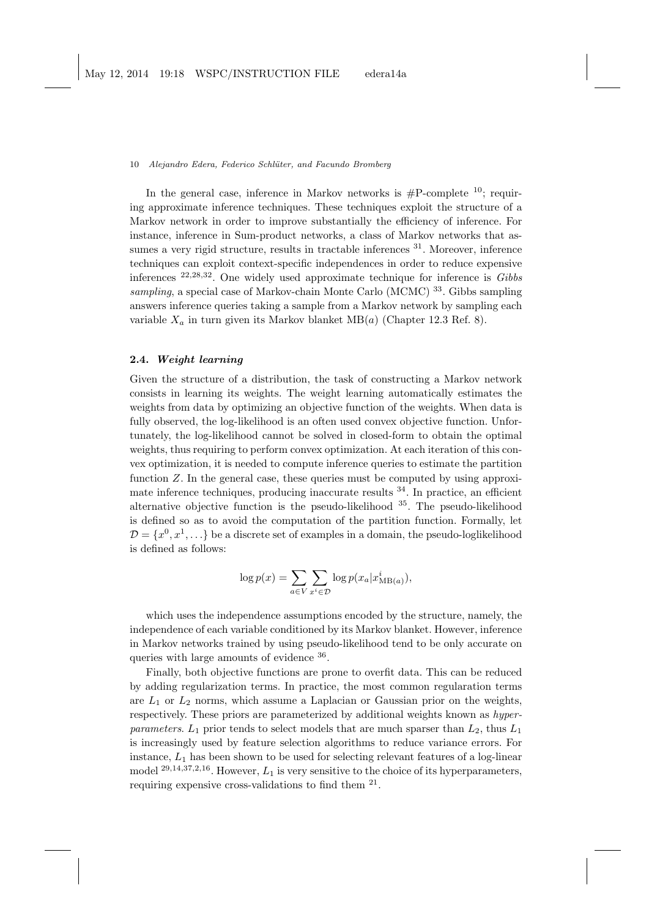In the general case, inference in Markov networks is #P-complete [10]; requiring approximate inference techniques. These techniques exploit the structure of a Markov network in order to improve substantially the efficiency of inference. For instance, inference in Sum-product networks, a class of Markov networks that assumes a very rigid structure, results in tractable inferences [31]. Moreover, inference techniques can exploit context-specific independences in order to reduce expensive inferences [22,28,32]. One widely used approximate technique for inference is *Gibbs sampling*, a special case of Markov-chain Monte Carlo (MCMC) [33]. Gibbs sampling answers inference queries taking a sample from a Markov network by sampling each variable $X_a$ in turn given its Markov blanket $\text{MB}(a)$ (Chapter 12.3 Ref. 8).

### 2.4. *Weight learning*

Given the structure of a distribution, the task of constructing a Markov network consists in learning its weights. The weight learning automatically estimates the weights from data by optimizing an objective function of the weights. When data is fully observed, the log-likelihood is an often used convex objective function. Unfortunately, the log-likelihood cannot be solved in closed-form to obtain the optimal weights, thus requiring to perform convex optimization. At each iteration of this convex optimization, it is needed to compute inference queries to estimate the partition function $Z$. In the general case, these queries must be computed by using approximate inference techniques, producing inaccurate results [34]. In practice, an efficient alternative objective function is the pseudo-likelihood [35]. The pseudo-likelihood is defined so as to avoid the computation of the partition function. Formally, let $\mathcal{D} = \{x^0, x^1, \ldots\}$ be a discrete set of examples in a domain, the pseudo-loglikelihood is defined as follows:

$$\log p(x) = \sum_{a \in V} \sum_{x^i \in \mathcal{D}} \log p(x_a | x^i_{\text{MB}(a)}),$$

which uses the independence assumptions encoded by the structure, namely, the independence of each variable conditioned by its Markov blanket. However, inference in Markov networks trained by using pseudo-likelihood tend to be only accurate on queries with large amounts of evidence [36].

Finally, both objective functions are prone to overfit data. This can be reduced by adding regularization terms. In practice, the most common regularation terms are $L_1$ or $L_2$ norms, which assume a Laplacian or Gaussian prior on the weights, respectively. These priors are parameterized by additional weights known as *hyperparameters*. $L_1$ prior tends to select models that are much sparser than $L_2$, thus $L_1$ is increasingly used by feature selection algorithms to reduce variance errors. For instance, $L_1$ has been shown to be used for selecting relevant features of a log-linear model [29,14,37,2,16]. However, $L_1$ is very sensitive to the choice of its hyperparameters, requiring expensive cross-validations to find them [21].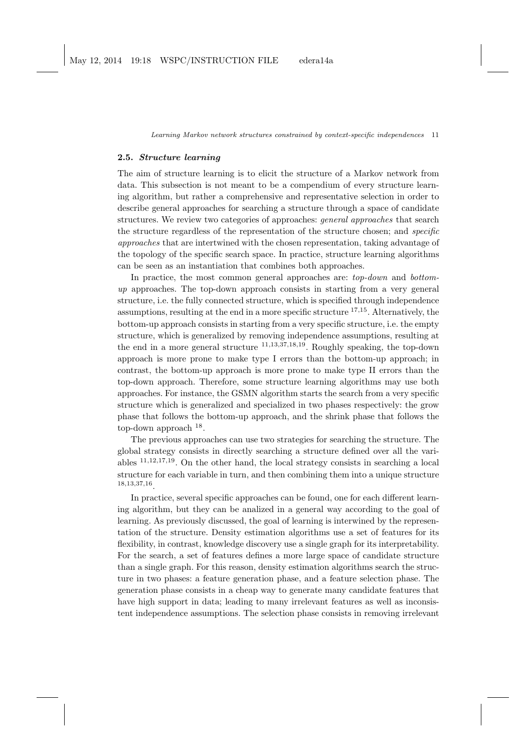### 2.5. *Structure learning*

The aim of structure learning is to elicit the structure of a Markov network from data. This subsection is not meant to be a compendium of every structure learning algorithm, but rather a comprehensive and representative selection in order to describe general approaches for searching a structure through a space of candidate structures. We review two categories of approaches: *general approaches* that search the structure regardless of the representation of the structure chosen; and *specific approaches* that are intertwined with the chosen representation, taking advantage of the topology of the specific search space. In practice, structure learning algorithms can be seen as an instantiation that combines both approaches.

In practice, the most common general approaches are: *top-down* and *bottom-up* approaches. The top-down approach consists in starting from a very general structure, i.e. the fully connected structure, which is specified through independence assumptions, resulting at the end in a more specific structure [17,15]. Alternatively, the bottom-up approach consists in starting from a very specific structure, i.e. the empty structure, which is generalized by removing independence assumptions, resulting at the end in a more general structure [11,13,37,18,19]. Roughly speaking, the top-down approach is more prone to make type I errors than the bottom-up approach; in contrast, the bottom-up approach is more prone to make type II errors than the top-down approach. Therefore, some structure learning algorithms may use both approaches. For instance, the GSMN algorithm starts the search from a very specific structure which is generalized and specialized in two phases respectively: the grow phase that follows the bottom-up approach, and the shrink phase that follows the top-down approach [18].

The previous approaches can use two strategies for searching the structure. The global strategy consists in directly searching a structure defined over all the variables [11,12,17,19]. On the other hand, the local strategy consists in searching a local structure for each variable in turn, and then combining them into a unique structure [18,13,37,16].

In practice, several specific approaches can be found, one for each different learning algorithm, but they can be analized in a general way according to the goal of learning. As previously discussed, the goal of learning is interwined by the representation of the structure. Density estimation algorithms use a set of features for its flexibility, in contrast, knowledge discovery use a single graph for its interpretability. For the search, a set of features defines a more large space of candidate structure than a single graph. For this reason, density estimation algorithms search the structure in two phases: a feature generation phase, and a feature selection phase. The generation phase consists in a cheap way to generate many candidate features that have high support in data; leading to many irrelevant features as well as inconsistent independence assumptions. The selection phase consists in removing irrelevant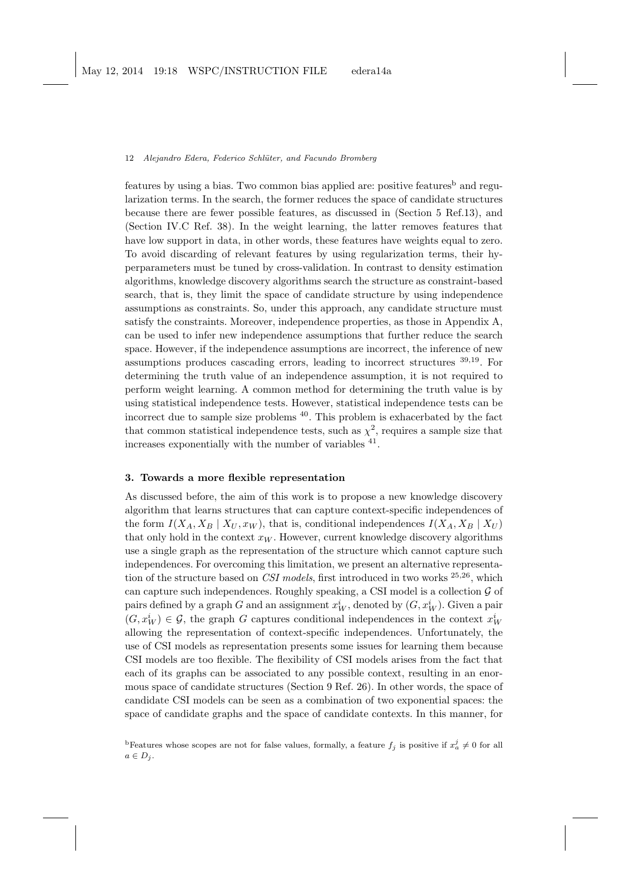features by using a bias. Two common bias applied are: positive features[b] and regularization terms. In the search, the former reduces the space of candidate structures because there are fewer possible features, as discussed in (Section 5 Ref.13), and (Section IV.C Ref. 38). In the weight learning, the latter removes features that have low support in data, in other words, these features have weights equal to zero. To avoid discarding of relevant features by using regularization terms, their hyperparameters must be tuned by cross-validation. In contrast to density estimation algorithms, knowledge discovery algorithms search the structure as constraint-based search, that is, they limit the space of candidate structure by using independence assumptions as constraints. So, under this approach, any candidate structure must satisfy the constraints. Moreover, independence properties, as those in Appendix A, can be used to infer new independence assumptions that further reduce the search space. However, if the independence assumptions are incorrect, the inference of new assumptions produces cascading errors, leading to incorrect structures [39,19]. For determining the truth value of an independence assumption, it is not required to perform weight learning. A common method for determining the truth value is by using statistical independence tests. However, statistical independence tests can be incorrect due to sample size problems [40]. This problem is exacerbated by the fact that common statistical independence tests, such as $\chi^2$, requires a sample size that increases exponentially with the number of variables [41].

## 3. Towards a more flexible representation

As discussed before, the aim of this work is to propose a new knowledge discovery algorithm that learns structures that can capture context-specific independences of the form $I(X_A, X_B \mid X_U, x_W)$, that is, conditional independences $I(X_A, X_B \mid X_U)$ that only hold in the context $x_W$. However, current knowledge discovery algorithms use a single graph as the representation of the structure which cannot capture such independences. For overcoming this limitation, we present an alternative representation of the structure based on *CSI models*, first introduced in two works [25,26], which can capture such independences. Roughly speaking, a CSI model is a collection $\mathcal{G}$ of pairs defined by a graph $G$ and an assignment $x_W^i$, denoted by $(G, x_W^i)$. Given a pair $(G, x_W^i) \in \mathcal{G}$, the graph $G$ captures conditional independences in the context $x_W^i$ allowing the representation of context-specific independences. Unfortunately, the use of CSI models as representation presents some issues for learning them because CSI models are too flexible. The flexibility of CSI models arises from the fact that each of its graphs can be associated to any possible context, resulting in an enormous space of candidate structures (Section 9 Ref. 26). In other words, the space of candidate CSI models can be seen as a combination of two exponential spaces: the space of candidate graphs and the space of candidate contexts. In this manner, for

[b] Features whose scopes are not for false values, formally, a feature $f_j$ is positive if $x_a^j \neq 0$ for all $a \in D_j$.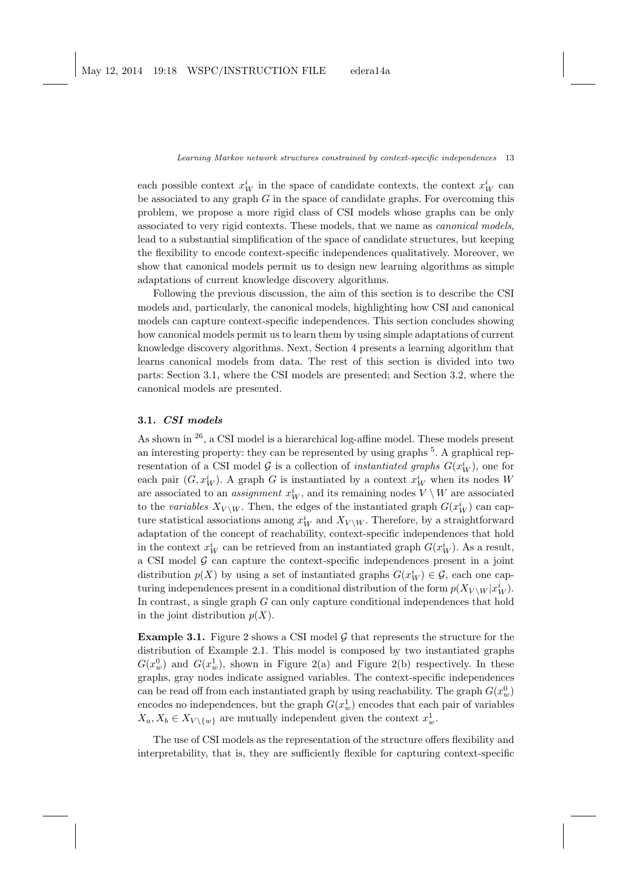each possible context $x_W^i$ in the space of candidate contexts, the context $x_W^i$ can be associated to any graph $G$ in the space of candidate graphs. For overcoming this problem, we propose a more rigid class of CSI models whose graphs can be only associated to very rigid contexts. These models, that we name as *canonical models*, lead to a substantial simplification of the space of candidate structures, but keeping the flexibility to encode context-specific independences qualitatively. Moreover, we show that canonical models permit us to design new learning algorithms as simple adaptations of current knowledge discovery algorithms.

Following the previous discussion, the aim of this section is to describe the CSI models and, particularly, the canonical models, highlighting how CSI and canonical models can capture context-specific independences. This section concludes showing how canonical models permit us to learn them by using simple adaptations of current knowledge discovery algorithms. Next, Section 4 presents a learning algorithm that learns canonical models from data. The rest of this section is divided into two parts: Section 3.1, where the CSI models are presented; and Section 3.2, where the canonical models are presented.

### 3.1. *CSI models*

As shown in [26], a CSI model is a hierarchical log-affine model. These models present an interesting property: they can be represented by using graphs [5]. A graphical representation of a CSI model $\mathcal{G}$ is a collection of *instantiated graphs* $G(x_W^i)$, one for each pair $(G, x_W^i)$. A graph $G$ is instantiated by a context $x_W^i$ when its nodes $W$ are associated to an *assignment* $x_W^i$, and its remaining nodes $V \setminus W$ are associated to the *variables* $X_{V \setminus W}$. Then, the edges of the instantiated graph $G(x_W^i)$ can capture statistical associations among $x_W^i$ and $X_{V \setminus W}$. Therefore, by a straightforward adaptation of the concept of reachability, context-specific independences that hold in the context $x_W^i$ can be retrieved from an instantiated graph $G(x_W^i)$. As a result, a CSI model $\mathcal{G}$ can capture the context-specific independences present in a joint distribution $p(X)$ by using a set of instantiated graphs $G(x_W^i) \in \mathcal{G}$, each one capturing independences present in a conditional distribution of the form $p(X_{V \setminus W} | x_W^i)$. In contrast, a single graph $G$ can only capture conditional independences that hold in the joint distribution $p(X)$.

**Example 3.1.** Figure 2 shows a CSI model $\mathcal{G}$ that represents the structure for the distribution of Example 2.1. This model is composed by two instantiated graphs $G(x_w^0)$ and $G(x_w^1)$, shown in Figure 2(a) and Figure 2(b) respectively. In these graphs, gray nodes indicate assigned variables. The context-specific independences can be read off from each instantiated graph by using reachability. The graph $G(x_w^0)$ encodes no independences, but the graph $G(x_w^1)$ encodes that each pair of variables $X_a, X_b \in X_{V \setminus \{w\}}$ are mutually independent given the context $x_w^1$.

The use of CSI models as the representation of the structure offers flexibility and interpretability, that is, they are sufficiently flexible for capturing context-specific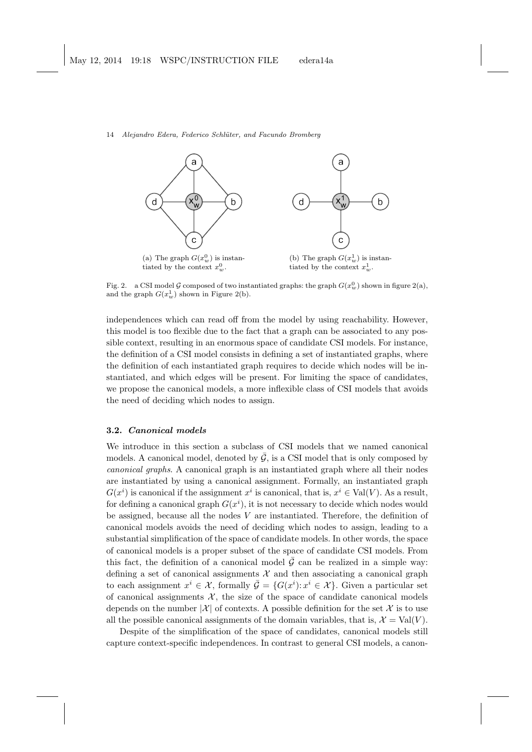(a) The graph $G(x_w^0)$ is instantiated by the context $x_w^0$.

(b) The graph $G(x_w^1)$ is instantiated by the context $x_w^1$.

Fig. 2. a CSI model $\mathcal{G}$ composed of two instantiated graphs: the graph $G(x_w^0)$ shown in figure 2(a), and the graph $G(x_w^1)$ shown in Figure 2(b).

independences which can read off from the model by using reachability. However, this model is too flexible due to the fact that a graph can be associated to any possible context, resulting in an enormous space of candidate CSI models. For instance, the definition of a CSI model consists in defining a set of instantiated graphs, where the definition of each instantiated graph requires to decide which nodes will be instantiated, and which edges will be present. For limiting the space of candidates, we propose the canonical models, a more inflexible class of CSI models that avoids the need of deciding which nodes to assign.

### 3.2. *Canonical models*

We introduce in this section a subclass of CSI models that we named canonical models. A canonical model, denoted by $\bar{\mathcal{G}}$, is a CSI model that is only composed by *canonical graphs*. A canonical graph is an instantiated graph where all their nodes are instantiated by using a canonical assignment. Formally, an instantiated graph $G(x^i)$ is canonical if the assignment $x^i$ is canonical, that is, $x^i \in \text{Val}(V)$. As a result, for defining a canonical graph $G(x^i)$, it is not necessary to decide which nodes would be assigned, because all the nodes $V$ are instantiated. Therefore, the definition of canonical models avoids the need of deciding which nodes to assign, leading to a substantial simplification of the space of candidate models. In other words, the space of canonical models is a proper subset of the space of candidate CSI models. From this fact, the definition of a canonical model $\bar{\mathcal{G}}$ can be realized in a simple way: defining a set of canonical assignments $\mathcal{X}$ and then associating a canonical graph to each assignment $x^i \in \mathcal{X}$, formally $\bar{\mathcal{G}} = \{G(x^i) : x^i \in \mathcal{X}\}$. Given a particular set of canonical assignments $\mathcal{X}$, the size of the space of candidate canonical models depends on the number $|\mathcal{X}|$ of contexts. A possible definition for the set $\mathcal{X}$ is to use all the possible canonical assignments of the domain variables, that is, $\mathcal{X} = \text{Val}(V)$.

Despite of the simplification of the space of candidates, canonical models still capture context-specific independences. In contrast to general CSI models, a canon-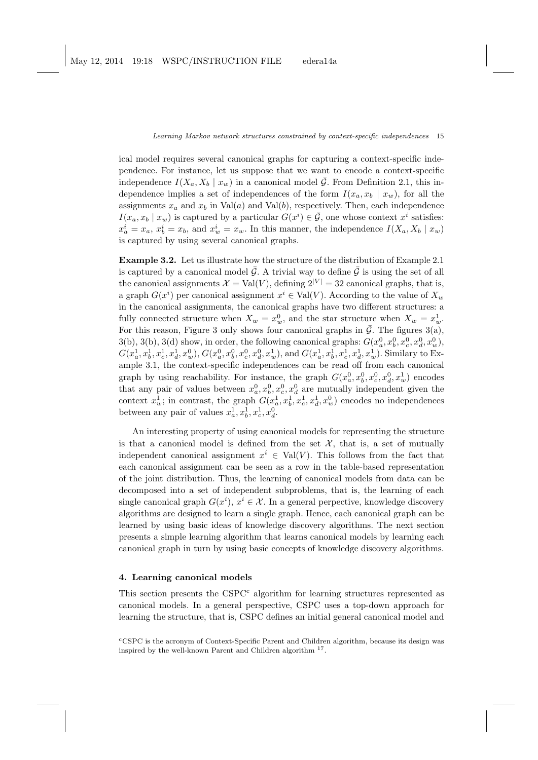ical model requires several canonical graphs for capturing a context-specific independence. For instance, let us suppose that we want to encode a context-specific independence $I(X_a, X_b \mid x_w)$ in a canonical model $\bar{\mathcal{G}}$. From Definition 2.1, this independence implies a set of independences of the form $I(x_a, x_b \mid x_w)$, for all the assignments $x_a$ and $x_b$ in $\text{Val}(a)$ and $\text{Val}(b)$, respectively. Then, each independence $I(x_a, x_b \mid x_w)$ is captured by a particular $G(x^i) \in \bar{\mathcal{G}}$, one whose context $x^i$ satisfies: $x^i_a = x_a$, $x^i_b = x_b$, and $x^i_w = x_w$. In this manner, the independence $I(X_a, X_b \mid x_w)$ is captured by using several canonical graphs.

**Example 3.2.** Let us illustrate how the structure of the distribution of Example 2.1 is captured by a canonical model $\bar{\mathcal{G}}$. A trivial way to define $\bar{\mathcal{G}}$ is using the set of all the canonical assignments $\mathcal{X} = \text{Val}(V)$, defining $2^{|V|} = 32$ canonical graphs, that is, a graph $G(x^i)$ per canonical assignment $x^i \in \text{Val}(V)$. According to the value of $X_w$ in the canonical assignments, the canonical graphs have two different structures: a fully connected structure when $X_w = x^0_w$, and the star structure when $X_w = x^1_w$. For this reason, Figure 3 only shows four canonical graphs in $\bar{\mathcal{G}}$. The figures 3(a), 3(b), 3(b), 3(d) show, in order, the following canonical graphs: $G(x^0_a, x^0_b, x^0_c, x^0_d, x^0_w)$, $G(x^1_a, x^1_b, x^1_c, x^1_d, x^0_w)$, $G(x^0_a, x^0_b, x^0_c, x^0_d, x^1_w)$, and $G(x^1_a, x^1_b, x^1_c, x^1_d, x^1_w)$. Similary to Example 3.1, the context-specific independences can be read off from each canonical graph by using reachability. For instance, the graph $G(x^0_a, x^0_b, x^0_c, x^0_d, x^1_w)$ encodes that any pair of values between $x^0_a, x^0_b, x^0_c, x^0_d$ are mutually independent given the context $x^1_w$; in contrast, the graph $G(x^1_a, x^1_b, x^1_c, x^1_d, x^0_w)$ encodes no independences between any pair of values $x^1_a, x^1_b, x^1_c, x^0_d$.

An interesting property of using canonical models for representing the structure is that a canonical model is defined from the set $\mathcal{X}$, that is, a set of mutually independent canonical assignment $x^i \in \text{Val}(V)$. This follows from the fact that each canonical assignment can be seen as a row in the table-based representation of the joint distribution. Thus, the learning of canonical models from data can be decomposed into a set of independent subproblems, that is, the learning of each single canonical graph $G(x^i)$, $x^i \in \mathcal{X}$. In a general perpective, knowledge discovery algorithms are designed to learn a single graph. Hence, each canonical graph can be learned by using basic ideas of knowledge discovery algorithms. The next section presents a simple learning algorithm that learns canonical models by learning each canonical graph in turn by using basic concepts of knowledge discovery algorithms.

## 4. Learning canonical models

This section presents the CSPC[c] algorithm for learning structures represented as canonical models. In a general perspective, CSPC uses a top-down approach for learning the structure, that is, CSPC defines an initial general canonical model and

[c] CSPC is the acronym of Context-Specific Parent and Children algorithm, because its design was inspired by the well-known Parent and Children algorithm [17].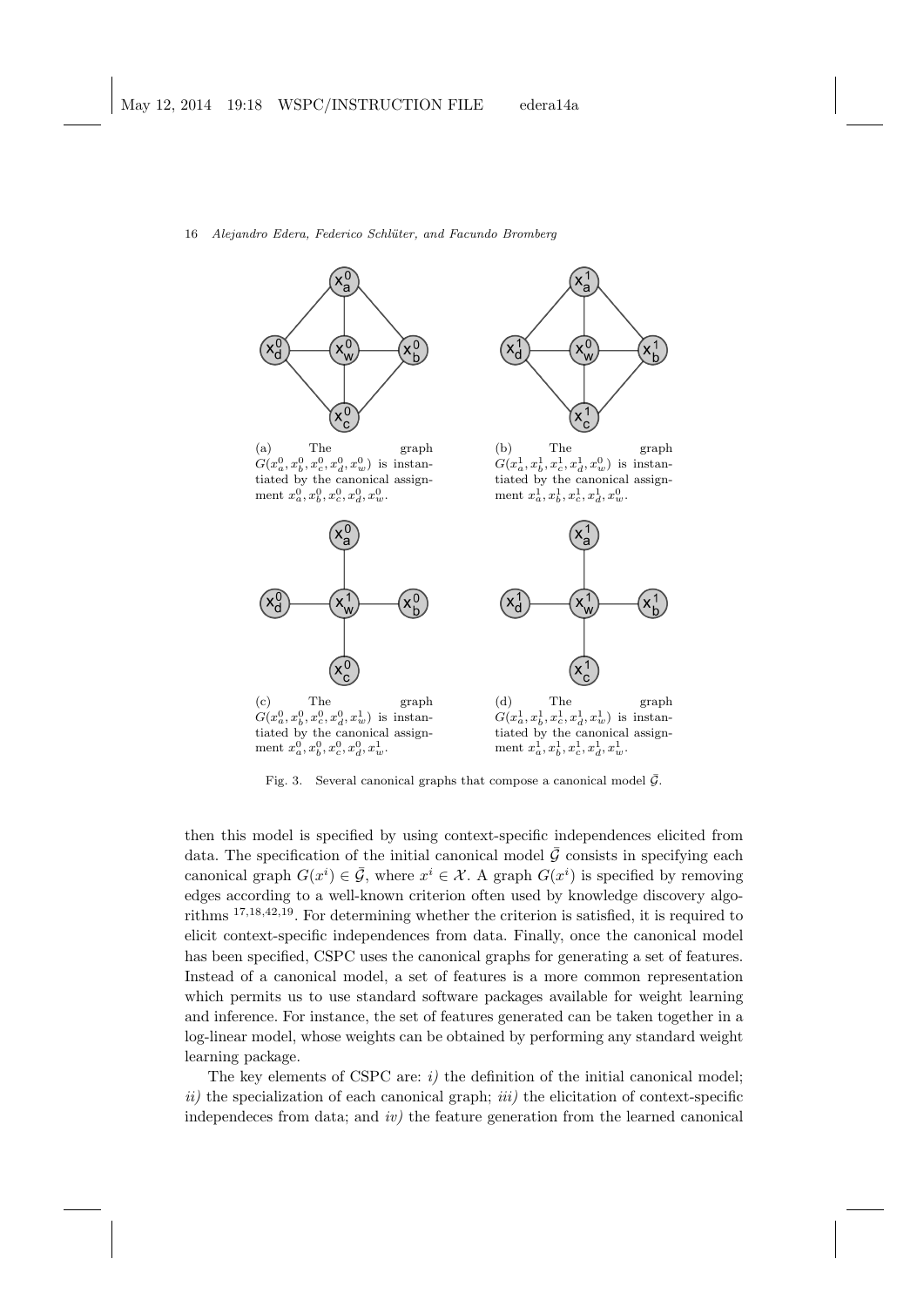(a) The graph $G(x_a^0, x_b^0, x_c^0, x_d^0, x_w^0)$ is instantiated by the canonical assignment $x_a^0, x_b^0, x_c^0, x_d^0, x_w^0$.

(b) The graph $G(x_a^1, x_b^1, x_c^1, x_d^1, x_w^0)$ is instantiated by the canonical assignment $x_a^1, x_b^1, x_c^1, x_d^1, x_w^0$.

(c) The graph $G(x_a^0, x_b^0, x_c^0, x_d^0, x_w^1)$ is instantiated by the canonical assignment $x_a^0, x_b^0, x_c^0, x_d^0, x_w^1$.

(d) The graph $G(x_a^1, x_b^1, x_c^1, x_d^1, x_w^1)$ is instantiated by the canonical assignment $x_a^1, x_b^1, x_c^1, x_d^1, x_w^1$.

Fig. 3. Several canonical graphs that compose a canonical model $\bar{\mathcal{G}}$.

then this model is specified by using context-specific independences elicited from data. The specification of the initial canonical model $\bar{\mathcal{G}}$ consists in specifying each canonical graph $G(x^i) \in \bar{\mathcal{G}}$, where $x^i \in \mathcal{X}$. A graph $G(x^i)$ is specified by removing edges according to a well-known criterion often used by knowledge discovery algorithms [17,18,42,19]. For determining whether the criterion is satisfied, it is required to elicit context-specific independences from data. Finally, once the canonical model has been specified, CSPC uses the canonical graphs for generating a set of features. Instead of a canonical model, a set of features is a more common representation which permits us to use standard software packages available for weight learning and inference. For instance, the set of features generated can be taken together in a log-linear model, whose weights can be obtained by performing any standard weight learning package.

The key elements of CSPC are: *i)* the definition of the initial canonical model; *ii)* the specialization of each canonical graph; *iii)* the elicitation of context-specific independeces from data; and *iv)* the feature generation from the learned canonical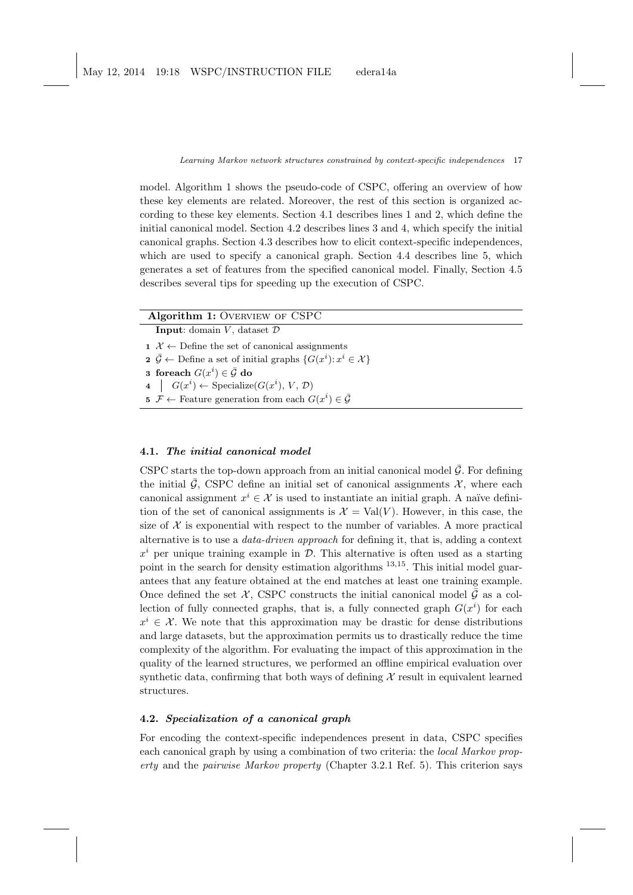model. Algorithm 1 shows the pseudo-code of CSPC, offering an overview of how these key elements are related. Moreover, the rest of this section is organized according to these key elements. Section 4.1 describes lines 1 and 2, which define the initial canonical model. Section 4.2 describes lines 3 and 4, which specify the initial canonical graphs. Section 4.3 describes how to elicit context-specific independences, which are used to specify a canonical graph. Section 4.4 describes line 5, which generates a set of features from the specified canonical model. Finally, Section 4.5 describes several tips for speeding up the execution of CSPC.

**Algorithm 1:** Overview of CSPC

```
Input: domain V, dataset D
1 X ← Define the set of canonical assignments
2 Ḡ ← Define a set of initial graphs {G(x^i): x^i ∈ X}
3 foreach G(x^i) ∈ Ḡ do
4 |   G(x^i) ← Specialize(G(x^i), V, D)
5 F ← Feature generation from each G(x^i) ∈ Ḡ
```

### 4.1. *The initial canonical model*

CSPC starts the top-down approach from an initial canonical model $\bar{\mathcal{G}}$. For defining the initial $\bar{\mathcal{G}}$, CSPC define an initial set of canonical assignments $\mathcal{X}$, where each canonical assignment $x^i \in \mathcal{X}$ is used to instantiate an initial graph. A naïve definition of the set of canonical assignments is $\mathcal{X} = \mathrm{Val}(V)$. However, in this case, the size of $\mathcal{X}$ is exponential with respect to the number of variables. A more practical alternative is to use a *data-driven approach* for defining it, that is, adding a context $x^i$ per unique training example in $\mathcal{D}$. This alternative is often used as a starting point in the search for density estimation algorithms [13,15]. This initial model guarantees that any feature obtained at the end matches at least one training example. Once defined the set $\mathcal{X}$, CSPC constructs the initial canonical model $\bar{\mathcal{G}}$ as a collection of fully connected graphs, that is, a fully connected graph $G(x^i)$ for each $x^i \in \mathcal{X}$. We note that this approximation may be drastic for dense distributions and large datasets, but the approximation permits us to drastically reduce the time complexity of the algorithm. For evaluating the impact of this approximation in the quality of the learned structures, we performed an offline empirical evaluation over synthetic data, confirming that both ways of defining $\mathcal{X}$ result in equivalent learned structures.

### 4.2. *Specialization of a canonical graph*

For encoding the context-specific independences present in data, CSPC specifies each canonical graph by using a combination of two criteria: the *local Markov property* and the *pairwise Markov property* (Chapter 3.2.1 Ref. 5). This criterion says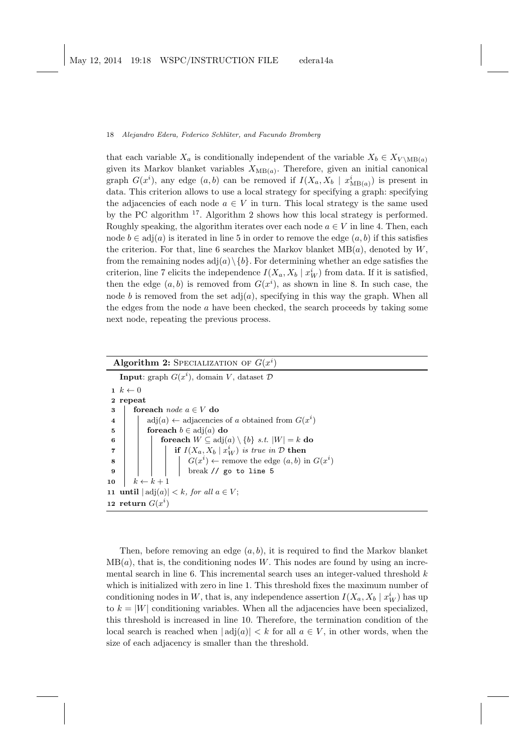that each variable $X_a$ is conditionally independent of the variable $X_b \in X_{V \setminus \mathrm{MB}(a)}$ given its Markov blanket variables $X_{\mathrm{MB}(a)}$. Therefore, given an initial canonical graph $G(x^i)$, any edge $(a, b)$ can be removed if $I(X_a, X_b \mid x^i_{\mathrm{MB}(a)})$ is present in data. This criterion allows to use a local strategy for specifying a graph: specifying the adjacencies of each node $a \in V$ in turn. This local strategy is the same used by the PC algorithm [17]. Algorithm 2 shows how this local strategy is performed. Roughly speaking, the algorithm iterates over each node $a \in V$ in line 4. Then, each node $b \in \mathrm{adj}(a)$ is iterated in line 5 in order to remove the edge $(a, b)$ if this satisfies the criterion. For that, line 6 searches the Markov blanket $\mathrm{MB}(a)$, denoted by $W$, from the remaining nodes $\mathrm{adj}(a) \setminus \{b\}$. For determining whether an edge satisfies the criterion, line 7 elicits the independence $I(X_a, X_b \mid x^i_W)$ from data. If it is satisfied, then the edge $(a, b)$ is removed from $G(x^i)$, as shown in line 8. In such case, the node $b$ is removed from the set $\mathrm{adj}(a)$, specifying in this way the graph. When all the edges from the node $a$ have been checked, the search proceeds by taking some next node, repeating the previous process.

**Algorithm 2:** SPECIALIZATION OF $G(x^i)$

```
   Input: graph G(x^i), domain V, dataset D
 1 k ← 0
 2 repeat
 3   foreach node a ∈ V do
 4     adj(a) ← adjacencies of a obtained from G(x^i)
 5     foreach b ∈ adj(a) do
 6       foreach W ⊆ adj(a) \ {b} s.t. |W| = k do
 7         if I(X_a, X_b | x^i_W) is true in D then
 8           G(x^i) ← remove the edge (a, b) in G(x^i)
 9           break // go to line 5
10   k ← k + 1
11 until |adj(a)| < k, for all a ∈ V;
12 return G(x^i)
```

Then, before removing an edge $(a, b)$, it is required to find the Markov blanket $\mathrm{MB}(a)$, that is, the conditioning nodes $W$. This nodes are found by using an incremental search in line 6. This incremental search uses an integer-valued threshold $k$ which is initialized with zero in line 1. This threshold fixes the maximum number of conditioning nodes in $W$, that is, any independence assertion $I(X_a, X_b \mid x^i_W)$ has up to $k = |W|$ conditioning variables. When all the adjacencies have been specialized, this threshold is increased in line 10. Therefore, the termination condition of the local search is reached when $|\mathrm{adj}(a)| < k$ for all $a \in V$, in other words, when the size of each adjacency is smaller than the threshold.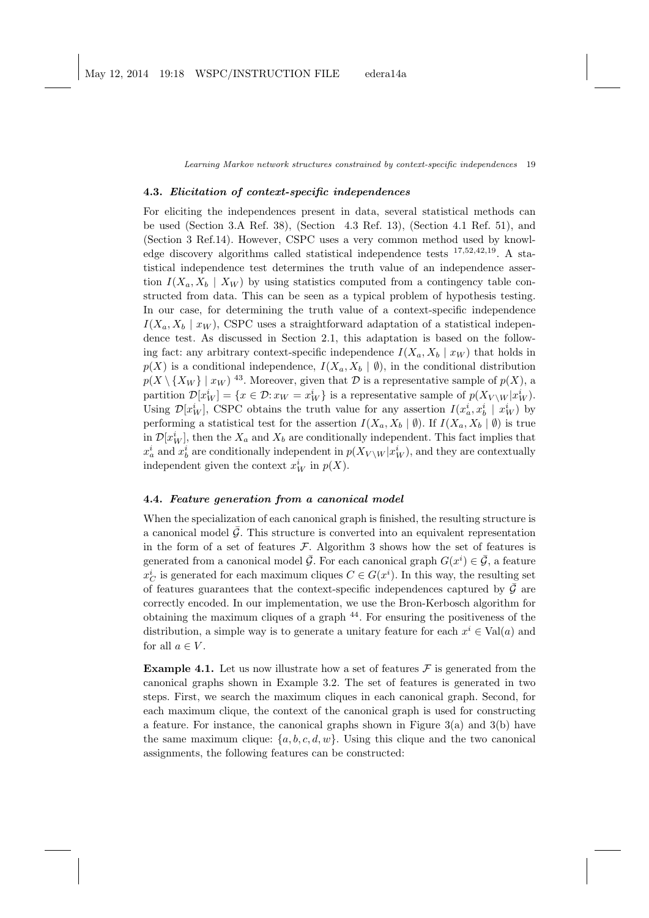### 4.3. *Elicitation of context-specific independences*

For eliciting the independences present in data, several statistical methods can be used (Section 3.A Ref. 38), (Section 4.3 Ref. 13), (Section 4.1 Ref. 51), and (Section 3 Ref.14). However, CSPC uses a very common method used by knowledge discovery algorithms called statistical independence tests [17,52,42,19]. A statistical independence test determines the truth value of an independence assertion $I(X_a, X_b \mid X_W)$ by using statistics computed from a contingency table constructed from data. This can be seen as a typical problem of hypothesis testing. In our case, for determining the truth value of a context-specific independence $I(X_a, X_b \mid x_W)$, CSPC uses a straightforward adaptation of a statistical independence test. As discussed in Section 2.1, this adaptation is based on the following fact: any arbitrary context-specific independence $I(X_a, X_b \mid x_W)$ that holds in $p(X)$ is a conditional independence, $I(X_a, X_b \mid \emptyset)$, in the conditional distribution $p(X \setminus \{X_W\} \mid x_W)$ [43]. Moreover, given that $\mathcal{D}$ is a representative sample of $p(X)$, a partition $\mathcal{D}[x_W^i] = \{x \in \mathcal{D}\colon x_W = x_W^i\}$ is a representative sample of $p(X_{V\setminus W}|x_W^i)$. Using $\mathcal{D}[x_W^i]$, CSPC obtains the truth value for any assertion $I(x_a^i, x_b^i \mid x_W^i)$ by performing a statistical test for the assertion $I(X_a, X_b \mid \emptyset)$. If $I(X_a, X_b \mid \emptyset)$ is true in $\mathcal{D}[x_W^i]$, then the $X_a$ and $X_b$ are conditionally independent. This fact implies that $x_a^i$ and $x_b^i$ are conditionally independent in $p(X_{V\setminus W}|x_W^i)$, and they are contextually independent given the context $x_W^i$ in $p(X)$.

### 4.4. *Feature generation from a canonical model*

When the specialization of each canonical graph is finished, the resulting structure is a canonical model $\bar{\mathcal{G}}$. This structure is converted into an equivalent representation in the form of a set of features $\mathcal{F}$. Algorithm 3 shows how the set of features is generated from a canonical model $\bar{\mathcal{G}}$. For each canonical graph $G(x^i) \in \bar{\mathcal{G}}$, a feature $x_C^i$ is generated for each maximum cliques $C \in G(x^i)$. In this way, the resulting set of features guarantees that the context-specific independences captured by $\bar{\mathcal{G}}$ are correctly encoded. In our implementation, we use the Bron-Kerbosch algorithm for obtaining the maximum cliques of a graph [44]. For ensuring the positiveness of the distribution, a simple way is to generate a unitary feature for each $x^i \in \text{Val}(a)$ and for all $a \in V$.

**Example 4.1.** Let us now illustrate how a set of features $\mathcal{F}$ is generated from the canonical graphs shown in Example 3.2. The set of features is generated in two steps. First, we search the maximum cliques in each canonical graph. Second, for each maximum clique, the context of the canonical graph is used for constructing a feature. For instance, the canonical graphs shown in Figure 3(a) and 3(b) have the same maximum clique: $\{a, b, c, d, w\}$. Using this clique and the two canonical assignments, the following features can be constructed: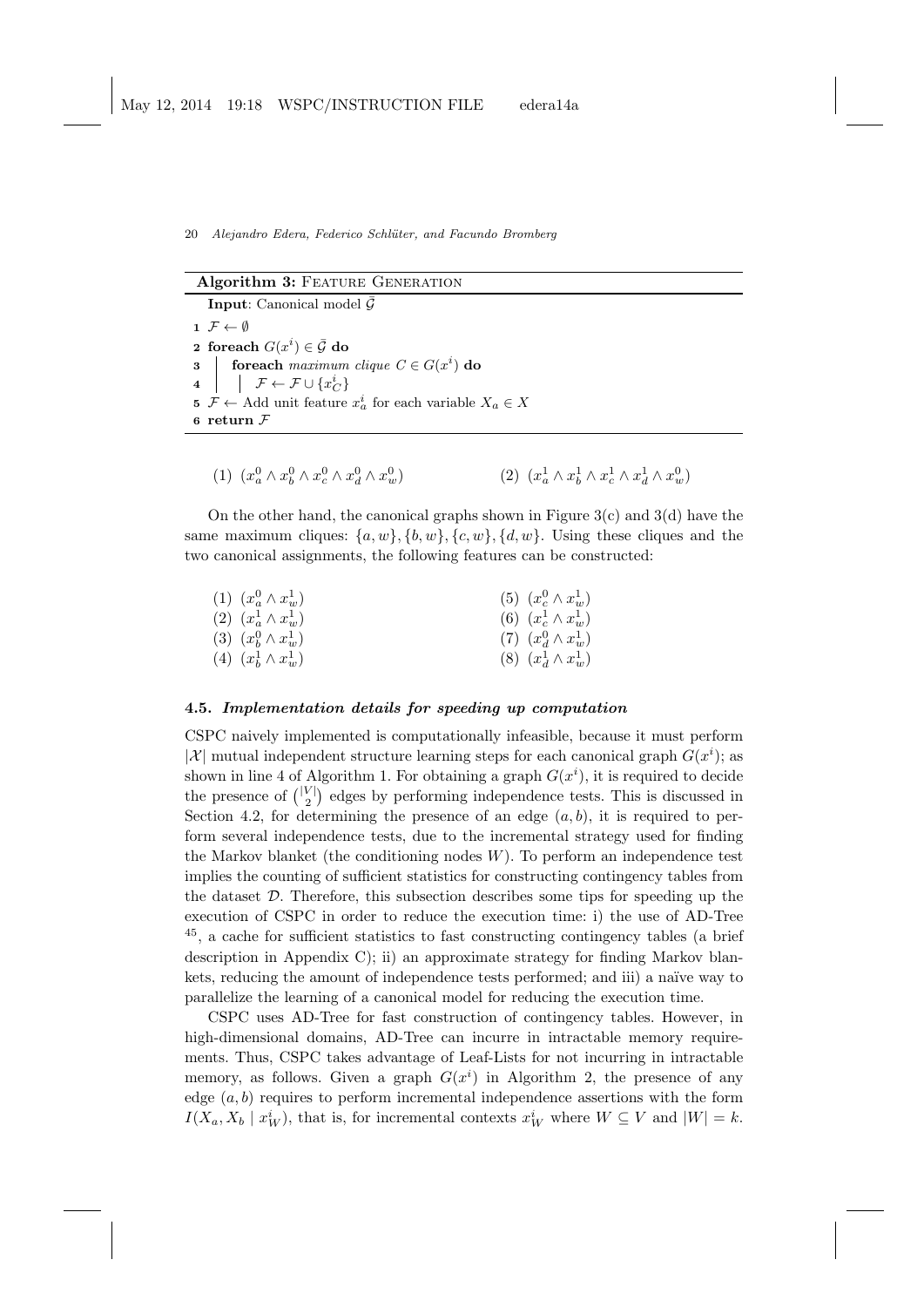**Algorithm 3:** FEATURE GENERATION

```
Input: Canonical model Ḡ
1  F ← ∅
2  foreach G(x^i) ∈ Ḡ do
3  |   foreach maximum clique C ∈ G(x^i) do
4  |   |   F ← F ∪ {x^i_C}
5  F ← Add unit feature x^i_a for each variable X_a ∈ X
6  return F
```

(1) $(x_a^0 \wedge x_b^0 \wedge x_c^0 \wedge x_d^0 \wedge x_w^0)$  (2) $(x_a^1 \wedge x_b^1 \wedge x_c^1 \wedge x_d^1 \wedge x_w^0)$

On the other hand, the canonical graphs shown in Figure 3(c) and 3(d) have the same maximum cliques: $\{a, w\}, \{b, w\}, \{c, w\}, \{d, w\}$. Using these cliques and the two canonical assignments, the following features can be constructed:

(1) $(x_a^0 \wedge x_w^1)$  
(2) $(x_a^1 \wedge x_w^1)$  
(3) $(x_b^0 \wedge x_w^1)$  
(4) $(x_b^1 \wedge x_w^1)$  
(5) $(x_c^0 \wedge x_w^1)$  
(6) $(x_c^1 \wedge x_w^1)$  
(7) $(x_d^0 \wedge x_w^1)$  
(8) $(x_d^1 \wedge x_w^1)$

### 4.5. *Implementation details for speeding up computation*

CSPC naively implemented is computationally infeasible, because it must perform $|\mathcal{X}|$ mutual independent structure learning steps for each canonical graph $G(x^i)$; as shown in line 4 of Algorithm 1. For obtaining a graph $G(x^i)$, it is required to decide the presence of $\binom{|V|}{2}$ edges by performing independence tests. This is discussed in Section 4.2, for determining the presence of an edge $(a, b)$, it is required to perform several independence tests, due to the incremental strategy used for finding the Markov blanket (the conditioning nodes $W$). To perform an independence test implies the counting of sufficient statistics for constructing contingency tables from the dataset $\mathcal{D}$. Therefore, this subsection describes some tips for speeding up the execution of CSPC in order to reduce the execution time: i) the use of AD-Tree [45], a cache for sufficient statistics to fast constructing contingency tables (a brief description in Appendix C); ii) an approximate strategy for finding Markov blankets, reducing the amount of independence tests performed; and iii) a naïve way to parallelize the learning of a canonical model for reducing the execution time.

CSPC uses AD-Tree for fast construction of contingency tables. However, in high-dimensional domains, AD-Tree can incurre in intractable memory requirements. Thus, CSPC takes advantage of Leaf-Lists for not incurring in intractable memory, as follows. Given a graph $G(x^i)$ in Algorithm 2, the presence of any edge $(a, b)$ requires to perform incremental independence assertions with the form $I(X_a, X_b \mid x_W^i)$, that is, for incremental contexts $x_W^i$ where $W \subseteq V$ and $|W| = k$.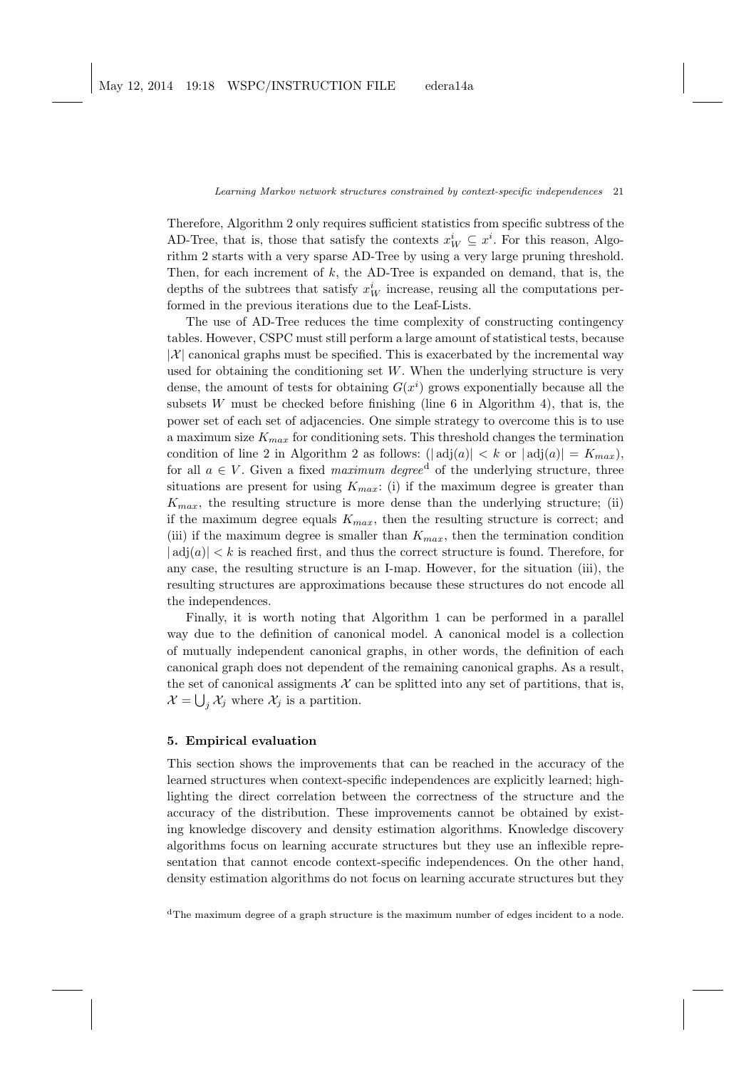Therefore, Algorithm 2 only requires sufficient statistics from specific subtress of the AD-Tree, that is, those that satisfy the contexts $x^i_W \subseteq x^i$. For this reason, Algorithm 2 starts with a very sparse AD-Tree by using a very large pruning threshold. Then, for each increment of $k$, the AD-Tree is expanded on demand, that is, the depths of the subtrees that satisfy $x^i_W$ increase, reusing all the computations performed in the previous iterations due to the Leaf-Lists.

The use of AD-Tree reduces the time complexity of constructing contingency tables. However, CSPC must still perform a large amount of statistical tests, because $|\mathcal{X}|$ canonical graphs must be specified. This is exacerbated by the incremental way used for obtaining the conditioning set $W$. When the underlying structure is very dense, the amount of tests for obtaining $G(x^i)$ grows exponentially because all the subsets $W$ must be checked before finishing (line 6 in Algorithm 4), that is, the power set of each set of adjacencies. One simple strategy to overcome this is to use a maximum size $K_{max}$ for conditioning sets. This threshold changes the termination condition of line 2 in Algorithm 2 as follows: $(|\operatorname{adj}(a)| < k$ or $|\operatorname{adj}(a)| = K_{max})$, for all $a \in V$. Given a fixed *maximum degree*[d] of the underlying structure, three situations are present for using $K_{max}$: (i) if the maximum degree is greater than $K_{max}$, the resulting structure is more dense than the underlying structure; (ii) if the maximum degree equals $K_{max}$, then the resulting structure is correct; and (iii) if the maximum degree is smaller than $K_{max}$, then the termination condition $|\operatorname{adj}(a)| < k$ is reached first, and thus the correct structure is found. Therefore, for any case, the resulting structure is an I-map. However, for the situation (iii), the resulting structures are approximations because these structures do not encode all the independences.

Finally, it is worth noting that Algorithm 1 can be performed in a parallel way due to the definition of canonical model. A canonical model is a collection of mutually independent canonical graphs, in other words, the definition of each canonical graph does not dependent of the remaining canonical graphs. As a result, the set of canonical assigments $\mathcal{X}$ can be splitted into any set of partitions, that is, $\mathcal{X} = \bigcup_j \mathcal{X}_j$ where $\mathcal{X}_j$ is a partition.

## 5. Empirical evaluation

This section shows the improvements that can be reached in the accuracy of the learned structures when context-specific independences are explicitly learned; highlighting the direct correlation between the correctness of the structure and the accuracy of the distribution. These improvements cannot be obtained by existing knowledge discovery and density estimation algorithms. Knowledge discovery algorithms focus on learning accurate structures but they use an inflexible representation that cannot encode context-specific independences. On the other hand, density estimation algorithms do not focus on learning accurate structures but they

[d] The maximum degree of a graph structure is the maximum number of edges incident to a node.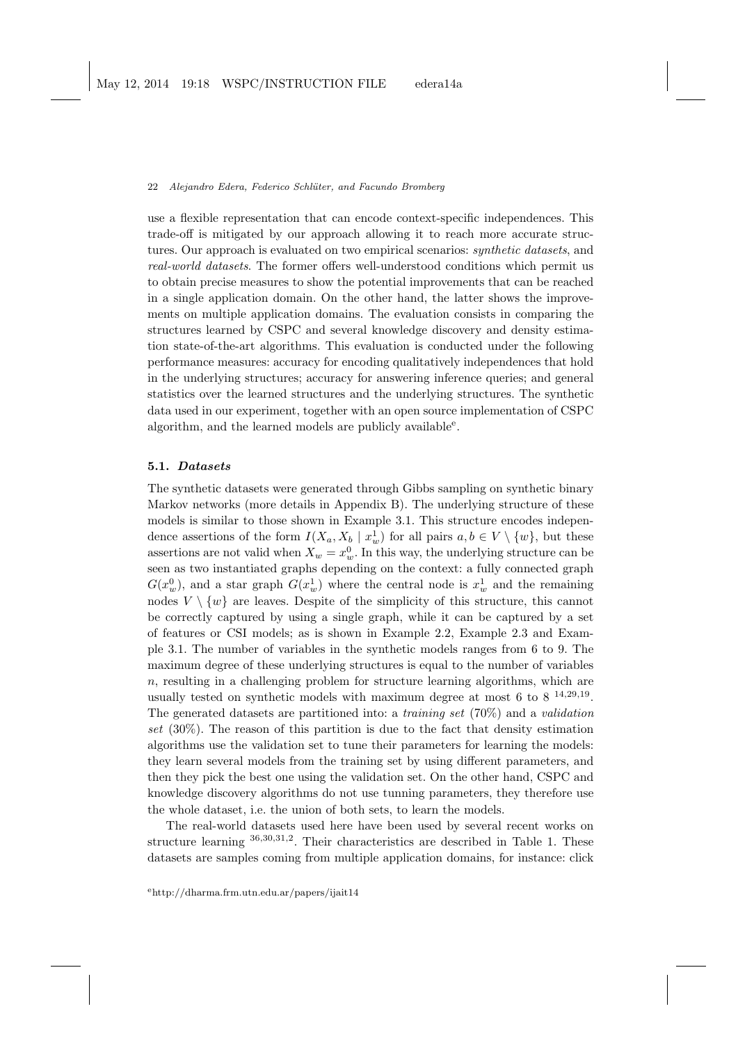use a flexible representation that can encode context-specific independences. This trade-off is mitigated by our approach allowing it to reach more accurate structures. Our approach is evaluated on two empirical scenarios: *synthetic datasets*, and *real-world datasets*. The former offers well-understood conditions which permit us to obtain precise measures to show the potential improvements that can be reached in a single application domain. On the other hand, the latter shows the improvements on multiple application domains. The evaluation consists in comparing the structures learned by CSPC and several knowledge discovery and density estimation state-of-the-art algorithms. This evaluation is conducted under the following performance measures: accuracy for encoding qualitatively independences that hold in the underlying structures; accuracy for answering inference queries; and general statistics over the learned structures and the underlying structures. The synthetic data used in our experiment, together with an open source implementation of CSPC algorithm, and the learned models are publicly available[e].

### 5.1. *Datasets*

The synthetic datasets were generated through Gibbs sampling on synthetic binary Markov networks (more details in Appendix B). The underlying structure of these models is similar to those shown in Example 3.1. This structure encodes independence assertions of the form $I(X_a, X_b \mid x_w^1)$ for all pairs $a, b \in V \setminus \{w\}$, but these assertions are not valid when $X_w = x_w^0$. In this way, the underlying structure can be seen as two instantiated graphs depending on the context: a fully connected graph $G(x_w^0)$, and a star graph $G(x_w^1)$ where the central node is $x_w^1$ and the remaining nodes $V \setminus \{w\}$ are leaves. Despite of the simplicity of this structure, this cannot be correctly captured by using a single graph, while it can be captured by a set of features or CSI models; as is shown in Example 2.2, Example 2.3 and Example 3.1. The number of variables in the synthetic models ranges from 6 to 9. The maximum degree of these underlying structures is equal to the number of variables $n$, resulting in a challenging problem for structure learning algorithms, which are usually tested on synthetic models with maximum degree at most 6 to 8 [14,29,19]. The generated datasets are partitioned into: a *training set* (70%) and a *validation set* (30%). The reason of this partition is due to the fact that density estimation algorithms use the validation set to tune their parameters for learning the models: they learn several models from the training set by using different parameters, and then they pick the best one using the validation set. On the other hand, CSPC and knowledge discovery algorithms do not use tunning parameters, they therefore use the whole dataset, i.e. the union of both sets, to learn the models.

The real-world datasets used here have been used by several recent works on structure learning [36,30,31,2]. Their characteristics are described in Table 1. These datasets are samples coming from multiple application domains, for instance: click

[e] http://dharma.frm.utn.edu.ar/papers/ijait14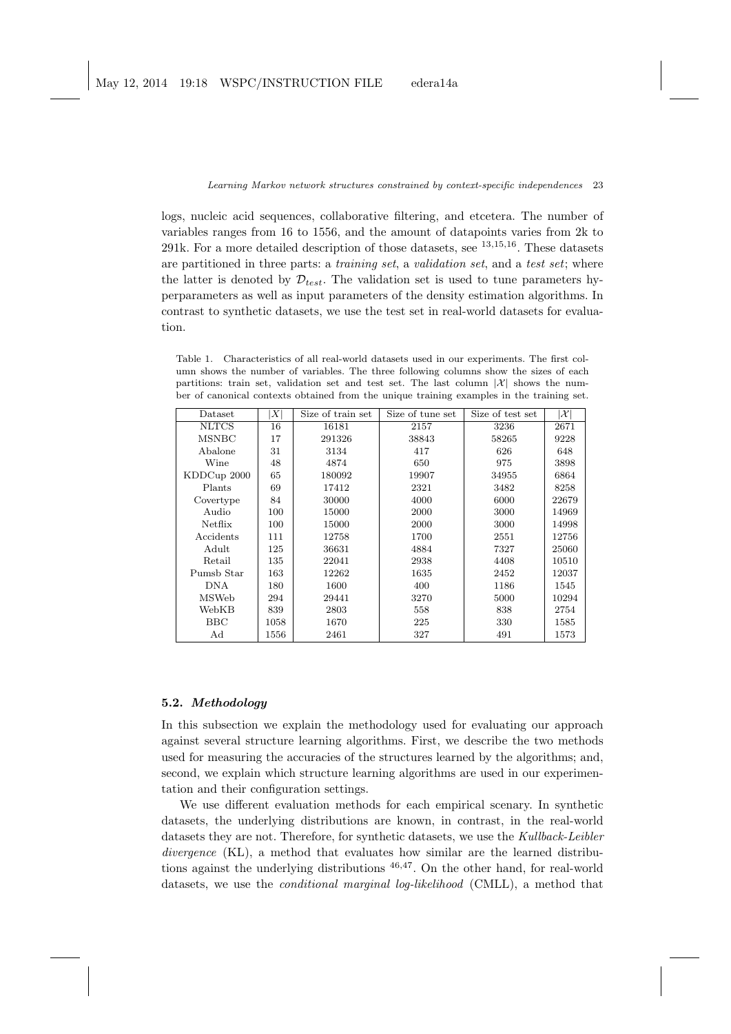logs, nucleic acid sequences, collaborative filtering, and etcetera. The number of variables ranges from 16 to 1556, and the amount of datapoints varies from 2k to 291k. For a more detailed description of those datasets, see [13,15,16]. These datasets are partitioned in three parts: a *training set*, a *validation set*, and a *test set*; where the latter is denoted by $\mathcal{D}_{test}$. The validation set is used to tune parameters hyperparameters as well as input parameters of the density estimation algorithms. In contrast to synthetic datasets, we use the test set in real-world datasets for evaluation.

Table 1. Characteristics of all real-world datasets used in our experiments. The first column shows the number of variables. The three following columns show the sizes of each partitions: train set, validation set and test set. The last column $|\mathcal{X}|$ shows the number of canonical contexts obtained from the unique training examples in the training set.

| Dataset | $\|X\|$ | Size of train set | Size of tune set | Size of test set | $\|\mathcal{X}\|$ |
|---|---|---|---|---|---|
| NLTCS | 16 | 16181 | 2157 | 3236 | 2671 |
| MSNBC | 17 | 291326 | 38843 | 58265 | 9228 |
| Abalone | 31 | 3134 | 417 | 626 | 648 |
| Wine | 48 | 4874 | 650 | 975 | 3898 |
| KDDCup 2000 | 65 | 180092 | 19907 | 34955 | 6864 |
| Plants | 69 | 17412 | 2321 | 3482 | 8258 |
| Covertype | 84 | 30000 | 4000 | 6000 | 22679 |
| Audio | 100 | 15000 | 2000 | 3000 | 14969 |
| Netflix | 100 | 15000 | 2000 | 3000 | 14998 |
| Accidents | 111 | 12758 | 1700 | 2551 | 12756 |
| Adult | 125 | 36631 | 4884 | 7327 | 25060 |
| Retail | 135 | 22041 | 2938 | 4408 | 10510 |
| Pumsb Star | 163 | 12262 | 1635 | 2452 | 12037 |
| DNA | 180 | 1600 | 400 | 1186 | 1545 |
| MSWeb | 294 | 29441 | 3270 | 5000 | 10294 |
| WebKB | 839 | 2803 | 558 | 838 | 2754 |
| BBC | 1058 | 1670 | 225 | 330 | 1585 |
| Ad | 1556 | 2461 | 327 | 491 | 1573 |

### 5.2. *Methodology*

In this subsection we explain the methodology used for evaluating our approach against several structure learning algorithms. First, we describe the two methods used for measuring the accuracies of the structures learned by the algorithms; and, second, we explain which structure learning algorithms are used in our experimentation and their configuration settings.

We use different evaluation methods for each empirical scenary. In synthetic datasets, the underlying distributions are known, in contrast, in the real-world datasets they are not. Therefore, for synthetic datasets, we use the *Kullback-Leibler divergence* (KL), a method that evaluates how similar are the learned distributions against the underlying distributions [46,47]. On the other hand, for real-world datasets, we use the *conditional marginal log-likelihood* (CMLL), a method that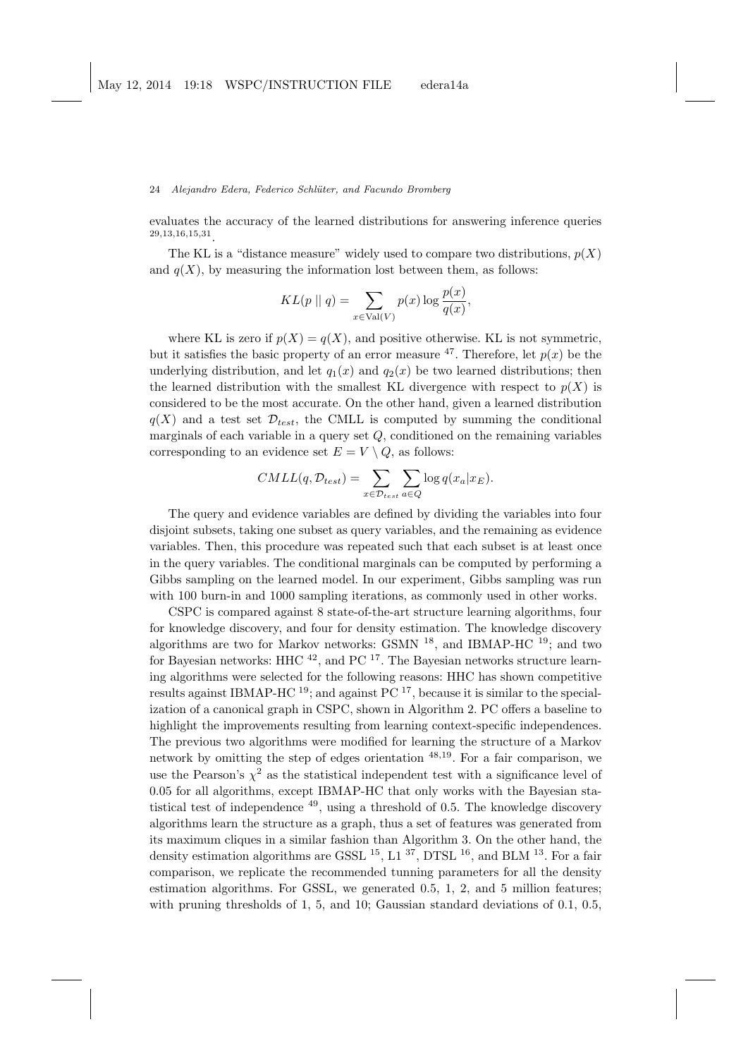evaluates the accuracy of the learned distributions for answering inference queries [29,13,16,15,31].

The KL is a "distance measure" widely used to compare two distributions, $p(X)$ and $q(X)$, by measuring the information lost between them, as follows:

$$KL(p \parallel q) = \sum_{x \in \mathrm{Val}(V)} p(x) \log \frac{p(x)}{q(x)},$$

where KL is zero if $p(X) = q(X)$, and positive otherwise. KL is not symmetric, but it satisfies the basic property of an error measure [47]. Therefore, let $p(x)$ be the underlying distribution, and let $q_1(x)$ and $q_2(x)$ be two learned distributions; then the learned distribution with the smallest KL divergence with respect to $p(X)$ is considered to be the most accurate. On the other hand, given a learned distribution $q(X)$ and a test set $\mathcal{D}_{test}$, the CMLL is computed by summing the conditional marginals of each variable in a query set $Q$, conditioned on the remaining variables corresponding to an evidence set $E = V \setminus Q$, as follows:

$$CMLL(q, \mathcal{D}_{test}) = \sum_{x \in \mathcal{D}_{test}} \sum_{a \in Q} \log q(x_a | x_E).$$

The query and evidence variables are defined by dividing the variables into four disjoint subsets, taking one subset as query variables, and the remaining as evidence variables. Then, this procedure was repeated such that each subset is at least once in the query variables. The conditional marginals can be computed by performing a Gibbs sampling on the learned model. In our experiment, Gibbs sampling was run with 100 burn-in and 1000 sampling iterations, as commonly used in other works.

CSPC is compared against 8 state-of-the-art structure learning algorithms, four for knowledge discovery, and four for density estimation. The knowledge discovery algorithms are two for Markov networks: GSMN [18], and IBMAP-HC [19]; and two for Bayesian networks: HHC [42], and PC [17]. The Bayesian networks structure learning algorithms were selected for the following reasons: HHC has shown competitive results against IBMAP-HC [19]; and against PC [17], because it is similar to the specialization of a canonical graph in CSPC, shown in Algorithm 2. PC offers a baseline to highlight the improvements resulting from learning context-specific independences. The previous two algorithms were modified for learning the structure of a Markov network by omitting the step of edges orientation [48,19]. For a fair comparison, we use the Pearson's $\chi^2$ as the statistical independent test with a significance level of 0.05 for all algorithms, except IBMAP-HC that only works with the Bayesian statistical test of independence [49], using a threshold of 0.5. The knowledge discovery algorithms learn the structure as a graph, thus a set of features was generated from its maximum cliques in a similar fashion than Algorithm 3. On the other hand, the density estimation algorithms are GSSL [15], L1 [37], DTSL [16], and BLM [13]. For a fair comparison, we replicate the recommended tunning parameters for all the density estimation algorithms. For GSSL, we generated 0.5, 1, 2, and 5 million features; with pruning thresholds of 1, 5, and 10; Gaussian standard deviations of 0.1, 0.5,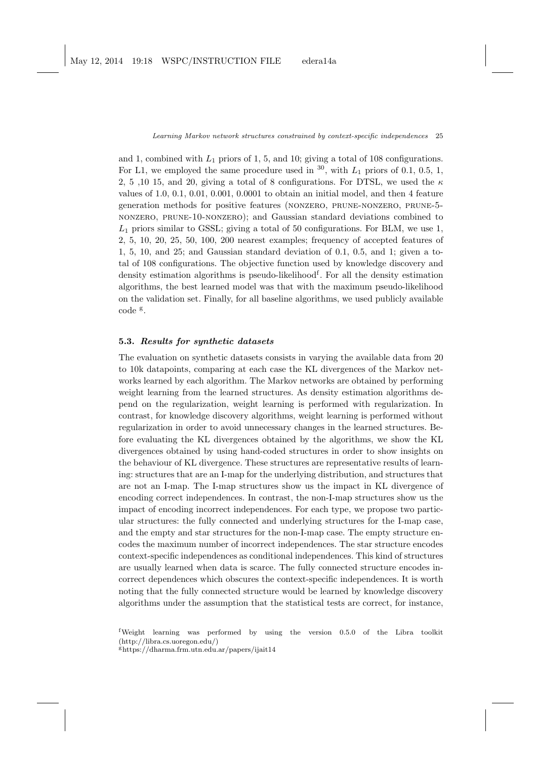and 1, combined with $L_1$ priors of 1, 5, and 10; giving a total of 108 configurations. For L1, we employed the same procedure used in [30], with $L_1$ priors of 0.1, 0.5, 1, 2, 5 ,10 15, and 20, giving a total of 8 configurations. For DTSL, we used the $\kappa$ values of 1.0, 0.1, 0.01, 0.001, 0.0001 to obtain an initial model, and then 4 feature generation methods for positive features (NONZERO, PRUNE-NONZERO, PRUNE-5-NONZERO, PRUNE-10-NONZERO); and Gaussian standard deviations combined to $L_1$ priors similar to GSSL; giving a total of 50 configurations. For BLM, we use 1, 2, 5, 10, 20, 25, 50, 100, 200 nearest examples; frequency of accepted features of 1, 5, 10, and 25; and Gaussian standard deviation of 0.1, 0.5, and 1; given a total of 108 configurations. The objective function used by knowledge discovery and density estimation algorithms is pseudo-likelihood[f]. For all the density estimation algorithms, the best learned model was that with the maximum pseudo-likelihood on the validation set. Finally, for all baseline algorithms, we used publicly available code [g].

### 5.3. *Results for synthetic datasets*

The evaluation on synthetic datasets consists in varying the available data from 20 to 10k datapoints, comparing at each case the KL divergences of the Markov networks learned by each algorithm. The Markov networks are obtained by performing weight learning from the learned structures. As density estimation algorithms depend on the regularization, weight learning is performed with regularization. In contrast, for knowledge discovery algorithms, weight learning is performed without regularization in order to avoid unnecessary changes in the learned structures. Before evaluating the KL divergences obtained by the algorithms, we show the KL divergences obtained by using hand-coded structures in order to show insights on the behaviour of KL divergence. These structures are representative results of learning: structures that are an I-map for the underlying distribution, and structures that are not an I-map. The I-map structures show us the impact in KL divergence of encoding correct independences. In contrast, the non-I-map structures show us the impact of encoding incorrect independences. For each type, we propose two particular structures: the fully connected and underlying structures for the I-map case, and the empty and star structures for the non-I-map case. The empty structure encodes the maximum number of incorrect independences. The star structure encodes context-specific independences as conditional independences. This kind of structures are usually learned when data is scarce. The fully connected structure encodes incorrect dependences which obscures the context-specific independences. It is worth noting that the fully connected structure would be learned by knowledge discovery algorithms under the assumption that the statistical tests are correct, for instance,

[f] Weight learning was performed by using the version 0.5.0 of the Libra toolkit (http://libra.cs.uoregon.edu/)

[g] https://dharma.frm.utn.edu.ar/papers/ijait14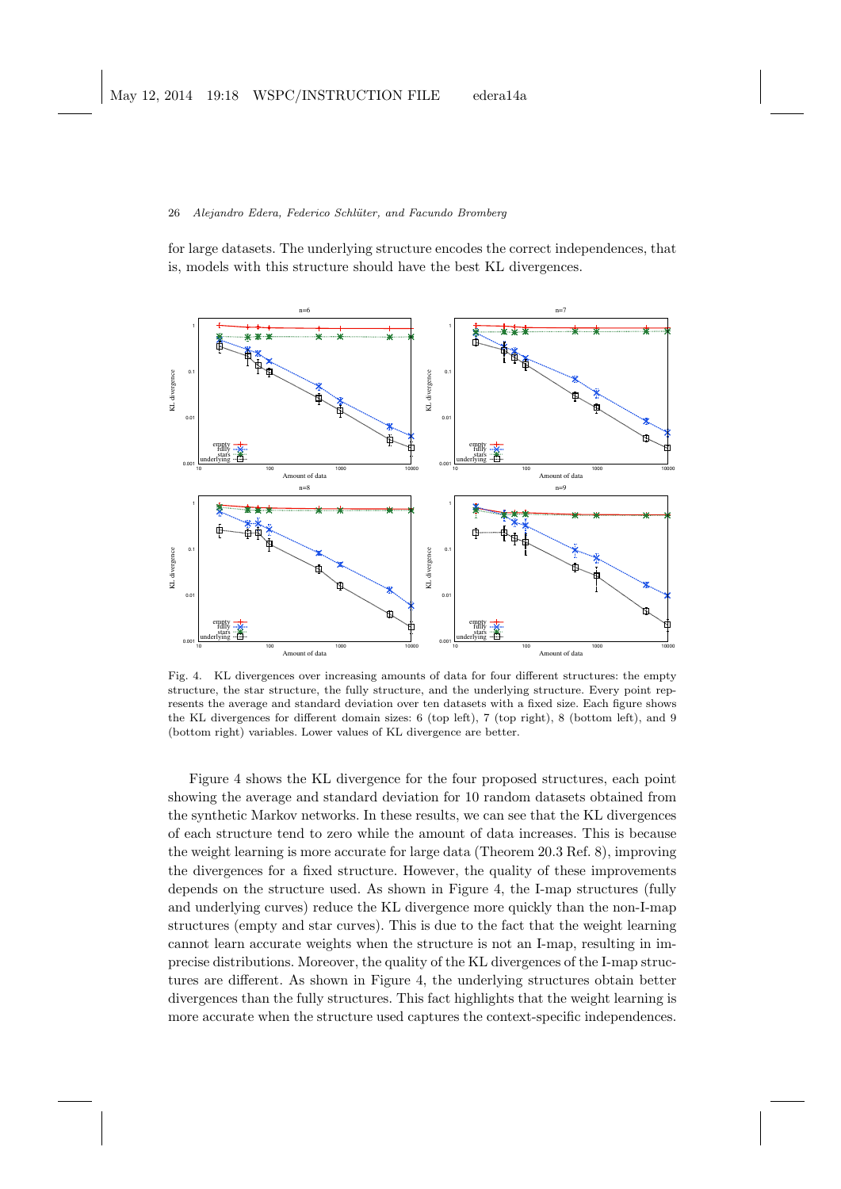for large datasets. The underlying structure encodes the correct independences, that is, models with this structure should have the best KL divergences.

Fig. 4. KL divergences over increasing amounts of data for four different structures: the empty structure, the star structure, the fully structure, and the underlying structure. Every point represents the average and standard deviation over ten datasets with a fixed size. Each figure shows the KL divergences for different domain sizes: 6 (top left), 7 (top right), 8 (bottom left), and 9 (bottom right) variables. Lower values of KL divergence are better.

Figure 4 shows the KL divergence for the four proposed structures, each point showing the average and standard deviation for 10 random datasets obtained from the synthetic Markov networks. In these results, we can see that the KL divergences of each structure tend to zero while the amount of data increases. This is because the weight learning is more accurate for large data (Theorem 20.3 Ref. 8), improving the divergences for a fixed structure. However, the quality of these improvements depends on the structure used. As shown in Figure 4, the I-map structures (fully and underlying curves) reduce the KL divergence more quickly than the non-I-map structures (empty and star curves). This is due to the fact that the weight learning cannot learn accurate weights when the structure is not an I-map, resulting in imprecise distributions. Moreover, the quality of the KL divergences of the I-map structures are different. As shown in Figure 4, the underlying structures obtain better divergences than the fully structures. This fact highlights that the weight learning is more accurate when the structure used captures the context-specific independences.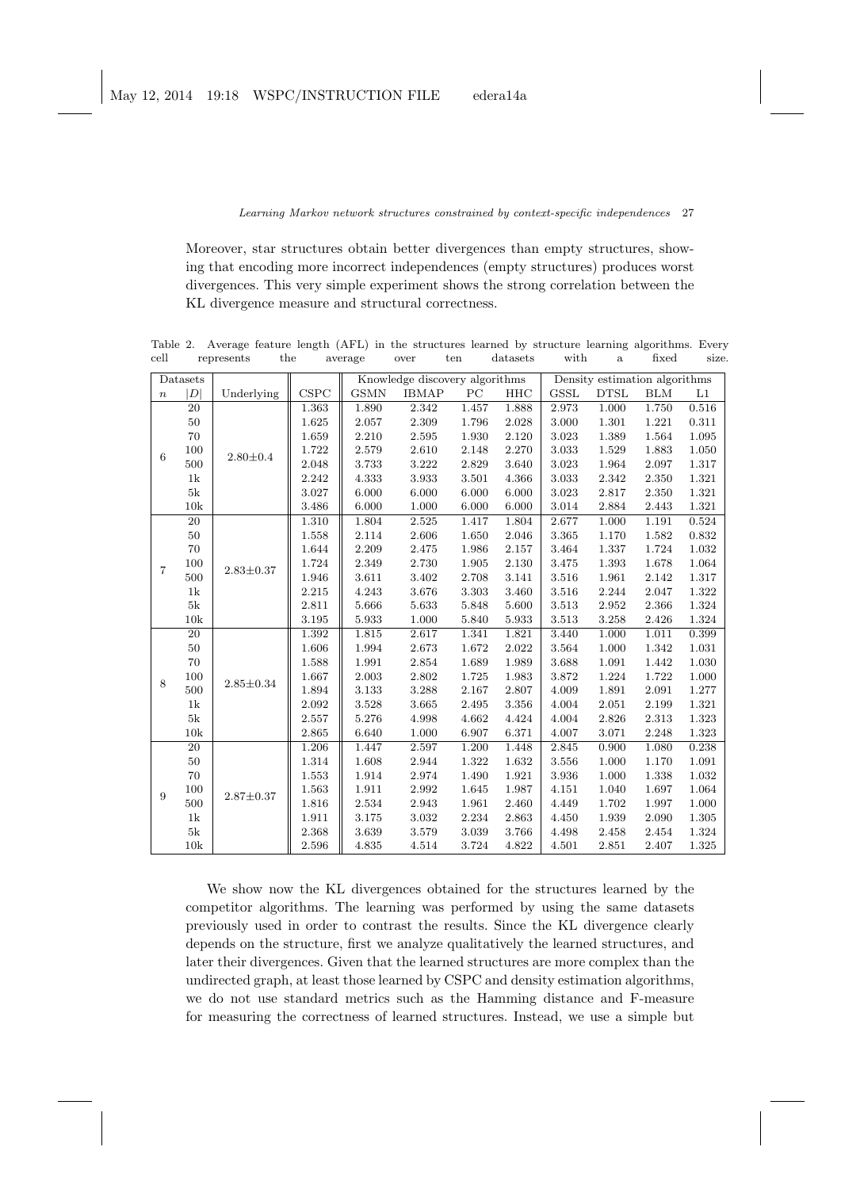Moreover, star structures obtain better divergences than empty structures, showing that encoding more incorrect independences (empty structures) produces worst divergences. This very simple experiment shows the strong correlation between the KL divergence measure and structural correctness.

Table 2. Average feature length (AFL) in the structures learned by structure learning algorithms. Every cell represents the average over ten datasets with a fixed size.

| Datasets | | | | Knowledge discovery algorithms | | | | Density estimation algorithms | | | |
|---|---|---|---|---|---|---|---|---|---|---|---|
| $n$ | $\|D\|$ | Underlying | CSPC | GSMN | IBMAP | PC | HHC | GSSL | DTSL | BLM | L1 |
| 6 | 20 | 2.80±0.4 | 1.363 | 1.890 | 2.342 | 1.457 | 1.888 | 2.973 | 1.000 | 1.750 | 0.516 |
| | 50 | | 1.625 | 2.057 | 2.309 | 1.796 | 2.028 | 3.000 | 1.301 | 1.221 | 0.311 |
| | 70 | | 1.659 | 2.210 | 2.595 | 1.930 | 2.120 | 3.023 | 1.389 | 1.564 | 1.095 |
| | 100 | | 1.722 | 2.579 | 2.610 | 2.148 | 2.270 | 3.033 | 1.529 | 1.883 | 1.050 |
| | 500 | | 2.048 | 3.733 | 3.222 | 2.829 | 3.640 | 3.023 | 1.964 | 2.097 | 1.317 |
| | 1k | | 2.242 | 4.333 | 3.933 | 3.501 | 4.366 | 3.033 | 2.342 | 2.350 | 1.321 |
| | 5k | | 3.027 | 6.000 | 6.000 | 6.000 | 6.000 | 3.023 | 2.817 | 2.350 | 1.321 |
| | 10k | | 3.486 | 6.000 | 1.000 | 6.000 | 6.000 | 3.014 | 2.884 | 2.443 | 1.321 |
| 7 | 20 | 2.83±0.37 | 1.310 | 1.804 | 2.525 | 1.417 | 1.804 | 2.677 | 1.000 | 1.191 | 0.524 |
| | 50 | | 1.558 | 2.114 | 2.606 | 1.650 | 2.046 | 3.365 | 1.170 | 1.582 | 0.832 |
| | 70 | | 1.644 | 2.209 | 2.475 | 1.986 | 2.157 | 3.464 | 1.337 | 1.724 | 1.032 |
| | 100 | | 1.724 | 2.349 | 2.730 | 1.905 | 2.130 | 3.475 | 1.393 | 1.678 | 1.064 |
| | 500 | | 1.946 | 3.611 | 3.402 | 2.708 | 3.141 | 3.516 | 1.961 | 2.142 | 1.317 |
| | 1k | | 2.215 | 4.243 | 3.676 | 3.303 | 3.460 | 3.516 | 2.244 | 2.047 | 1.322 |
| | 5k | | 2.811 | 5.666 | 5.633 | 5.848 | 5.600 | 3.513 | 2.952 | 2.366 | 1.324 |
| | 10k | | 3.195 | 5.933 | 1.000 | 5.840 | 5.933 | 3.513 | 3.258 | 2.426 | 1.324 |
| 8 | 20 | 2.85±0.34 | 1.392 | 1.815 | 2.617 | 1.341 | 1.821 | 3.440 | 1.000 | 1.011 | 0.399 |
| | 50 | | 1.606 | 1.994 | 2.673 | 1.672 | 2.022 | 3.564 | 1.000 | 1.342 | 1.031 |
| | 70 | | 1.588 | 1.991 | 2.854 | 1.689 | 1.989 | 3.688 | 1.091 | 1.442 | 1.030 |
| | 100 | | 1.667 | 2.003 | 2.802 | 1.725 | 1.983 | 3.872 | 1.224 | 1.722 | 1.000 |
| | 500 | | 1.894 | 3.133 | 3.288 | 2.167 | 2.807 | 4.009 | 1.891 | 2.091 | 1.277 |
| | 1k | | 2.092 | 3.528 | 3.665 | 2.495 | 3.356 | 4.004 | 2.051 | 2.199 | 1.321 |
| | 5k | | 2.557 | 5.276 | 4.998 | 4.662 | 4.424 | 4.004 | 2.826 | 2.313 | 1.323 |
| | 10k | | 2.865 | 6.640 | 1.000 | 6.907 | 6.371 | 4.007 | 3.071 | 2.248 | 1.323 |
| 9 | 20 | 2.87±0.37 | 1.206 | 1.447 | 2.597 | 1.200 | 1.448 | 2.845 | 0.900 | 1.080 | 0.238 |
| | 50 | | 1.314 | 1.608 | 2.944 | 1.322 | 1.632 | 3.556 | 1.000 | 1.170 | 1.091 |
| | 70 | | 1.553 | 1.914 | 2.974 | 1.490 | 1.921 | 3.936 | 1.000 | 1.338 | 1.032 |
| | 100 | | 1.563 | 1.911 | 2.992 | 1.645 | 1.987 | 4.151 | 1.040 | 1.697 | 1.064 |
| | 500 | | 1.816 | 2.534 | 2.943 | 1.961 | 2.460 | 4.449 | 1.702 | 1.997 | 1.000 |
| | 1k | | 1.911 | 3.175 | 3.032 | 2.234 | 2.863 | 4.450 | 1.939 | 2.090 | 1.305 |
| | 5k | | 2.368 | 3.639 | 3.579 | 3.039 | 3.766 | 4.498 | 2.458 | 2.454 | 1.324 |
| | 10k | | 2.596 | 4.835 | 4.514 | 3.724 | 4.822 | 4.501 | 2.851 | 2.407 | 1.325 |

We show now the KL divergences obtained for the structures learned by the competitor algorithms. The learning was performed by using the same datasets previously used in order to contrast the results. Since the KL divergence clearly depends on the structure, first we analyze qualitatively the learned structures, and later their divergences. Given that the learned structures are more complex than the undirected graph, at least those learned by CSPC and density estimation algorithms, we do not use standard metrics such as the Hamming distance and F-measure for measuring the correctness of learned structures. Instead, we use a simple but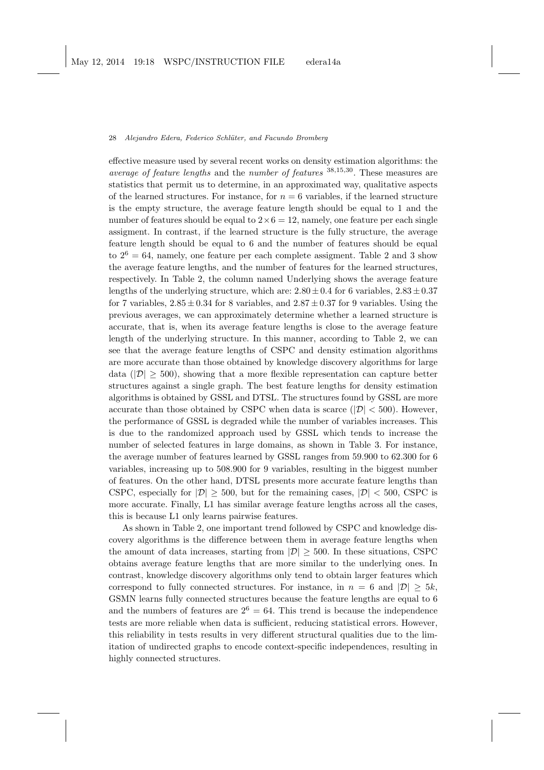effective measure used by several recent works on density estimation algorithms: the *average of feature lengths* and the *number of features* [38,15,30]. These measures are statistics that permit us to determine, in an approximated way, qualitative aspects of the learned structures. For instance, for $n = 6$ variables, if the learned structure is the empty structure, the average feature length should be equal to 1 and the number of features should be equal to $2 \times 6 = 12$, namely, one feature per each single assigment. In contrast, if the learned structure is the fully structure, the average feature length should be equal to 6 and the number of features should be equal to $2^6 = 64$, namely, one feature per each complete assigment. Table 2 and 3 show the average feature lengths, and the number of features for the learned structures, respectively. In Table 2, the column named Underlying shows the average feature lengths of the underlying structure, which are: $2.80 \pm 0.4$ for 6 variables, $2.83 \pm 0.37$ for 7 variables, $2.85 \pm 0.34$ for 8 variables, and $2.87 \pm 0.37$ for 9 variables. Using the previous averages, we can approximately determine whether a learned structure is accurate, that is, when its average feature lengths is close to the average feature length of the underlying structure. In this manner, according to Table 2, we can see that the average feature lengths of CSPC and density estimation algorithms are more accurate than those obtained by knowledge discovery algorithms for large data ($|\mathcal{D}| \geq 500$), showing that a more flexible representation can capture better structures against a single graph. The best feature lengths for density estimation algorithms is obtained by GSSL and DTSL. The structures found by GSSL are more accurate than those obtained by CSPC when data is scarce ($|\mathcal{D}| < 500$). However, the performance of GSSL is degraded while the number of variables increases. This is due to the randomized approach used by GSSL which tends to increase the number of selected features in large domains, as shown in Table 3. For instance, the average number of features learned by GSSL ranges from 59.900 to 62.300 for 6 variables, increasing up to 508.900 for 9 variables, resulting in the biggest number of features. On the other hand, DTSL presents more accurate feature lengths than CSPC, especially for $|\mathcal{D}| \geq 500$, but for the remaining cases, $|\mathcal{D}| < 500$, CSPC is more accurate. Finally, L1 has similar average feature lengths across all the cases, this is because L1 only learns pairwise features.

As shown in Table 2, one important trend followed by CSPC and knowledge discovery algorithms is the difference between them in average feature lengths when the amount of data increases, starting from $|\mathcal{D}| \geq 500$. In these situations, CSPC obtains average feature lengths that are more similar to the underlying ones. In contrast, knowledge discovery algorithms only tend to obtain larger features which correspond to fully connected structures. For instance, in $n = 6$ and $|\mathcal{D}| \geq 5k$, GSMN learns fully connected structures because the feature lengths are equal to 6 and the numbers of features are $2^6 = 64$. This trend is because the independence tests are more reliable when data is sufficient, reducing statistical errors. However, this reliability in tests results in very different structural qualities due to the limitation of undirected graphs to encode context-specific independences, resulting in highly connected structures.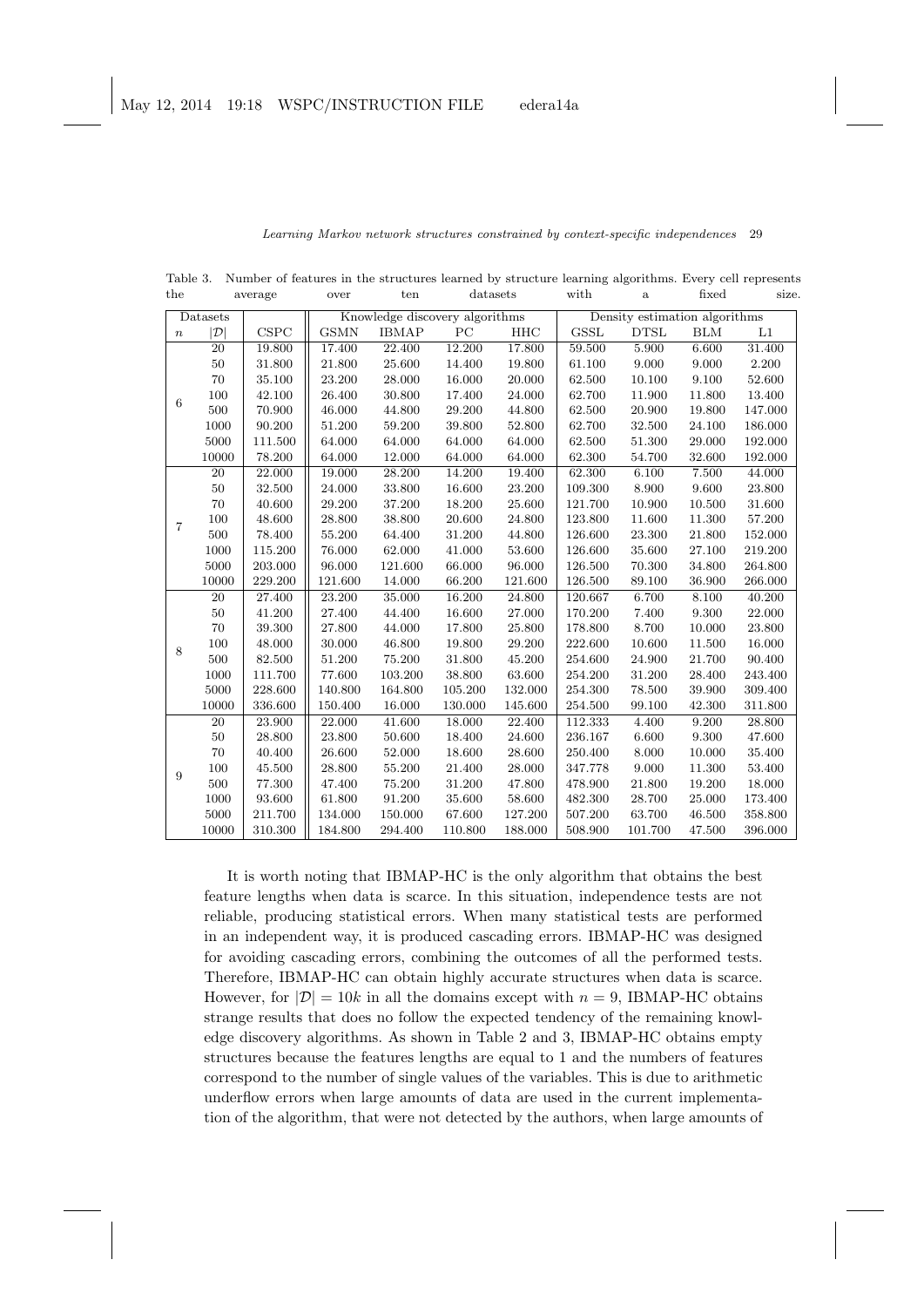Table 3. Number of features in the structures learned by structure learning algorithms. Every cell represents the average over ten datasets with a fixed size.

| Datasets | | | Knowledge discovery algorithms | | | | Density estimation algorithms | | | |
|---|---|---|---|---|---|---|---|---|---|---|
| $n$ | $\|\mathcal{D}\|$ | CSPC | GSMN | IBMAP | PC | HHC | GSSL | DTSL | BLM | L1 |
| 6 | 20 | 19.800 | 17.400 | 22.400 | 12.200 | 17.800 | 59.500 | 5.900 | 6.600 | 31.400 |
| | 50 | 31.800 | 21.800 | 25.600 | 14.400 | 19.800 | 61.100 | 9.000 | 9.000 | 2.200 |
| | 70 | 35.100 | 23.200 | 28.000 | 16.000 | 20.000 | 62.500 | 10.100 | 9.100 | 52.600 |
| | 100 | 42.100 | 26.400 | 30.800 | 17.400 | 24.000 | 62.700 | 11.900 | 11.800 | 13.400 |
| | 500 | 70.900 | 46.000 | 44.800 | 29.200 | 44.800 | 62.500 | 20.900 | 19.800 | 147.000 |
| | 1000 | 90.200 | 51.200 | 59.200 | 39.800 | 52.800 | 62.700 | 32.500 | 24.100 | 186.000 |
| | 5000 | 111.500 | 64.000 | 64.000 | 64.000 | 64.000 | 62.500 | 51.300 | 29.000 | 192.000 |
| | 10000 | 78.200 | 64.000 | 12.000 | 64.000 | 64.000 | 62.300 | 54.700 | 32.600 | 192.000 |
| 7 | 20 | 22.000 | 19.000 | 28.200 | 14.200 | 19.400 | 62.300 | 6.100 | 7.500 | 44.000 |
| | 50 | 32.500 | 24.000 | 33.800 | 16.600 | 23.200 | 109.300 | 8.900 | 9.600 | 23.800 |
| | 70 | 40.600 | 29.200 | 37.200 | 18.200 | 25.600 | 121.700 | 10.900 | 10.500 | 31.600 |
| | 100 | 48.600 | 28.800 | 38.800 | 20.600 | 24.800 | 123.800 | 11.600 | 11.300 | 57.200 |
| | 500 | 78.400 | 55.200 | 64.400 | 31.200 | 44.800 | 126.600 | 23.300 | 21.800 | 152.000 |
| | 1000 | 115.200 | 76.000 | 62.000 | 41.000 | 53.600 | 126.600 | 35.600 | 27.100 | 219.200 |
| | 5000 | 203.000 | 96.000 | 121.600 | 66.000 | 96.000 | 126.500 | 70.300 | 34.800 | 264.800 |
| | 10000 | 229.200 | 121.600 | 14.000 | 66.200 | 121.600 | 126.500 | 89.100 | 36.900 | 266.000 |
| 8 | 20 | 27.400 | 23.200 | 35.000 | 16.200 | 24.800 | 120.667 | 6.700 | 8.100 | 40.200 |
| | 50 | 41.200 | 27.400 | 44.400 | 16.600 | 27.000 | 170.200 | 7.400 | 9.300 | 22.000 |
| | 70 | 39.300 | 27.800 | 44.000 | 17.800 | 25.800 | 178.800 | 8.700 | 10.000 | 23.800 |
| | 100 | 48.000 | 30.000 | 46.800 | 19.800 | 29.200 | 222.600 | 10.600 | 11.500 | 16.000 |
| | 500 | 82.500 | 51.200 | 75.200 | 31.800 | 45.200 | 254.600 | 24.900 | 21.700 | 90.400 |
| | 1000 | 111.700 | 77.600 | 103.200 | 38.800 | 63.600 | 254.200 | 31.200 | 28.400 | 243.400 |
| | 5000 | 228.600 | 140.800 | 164.800 | 105.200 | 132.000 | 254.300 | 78.500 | 39.900 | 309.400 |
| | 10000 | 336.600 | 150.400 | 16.000 | 130.000 | 145.600 | 254.500 | 99.100 | 42.300 | 311.800 |
| 9 | 20 | 23.900 | 22.000 | 41.600 | 18.000 | 22.400 | 112.333 | 4.400 | 9.200 | 28.800 |
| | 50 | 28.800 | 23.800 | 50.600 | 18.400 | 24.600 | 236.167 | 6.600 | 9.300 | 47.600 |
| | 70 | 40.400 | 26.600 | 52.000 | 18.600 | 28.600 | 250.400 | 8.000 | 10.000 | 35.400 |
| | 100 | 45.500 | 28.800 | 55.200 | 21.400 | 28.000 | 347.778 | 9.000 | 11.300 | 53.400 |
| | 500 | 77.300 | 47.400 | 75.200 | 31.200 | 47.800 | 478.900 | 21.800 | 19.200 | 18.000 |
| | 1000 | 93.600 | 61.800 | 91.200 | 35.600 | 58.600 | 482.300 | 28.700 | 25.000 | 173.400 |
| | 5000 | 211.700 | 134.000 | 150.000 | 67.600 | 127.200 | 507.200 | 63.700 | 46.500 | 358.800 |
| | 10000 | 310.300 | 184.800 | 294.400 | 110.800 | 188.000 | 508.900 | 101.700 | 47.500 | 396.000 |

It is worth noting that IBMAP-HC is the only algorithm that obtains the best feature lengths when data is scarce. In this situation, independence tests are not reliable, producing statistical errors. When many statistical tests are performed in an independent way, it is produced cascading errors. IBMAP-HC was designed for avoiding cascading errors, combining the outcomes of all the performed tests. Therefore, IBMAP-HC can obtain highly accurate structures when data is scarce. However, for $|\mathcal{D}| = 10k$ in all the domains except with $n = 9$, IBMAP-HC obtains strange results that does no follow the expected tendency of the remaining knowledge discovery algorithms. As shown in Table 2 and 3, IBMAP-HC obtains empty structures because the features lengths are equal to 1 and the numbers of features correspond to the number of single values of the variables. This is due to arithmetic underflow errors when large amounts of data are used in the current implementation of the algorithm, that were not detected by the authors, when large amounts of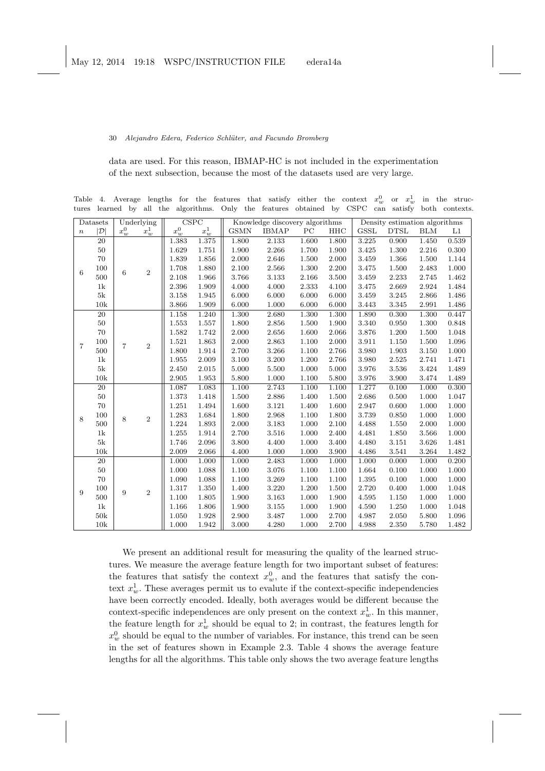data are used. For this reason, IBMAP-HC is not included in the experimentation of the next subsection, because the most of the datasets used are very large.

Table 4. Average lengths for the features that satisfy either the context $x_w^0$ or $x_w^1$ in the structures learned by all the algorithms. Only the features obtained by CSPC can satisfy both contexts.

| Datasets | | Underlying | | CSPC | | Knowledge discovery algorithms | | | | Density estimation algorithms | | | |
|---|---|---|---|---|---|---|---|---|---|---|---|---|---|
| $n$ | $\|\mathcal{D}\|$ | $x_w^0$ | $x_w^1$ | $x_w^0$ | $x_w^1$ | GSMN | IBMAP | PC | HHC | GSSL | DTSL | BLM | L1 |
| 6 | 20 | 6 | 2 | 1.383 | 1.375 | 1.800 | 2.133 | 1.600 | 1.800 | 3.225 | 0.900 | 1.450 | 0.539 |
| | 50 | | | 1.629 | 1.751 | 1.900 | 2.266 | 1.700 | 1.900 | 3.425 | 1.300 | 2.216 | 0.300 |
| | 70 | | | 1.839 | 1.856 | 2.000 | 2.646 | 1.500 | 2.000 | 3.459 | 1.366 | 1.500 | 1.144 |
| | 100 | | | 1.708 | 1.880 | 2.100 | 2.566 | 1.300 | 2.200 | 3.475 | 1.500 | 2.483 | 1.000 |
| | 500 | | | 2.108 | 1.966 | 3.766 | 3.133 | 2.166 | 3.500 | 3.459 | 2.233 | 2.745 | 1.462 |
| | 1k | | | 2.396 | 1.909 | 4.000 | 4.000 | 2.333 | 4.100 | 3.475 | 2.669 | 2.924 | 1.484 |
| | 5k | | | 3.158 | 1.945 | 6.000 | 6.000 | 6.000 | 6.000 | 3.459 | 3.245 | 2.866 | 1.486 |
| | 10k | | | 3.866 | 1.909 | 6.000 | 1.000 | 6.000 | 6.000 | 3.443 | 3.345 | 2.991 | 1.486 |
| 7 | 20 | 7 | 2 | 1.158 | 1.240 | 1.300 | 2.680 | 1.300 | 1.300 | 1.890 | 0.300 | 1.300 | 0.447 |
| | 50 | | | 1.553 | 1.557 | 1.800 | 2.856 | 1.500 | 1.900 | 3.340 | 0.950 | 1.300 | 0.848 |
| | 70 | | | 1.582 | 1.742 | 2.000 | 2.656 | 1.600 | 2.066 | 3.876 | 1.200 | 1.500 | 1.048 |
| | 100 | | | 1.521 | 1.863 | 2.000 | 2.863 | 1.100 | 2.000 | 3.911 | 1.150 | 1.500 | 1.096 |
| | 500 | | | 1.800 | 1.914 | 2.700 | 3.266 | 1.100 | 2.766 | 3.980 | 1.903 | 3.150 | 1.000 |
| | 1k | | | 1.955 | 2.009 | 3.100 | 3.200 | 1.200 | 2.766 | 3.980 | 2.525 | 2.741 | 1.471 |
| | 5k | | | 2.450 | 2.015 | 5.000 | 5.500 | 1.000 | 5.000 | 3.976 | 3.536 | 3.424 | 1.489 |
| | 10k | | | 2.905 | 1.953 | 5.800 | 1.000 | 1.100 | 5.800 | 3.976 | 3.900 | 3.474 | 1.489 |
| 8 | 20 | 8 | 2 | 1.087 | 1.083 | 1.100 | 2.743 | 1.100 | 1.100 | 1.277 | 0.100 | 1.000 | 0.300 |
| | 50 | | | 1.373 | 1.418 | 1.500 | 2.886 | 1.400 | 1.500 | 2.686 | 0.500 | 1.000 | 1.047 |
| | 70 | | | 1.251 | 1.494 | 1.600 | 3.121 | 1.400 | 1.600 | 2.947 | 0.600 | 1.000 | 1.000 |
| | 100 | | | 1.283 | 1.684 | 1.800 | 2.968 | 1.100 | 1.800 | 3.739 | 0.850 | 1.000 | 1.000 |
| | 500 | | | 1.224 | 1.893 | 2.000 | 3.183 | 1.000 | 2.100 | 4.488 | 1.550 | 2.000 | 1.000 |
| | 1k | | | 1.255 | 1.914 | 2.700 | 3.516 | 1.000 | 2.400 | 4.481 | 1.850 | 3.566 | 1.000 |
| | 5k | | | 1.746 | 2.096 | 3.800 | 4.400 | 1.000 | 3.400 | 4.480 | 3.151 | 3.626 | 1.481 |
| | 10k | | | 2.009 | 2.066 | 4.400 | 1.000 | 1.000 | 3.900 | 4.486 | 3.541 | 3.264 | 1.482 |
| 9 | 20 | 9 | 2 | 1.000 | 1.000 | 1.000 | 2.483 | 1.000 | 1.000 | 1.000 | 0.000 | 1.000 | 0.200 |
| | 50 | | | 1.000 | 1.088 | 1.100 | 3.076 | 1.100 | 1.100 | 1.664 | 0.100 | 1.000 | 1.000 |
| | 70 | | | 1.090 | 1.088 | 1.100 | 3.269 | 1.100 | 1.100 | 1.395 | 0.100 | 1.000 | 1.000 |
| | 100 | | | 1.317 | 1.350 | 1.400 | 3.220 | 1.200 | 1.500 | 2.720 | 0.400 | 1.000 | 1.048 |
| | 500 | | | 1.100 | 1.805 | 1.900 | 3.163 | 1.000 | 1.900 | 4.595 | 1.150 | 1.000 | 1.000 |
| | 1k | | | 1.166 | 1.806 | 1.900 | 3.155 | 1.000 | 1.900 | 4.590 | 1.250 | 1.000 | 1.048 |
| | 50k | | | 1.050 | 1.928 | 2.900 | 3.487 | 1.000 | 2.700 | 4.987 | 2.050 | 5.800 | 1.096 |
| | 10k | | | 1.000 | 1.942 | 3.000 | 4.280 | 1.000 | 2.700 | 4.988 | 2.350 | 5.780 | 1.482 |

We present an additional result for measuring the quality of the learned structures. We measure the average feature length for two important subset of features: the features that satisfy the context $x_w^0$, and the features that satisfy the context $x_w^1$. These averages permit us to evalute if the context-specific independencies have been correctly encoded. Ideally, both averages would be different because the context-specific independences are only present on the context $x_w^1$. In this manner, the feature length for $x_w^1$ should be equal to 2; in contrast, the features length for $x_w^0$ should be equal to the number of variables. For instance, this trend can be seen in the set of features shown in Example 2.3. Table 4 shows the average feature lengths for all the algorithms. This table only shows the two average feature lengths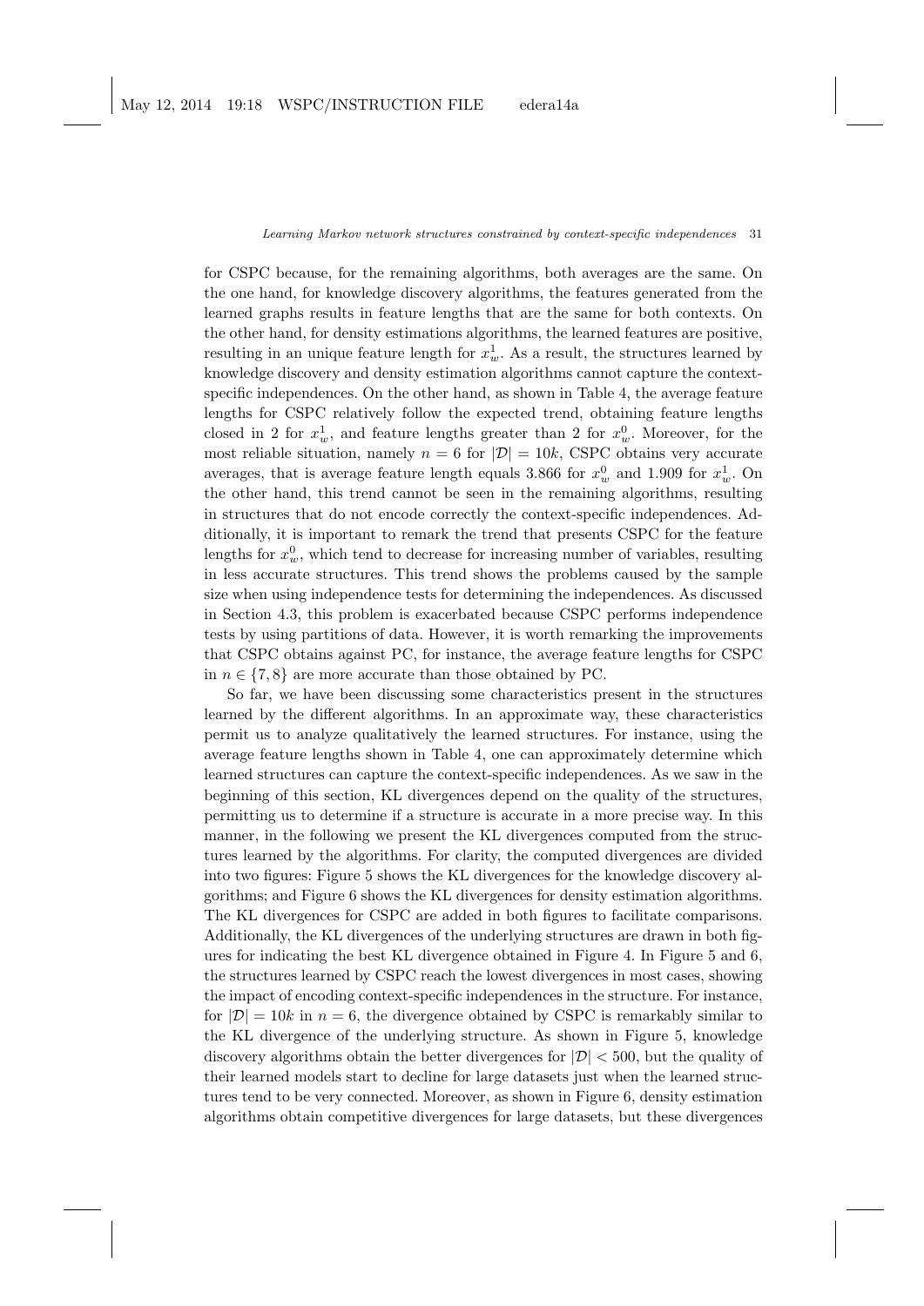for CSPC because, for the remaining algorithms, both averages are the same. On the one hand, for knowledge discovery algorithms, the features generated from the learned graphs results in feature lengths that are the same for both contexts. On the other hand, for density estimations algorithms, the learned features are positive, resulting in an unique feature length for $x_w^1$. As a result, the structures learned by knowledge discovery and density estimation algorithms cannot capture the context-specific independences. On the other hand, as shown in Table 4, the average feature lengths for CSPC relatively follow the expected trend, obtaining feature lengths closed in 2 for $x_w^1$, and feature lengths greater than 2 for $x_w^0$. Moreover, for the most reliable situation, namely $n = 6$ for $|\mathcal{D}| = 10k$, CSPC obtains very accurate averages, that is average feature length equals 3.866 for $x_w^0$ and 1.909 for $x_w^1$. On the other hand, this trend cannot be seen in the remaining algorithms, resulting in structures that do not encode correctly the context-specific independences. Additionally, it is important to remark the trend that presents CSPC for the feature lengths for $x_w^0$, which tend to decrease for increasing number of variables, resulting in less accurate structures. This trend shows the problems caused by the sample size when using independence tests for determining the independences. As discussed in Section 4.3, this problem is exacerbated because CSPC performs independence tests by using partitions of data. However, it is worth remarking the improvements that CSPC obtains against PC, for instance, the average feature lengths for CSPC in $n \in \{7, 8\}$ are more accurate than those obtained by PC.

So far, we have been discussing some characteristics present in the structures learned by the different algorithms. In an approximate way, these characteristics permit us to analyze qualitatively the learned structures. For instance, using the average feature lengths shown in Table 4, one can approximately determine which learned structures can capture the context-specific independences. As we saw in the beginning of this section, KL divergences depend on the quality of the structures, permitting us to determine if a structure is accurate in a more precise way. In this manner, in the following we present the KL divergences computed from the structures learned by the algorithms. For clarity, the computed divergences are divided into two figures: Figure 5 shows the KL divergences for the knowledge discovery algorithms; and Figure 6 shows the KL divergences for density estimation algorithms. The KL divergences for CSPC are added in both figures to facilitate comparisons. Additionally, the KL divergences of the underlying structures are drawn in both figures for indicating the best KL divergence obtained in Figure 4. In Figure 5 and 6, the structures learned by CSPC reach the lowest divergences in most cases, showing the impact of encoding context-specific independences in the structure. For instance, for $|\mathcal{D}| = 10k$ in $n = 6$, the divergence obtained by CSPC is remarkably similar to the KL divergence of the underlying structure. As shown in Figure 5, knowledge discovery algorithms obtain the better divergences for $|\mathcal{D}| < 500$, but the quality of their learned models start to decline for large datasets just when the learned structures tend to be very connected. Moreover, as shown in Figure 6, density estimation algorithms obtain competitive divergences for large datasets, but these divergences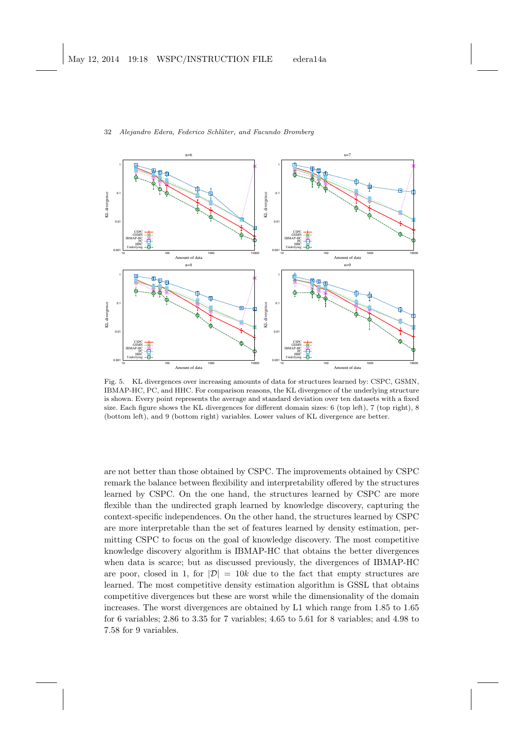Fig. 5. KL divergences over increasing amounts of data for structures learned by: CSPC, GSMN, IBMAP-HC, PC, and HHC. For comparison reasons, the KL divergence of the underlying structure is shown. Every point represents the average and standard deviation over ten datasets with a fixed size. Each figure shows the KL divergences for different domain sizes: 6 (top left), 7 (top right), 8 (bottom left), and 9 (bottom right) variables. Lower values of KL divergence are better.

are not better than those obtained by CSPC. The improvements obtained by CSPC remark the balance between flexibility and interpretability offered by the structures learned by CSPC. On the one hand, the structures learned by CSPC are more flexible than the undirected graph learned by knowledge discovery, capturing the context-specific independences. On the other hand, the structures learned by CSPC are more interpretable than the set of features learned by density estimation, permitting CSPC to focus on the goal of knowledge discovery. The most competitive knowledge discovery algorithm is IBMAP-HC that obtains the better divergences when data is scarce; but as discussed previously, the divergences of IBMAP-HC are poor, closed in 1, for $|\mathcal{D}| = 10k$ due to the fact that empty structures are learned. The most competitive density estimation algorithm is GSSL that obtains competitive divergences but these are worst while the dimensionality of the domain increases. The worst divergences are obtained by L1 which range from 1.85 to 1.65 for 6 variables; 2.86 to 3.35 for 7 variables; 4.65 to 5.61 for 8 variables; and 4.98 to 7.58 for 9 variables.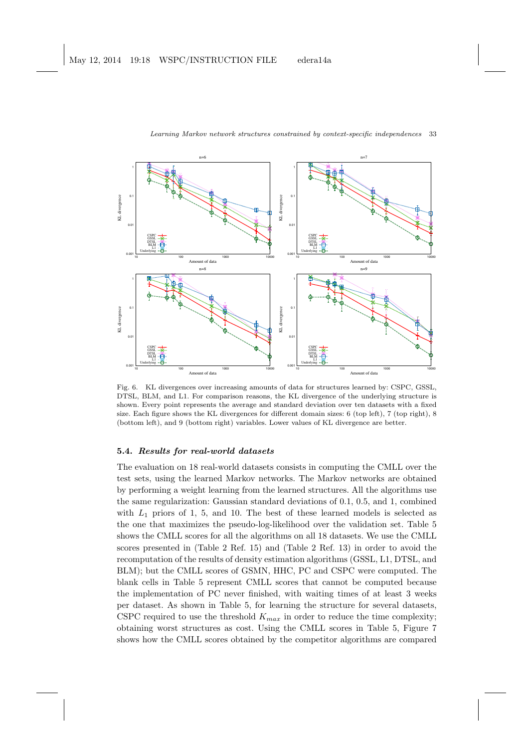Fig. 6. KL divergences over increasing amounts of data for structures learned by: CSPC, GSSL, DTSL, BLM, and L1. For comparison reasons, the KL divergence of the underlying structure is shown. Every point represents the average and standard deviation over ten datasets with a fixed size. Each figure shows the KL divergences for different domain sizes: 6 (top left), 7 (top right), 8 (bottom left), and 9 (bottom right) variables. Lower values of KL divergence are better.

### 5.4. *Results for real-world datasets*

The evaluation on 18 real-world datasets consists in computing the CMLL over the test sets, using the learned Markov networks. The Markov networks are obtained by performing a weight learning from the learned structures. All the algorithms use the same regularization: Gaussian standard deviations of 0.1, 0.5, and 1, combined with $L_1$ priors of 1, 5, and 10. The best of these learned models is selected as the one that maximizes the pseudo-log-likelihood over the validation set. Table 5 shows the CMLL scores for all the algorithms on all 18 datasets. We use the CMLL scores presented in (Table 2 Ref. 15) and (Table 2 Ref. 13) in order to avoid the recomputation of the results of density estimation algorithms (GSSL, L1, DTSL, and BLM); but the CMLL scores of GSMN, HHC, PC and CSPC were computed. The blank cells in Table 5 represent CMLL scores that cannot be computed because the implementation of PC never finished, with waiting times of at least 3 weeks per dataset. As shown in Table 5, for learning the structure for several datasets, CSPC required to use the threshold $K_{max}$ in order to reduce the time complexity; obtaining worst structures as cost. Using the CMLL scores in Table 5, Figure 7 shows how the CMLL scores obtained by the competitor algorithms are compared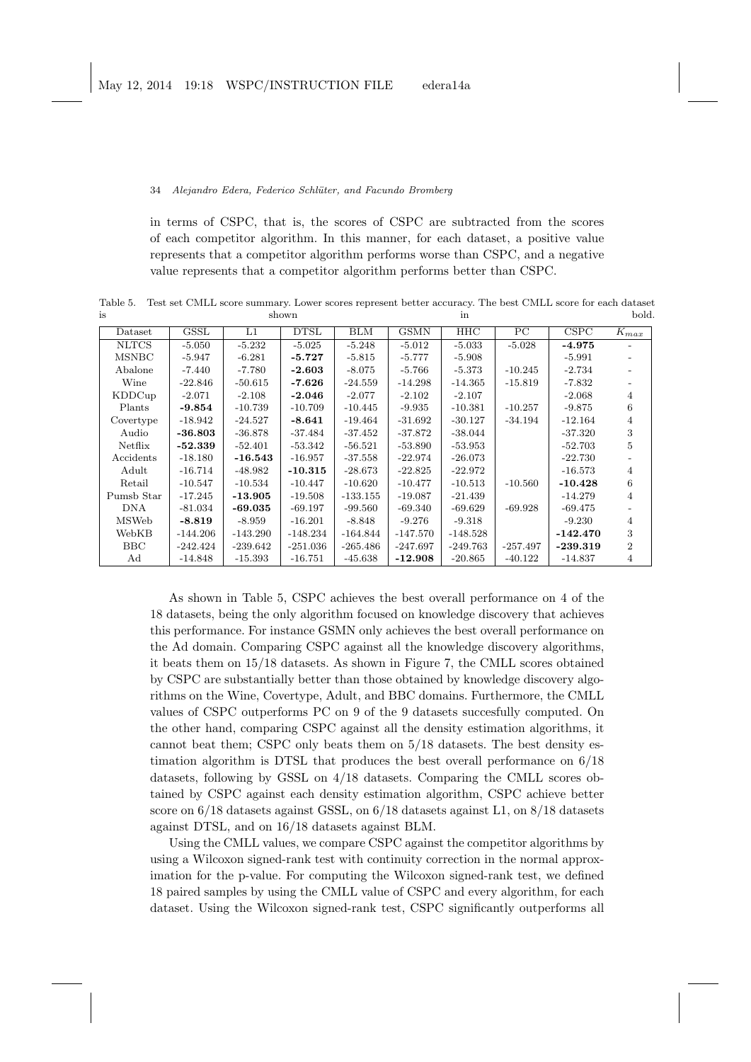in terms of CSPC, that is, the scores of CSPC are subtracted from the scores of each competitor algorithm. In this manner, for each dataset, a positive value represents that a competitor algorithm performs worse than CSPC, and a negative value represents that a competitor algorithm performs better than CSPC.

Table 5. Test set CMLL score summary. Lower scores represent better accuracy. The best CMLL score for each dataset is shown in bold.

| Dataset | GSSL | L1 | DTSL | BLM | GSMN | HHC | PC | CSPC | $K_{max}$ |
|---|---|---|---|---|---|---|---|---|---|
| NLTCS | -5.050 | -5.232 | -5.025 | -5.248 | -5.012 | -5.033 | -5.028 | **-4.975** | - |
| MSNBC | -5.947 | -6.281 | **-5.727** | -5.815 | -5.777 | -5.908 | | -5.991 | - |
| Abalone | -7.440 | -7.780 | **-2.603** | -8.075 | -5.766 | -5.373 | -10.245 | -2.734 | - |
| Wine | -22.846 | -50.615 | **-7.626** | -24.559 | -14.298 | -14.365 | -15.819 | -7.832 | - |
| KDDCup | -2.071 | -2.108 | **-2.046** | -2.077 | -2.102 | -2.107 | | -2.068 | 4 |
| Plants | **-9.854** | -10.739 | -10.709 | -10.445 | -9.935 | -10.381 | -10.257 | -9.875 | 6 |
| Covertype | -18.942 | -24.527 | **-8.641** | -19.464 | -31.692 | -30.127 | -34.194 | -12.164 | 4 |
| Audio | **-36.803** | -36.878 | -37.484 | -37.452 | -37.872 | -38.044 | | -37.320 | 3 |
| Netflix | **-52.339** | -52.401 | -53.342 | -56.521 | -53.890 | -53.953 | | -52.703 | 5 |
| Accidents | -18.180 | **-16.543** | -16.957 | -37.558 | -22.974 | -26.073 | | -22.730 | - |
| Adult | -16.714 | -48.982 | **-10.315** | -28.673 | -22.825 | -22.972 | | -16.573 | 4 |
| Retail | -10.547 | -10.534 | -10.447 | -10.620 | -10.477 | -10.513 | -10.560 | **-10.428** | 6 |
| Pumsb Star | -17.245 | **-13.905** | -19.508 | -133.155 | -19.087 | -21.439 | | -14.279 | 4 |
| DNA | -81.034 | **-69.035** | -69.197 | -99.560 | -69.340 | -69.629 | -69.928 | -69.475 | - |
| MSWeb | **-8.819** | -8.959 | -16.201 | -8.848 | -9.276 | -9.318 | | -9.230 | 4 |
| WebKB | -144.206 | -143.290 | -148.234 | -164.844 | -147.570 | -148.528 | | **-142.470** | 3 |
| BBC | -242.424 | -239.642 | -251.036 | -265.486 | -247.697 | -249.763 | -257.497 | **-239.319** | 2 |
| Ad | -14.848 | -15.393 | -16.751 | -45.638 | **-12.908** | -20.865 | -40.122 | -14.837 | 4 |

As shown in Table 5, CSPC achieves the best overall performance on 4 of the 18 datasets, being the only algorithm focused on knowledge discovery that achieves this performance. For instance GSMN only achieves the best overall performance on the Ad domain. Comparing CSPC against all the knowledge discovery algorithms, it beats them on 15/18 datasets. As shown in Figure 7, the CMLL scores obtained by CSPC are substantially better than those obtained by knowledge discovery algorithms on the Wine, Covertype, Adult, and BBC domains. Furthermore, the CMLL values of CSPC outperforms PC on 9 of the 9 datasets succesfully computed. On the other hand, comparing CSPC against all the density estimation algorithms, it cannot beat them; CSPC only beats them on 5/18 datasets. The best density estimation algorithm is DTSL that produces the best overall performance on 6/18 datasets, following by GSSL on 4/18 datasets. Comparing the CMLL scores obtained by CSPC against each density estimation algorithm, CSPC achieve better score on 6/18 datasets against GSSL, on 6/18 datasets against L1, on 8/18 datasets against DTSL, and on 16/18 datasets against BLM.

Using the CMLL values, we compare CSPC against the competitor algorithms by using a Wilcoxon signed-rank test with continuity correction in the normal approximation for the p-value. For computing the Wilcoxon signed-rank test, we defined 18 paired samples by using the CMLL value of CSPC and every algorithm, for each dataset. Using the Wilcoxon signed-rank test, CSPC significantly outperforms all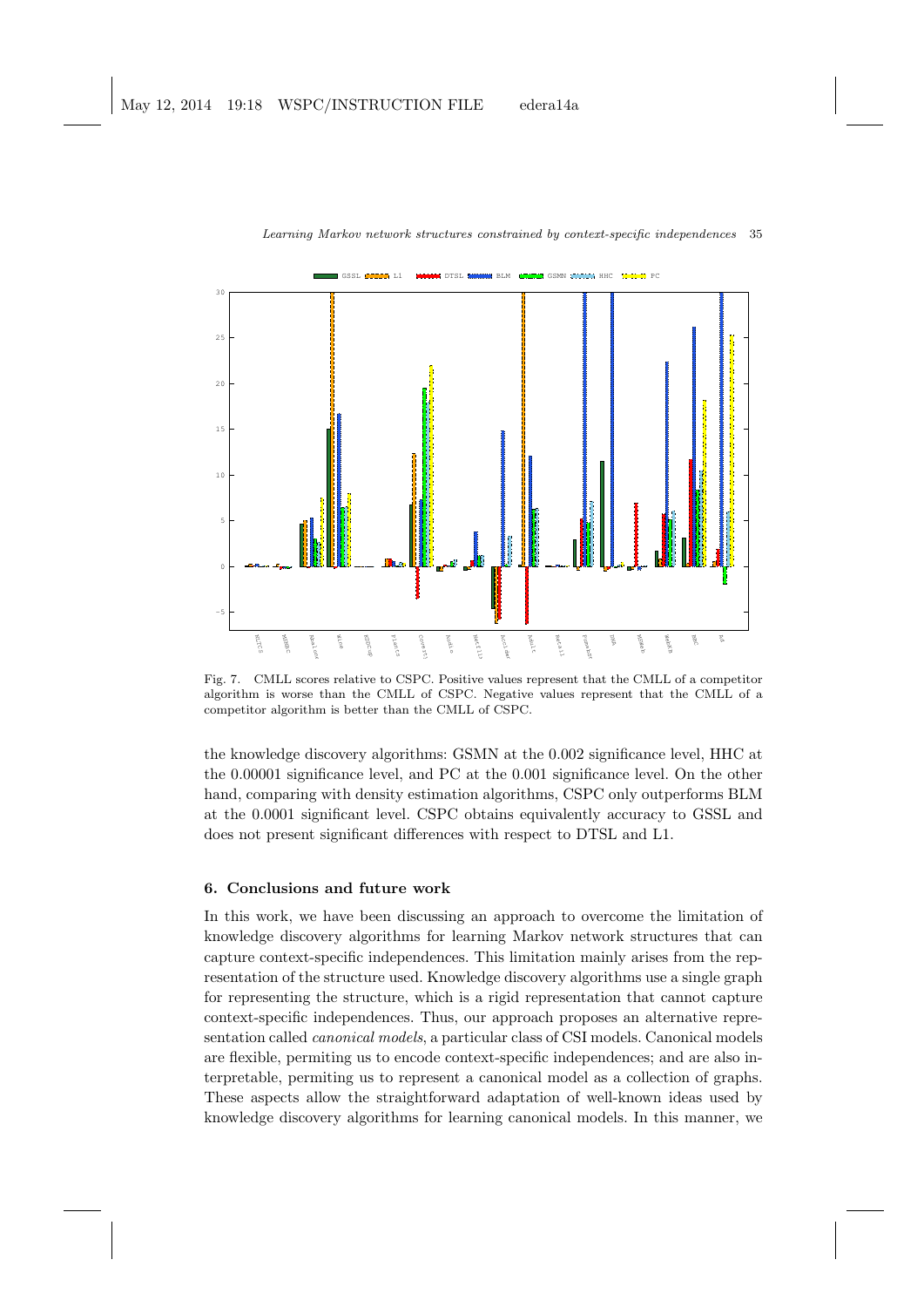Fig. 7. CMLL scores relative to CSPC. Positive values represent that the CMLL of a competitor algorithm is worse than the CMLL of CSPC. Negative values represent that the CMLL of a competitor algorithm is better than the CMLL of CSPC.

the knowledge discovery algorithms: GSMN at the 0.002 significance level, HHC at the 0.00001 significance level, and PC at the 0.001 significance level. On the other hand, comparing with density estimation algorithms, CSPC only outperforms BLM at the 0.0001 significant level. CSPC obtains equivalently accuracy to GSSL and does not present significant differences with respect to DTSL and L1.

## 6. Conclusions and future work

In this work, we have been discussing an approach to overcome the limitation of knowledge discovery algorithms for learning Markov network structures that can capture context-specific independences. This limitation mainly arises from the representation of the structure used. Knowledge discovery algorithms use a single graph for representing the structure, which is a rigid representation that cannot capture context-specific independences. Thus, our approach proposes an alternative representation called *canonical models*, a particular class of CSI models. Canonical models are flexible, permiting us to encode context-specific independences; and are also interpretable, permiting us to represent a canonical model as a collection of graphs. These aspects allow the straightforward adaptation of well-known ideas used by knowledge discovery algorithms for learning canonical models. In this manner, we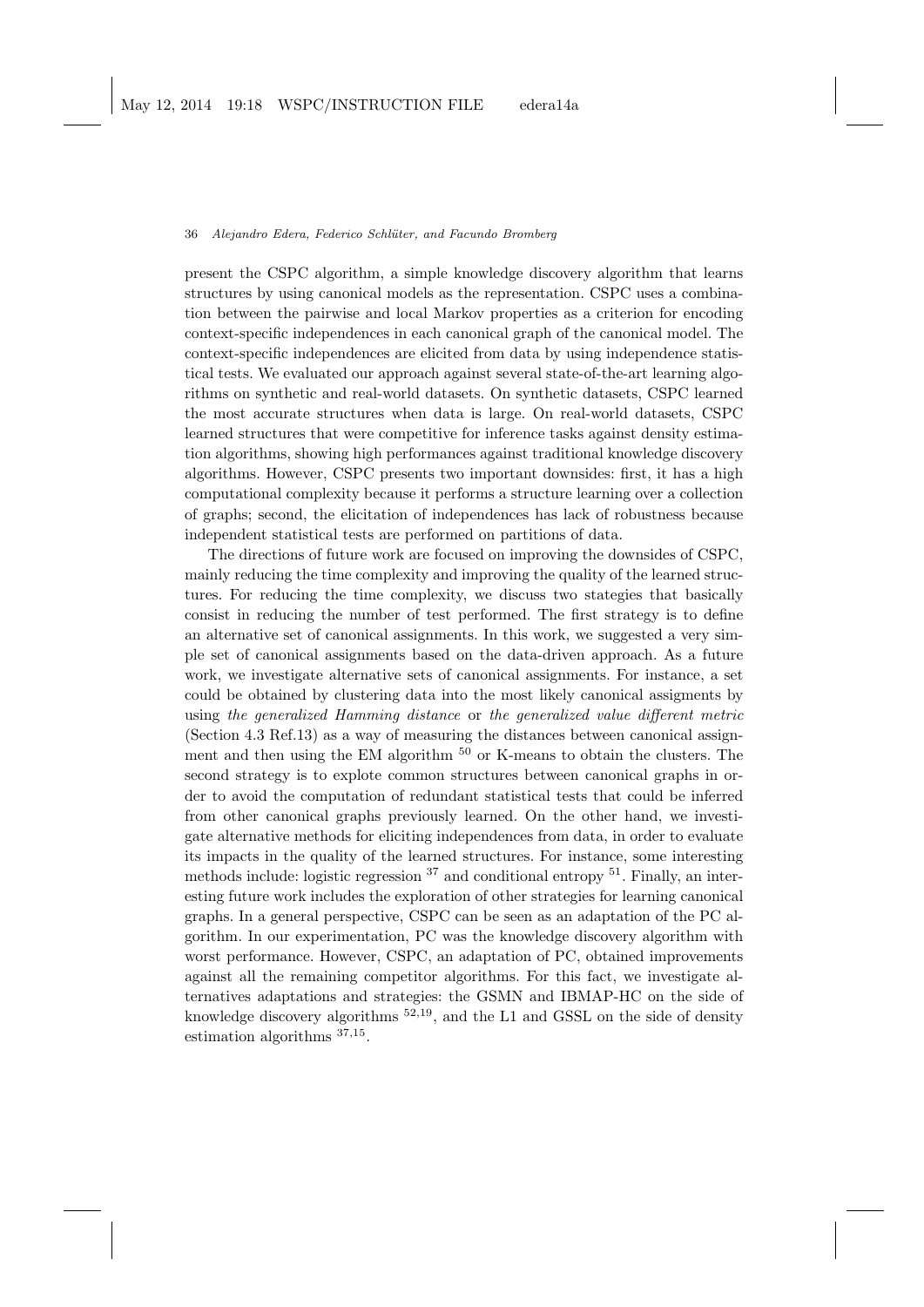present the CSPC algorithm, a simple knowledge discovery algorithm that learns structures by using canonical models as the representation. CSPC uses a combination between the pairwise and local Markov properties as a criterion for encoding context-specific independences in each canonical graph of the canonical model. The context-specific independences are elicited from data by using independence statistical tests. We evaluated our approach against several state-of-the-art learning algorithms on synthetic and real-world datasets. On synthetic datasets, CSPC learned the most accurate structures when data is large. On real-world datasets, CSPC learned structures that were competitive for inference tasks against density estimation algorithms, showing high performances against traditional knowledge discovery algorithms. However, CSPC presents two important downsides: first, it has a high computational complexity because it performs a structure learning over a collection of graphs; second, the elicitation of independences has lack of robustness because independent statistical tests are performed on partitions of data.

The directions of future work are focused on improving the downsides of CSPC, mainly reducing the time complexity and improving the quality of the learned structures. For reducing the time complexity, we discuss two stategies that basically consist in reducing the number of test performed. The first strategy is to define an alternative set of canonical assignments. In this work, we suggested a very simple set of canonical assignments based on the data-driven approach. As a future work, we investigate alternative sets of canonical assignments. For instance, a set could be obtained by clustering data into the most likely canonical assigments by using *the generalized Hamming distance* or *the generalized value different metric* (Section 4.3 Ref.13) as a way of measuring the distances between canonical assignment and then using the EM algorithm [50] or K-means to obtain the clusters. The second strategy is to explote common structures between canonical graphs in order to avoid the computation of redundant statistical tests that could be inferred from other canonical graphs previously learned. On the other hand, we investigate alternative methods for eliciting independences from data, in order to evaluate its impacts in the quality of the learned structures. For instance, some interesting methods include: logistic regression [37] and conditional entropy [51]. Finally, an interesting future work includes the exploration of other strategies for learning canonical graphs. In a general perspective, CSPC can be seen as an adaptation of the PC algorithm. In our experimentation, PC was the knowledge discovery algorithm with worst performance. However, CSPC, an adaptation of PC, obtained improvements against all the remaining competitor algorithms. For this fact, we investigate alternatives adaptations and strategies: the GSMN and IBMAP-HC on the side of knowledge discovery algorithms [52,19], and the L1 and GSSL on the side of density estimation algorithms [37,15].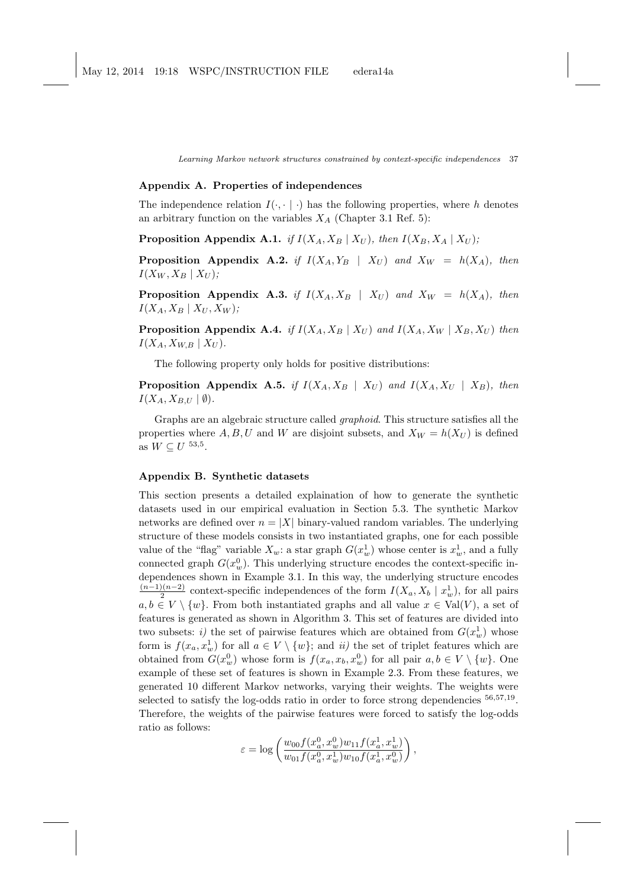## Appendix A. Properties of independences

The independence relation $I(\cdot, \cdot \mid \cdot)$ has the following properties, where $h$ denotes an arbitrary function on the variables $X_A$ (Chapter 3.1 Ref. 5):

**Proposition Appendix A.1.** *if $I(X_A, X_B \mid X_U)$, then $I(X_B, X_A \mid X_U)$;*

**Proposition Appendix A.2.** *if $I(X_A, Y_B \mid X_U)$ and $X_W = h(X_A)$, then $I(X_W, X_B \mid X_U)$;*

**Proposition Appendix A.3.** *if $I(X_A, X_B \mid X_U)$ and $X_W = h(X_A)$, then $I(X_A, X_B \mid X_U, X_W)$;*

**Proposition Appendix A.4.** *if $I(X_A, X_B \mid X_U)$ and $I(X_A, X_W \mid X_B, X_U)$ then $I(X_A, X_{W,B} \mid X_U)$.*

The following property only holds for positive distributions:

**Proposition Appendix A.5.** *if $I(X_A, X_B \mid X_U)$ and $I(X_A, X_U \mid X_B)$, then $I(X_A, X_{B,U} \mid \emptyset)$.*

Graphs are an algebraic structure called *graphoid*. This structure satisfies all the properties where $A, B, U$ and $W$ are disjoint subsets, and $X_W = h(X_U)$ is defined as $W \subseteq U$ [53,5].

## Appendix B. Synthetic datasets

This section presents a detailed explaination of how to generate the synthetic datasets used in our empirical evaluation in Section 5.3. The synthetic Markov networks are defined over $n = |X|$ binary-valued random variables. The underlying structure of these models consists in two instantiated graphs, one for each possible value of the "flag" variable $X_w$: a star graph $G(x_w^1)$ whose center is $x_w^1$, and a fully connected graph $G(x_w^0)$. This underlying structure encodes the context-specific independences shown in Example 3.1. In this way, the underlying structure encodes $\frac{(n-1)(n-2)}{2}$ context-specific independences of the form $I(X_a, X_b \mid x_w^1)$, for all pairs $a, b \in V \setminus \{w\}$. From both instantiated graphs and all value $x \in \mathrm{Val}(V)$, a set of features is generated as shown in Algorithm 3. This set of features are divided into two subsets: *i)* the set of pairwise features which are obtained from $G(x_w^1)$ whose form is $f(x_a, x_w^1)$ for all $a \in V \setminus \{w\}$; and *ii)* the set of triplet features which are obtained from $G(x_w^0)$ whose form is $f(x_a, x_b, x_w^0)$ for all pair $a, b \in V \setminus \{w\}$. One example of these set of features is shown in Example 2.3. From these features, we generated 10 different Markov networks, varying their weights. The weights were selected to satisfy the log-odds ratio in order to force strong dependencies [56,57,19]. Therefore, the weights of the pairwise features were forced to satisfy the log-odds ratio as follows:

$$\varepsilon = \log\left(\frac{w_{00} f(x_a^0, x_w^0) w_{11} f(x_a^1, x_w^1)}{w_{01} f(x_a^0, x_w^1) w_{10} f(x_a^1, x_w^0)}\right),$$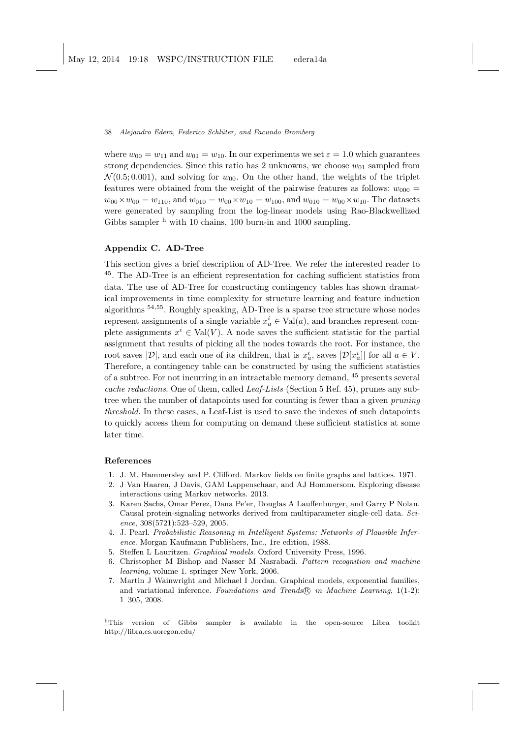where $w_{00} = w_{11}$ and $w_{01} = w_{10}$. In our experiments we set $\varepsilon = 1.0$ which guarantees strong dependencies. Since this ratio has 2 unknowns, we choose $w_{01}$ sampled from $\mathcal{N}(0.5; 0.001)$, and solving for $w_{00}$. On the other hand, the weights of the triplet features were obtained from the weight of the pairwise features as follows: $w_{000} = w_{00} \times w_{00} = w_{110}$, and $w_{010} = w_{00} \times w_{10} = w_{100}$, and $w_{010} = w_{00} \times w_{10}$. The datasets were generated by sampling from the log-linear models using Rao-Blackwellized Gibbs sampler [h] with 10 chains, 100 burn-in and 1000 sampling.

## Appendix C. AD-Tree

This section gives a brief description of AD-Tree. We refer the interested reader to [45]. The AD-Tree is an efficient representation for caching sufficient statistics from data. The use of AD-Tree for constructing contingency tables has shown dramatical improvements in time complexity for structure learning and feature induction algorithms [54,55]. Roughly speaking, AD-Tree is a sparse tree structure whose nodes represent assignments of a single variable $x^i_a \in \mathrm{Val}(a)$, and branches represent complete assignments $x^i \in \mathrm{Val}(V)$. A node saves the sufficient statistic for the partial assignment that results of picking all the nodes towards the root. For instance, the root saves $|\mathcal{D}|$, and each one of its children, that is $x^i_a$, saves $|\mathcal{D}[x^i_a]|$ for all $a \in V$. Therefore, a contingency table can be constructed by using the sufficient statistics of a subtree. For not incurring in an intractable memory demand, [45] presents several *cache reductions*. One of them, called *Leaf-Lists* (Section 5 Ref. 45), prunes any subtree when the number of datapoints used for counting is fewer than a given *pruning threshold*. In these cases, a Leaf-List is used to save the indexes of such datapoints to quickly access them for computing on demand these sufficient statistics at some later time.

## References

1. J. M. Hammersley and P. Clifford. Markov fields on finite graphs and lattices. 1971.
2. J Van Haaren, J Davis, GAM Lappenschaar, and AJ Hommersom. Exploring disease interactions using Markov networks. 2013.
3. Karen Sachs, Omar Perez, Dana Pe'er, Douglas A Lauffenburger, and Garry P Nolan. Causal protein-signaling networks derived from multiparameter single-cell data. *Science*, 308(5721):523–529, 2005.
4. J. Pearl. *Probabilistic Reasoning in Intelligent Systems: Networks of Plausible Inference*. Morgan Kaufmann Publishers, Inc., 1re edition, 1988.
5. Steffen L Lauritzen. *Graphical models*. Oxford University Press, 1996.
6. Christopher M Bishop and Nasser M Nasrabadi. *Pattern recognition and machine learning*, volume 1. springer New York, 2006.
7. Martin J Wainwright and Michael I Jordan. Graphical models, exponential families, and variational inference. *Foundations and Trends® in Machine Learning*, 1(1-2): 1–305, 2008.

[h] This version of Gibbs sampler is available in the open-source Libra toolkit http://libra.cs.uoregon.edu/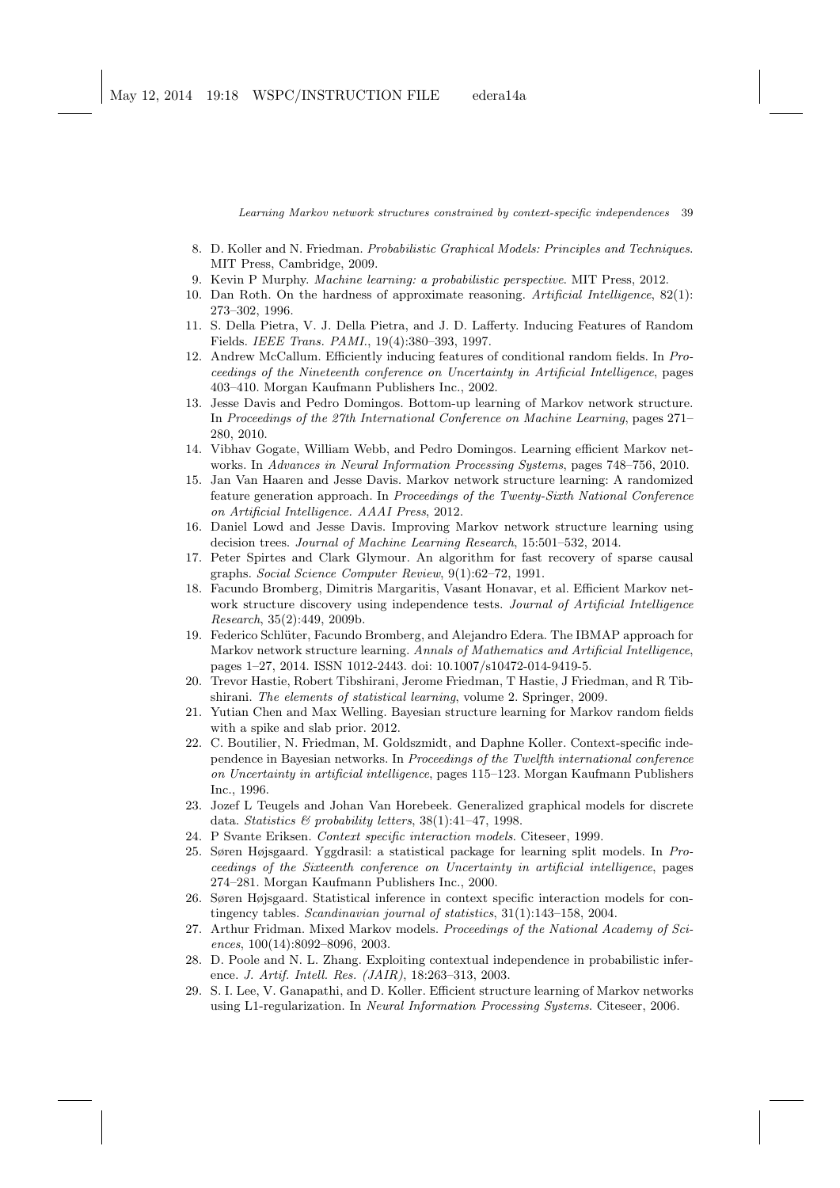8. D. Koller and N. Friedman. *Probabilistic Graphical Models: Principles and Techniques*. MIT Press, Cambridge, 2009.
9. Kevin P Murphy. *Machine learning: a probabilistic perspective*. MIT Press, 2012.
10. Dan Roth. On the hardness of approximate reasoning. *Artificial Intelligence*, 82(1): 273–302, 1996.
11. S. Della Pietra, V. J. Della Pietra, and J. D. Lafferty. Inducing Features of Random Fields. *IEEE Trans. PAMI.*, 19(4):380–393, 1997.
12. Andrew McCallum. Efficiently inducing features of conditional random fields. In *Proceedings of the Nineteenth conference on Uncertainty in Artificial Intelligence*, pages 403–410. Morgan Kaufmann Publishers Inc., 2002.
13. Jesse Davis and Pedro Domingos. Bottom-up learning of Markov network structure. In *Proceedings of the 27th International Conference on Machine Learning*, pages 271–280, 2010.
14. Vibhav Gogate, William Webb, and Pedro Domingos. Learning efficient Markov networks. In *Advances in Neural Information Processing Systems*, pages 748–756, 2010.
15. Jan Van Haaren and Jesse Davis. Markov network structure learning: A randomized feature generation approach. In *Proceedings of the Twenty-Sixth National Conference on Artificial Intelligence. AAAI Press*, 2012.
16. Daniel Lowd and Jesse Davis. Improving Markov network structure learning using decision trees. *Journal of Machine Learning Research*, 15:501–532, 2014.
17. Peter Spirtes and Clark Glymour. An algorithm for fast recovery of sparse causal graphs. *Social Science Computer Review*, 9(1):62–72, 1991.
18. Facundo Bromberg, Dimitris Margaritis, Vasant Honavar, et al. Efficient Markov network structure discovery using independence tests. *Journal of Artificial Intelligence Research*, 35(2):449, 2009b.
19. Federico Schlüter, Facundo Bromberg, and Alejandro Edera. The IBMAP approach for Markov network structure learning. *Annals of Mathematics and Artificial Intelligence*, pages 1–27, 2014. ISSN 1012-2443. doi: 10.1007/s10472-014-9419-5.
20. Trevor Hastie, Robert Tibshirani, Jerome Friedman, T Hastie, J Friedman, and R Tibshirani. *The elements of statistical learning*, volume 2. Springer, 2009.
21. Yutian Chen and Max Welling. Bayesian structure learning for Markov random fields with a spike and slab prior. 2012.
22. C. Boutilier, N. Friedman, M. Goldszmidt, and Daphne Koller. Context-specific independence in Bayesian networks. In *Proceedings of the Twelfth international conference on Uncertainty in artificial intelligence*, pages 115–123. Morgan Kaufmann Publishers Inc., 1996.
23. Jozef L Teugels and Johan Van Horebeek. Generalized graphical models for discrete data. *Statistics & probability letters*, 38(1):41–47, 1998.
24. P Svante Eriksen. *Context specific interaction models*. Citeseer, 1999.
25. Søren Højsgaard. Yggdrasil: a statistical package for learning split models. In *Proceedings of the Sixteenth conference on Uncertainty in artificial intelligence*, pages 274–281. Morgan Kaufmann Publishers Inc., 2000.
26. Søren Højsgaard. Statistical inference in context specific interaction models for contingency tables. *Scandinavian journal of statistics*, 31(1):143–158, 2004.
27. Arthur Fridman. Mixed Markov models. *Proceedings of the National Academy of Sciences*, 100(14):8092–8096, 2003.
28. D. Poole and N. L. Zhang. Exploiting contextual independence in probabilistic inference. *J. Artif. Intell. Res. (JAIR)*, 18:263–313, 2003.
29. S. I. Lee, V. Ganapathi, and D. Koller. Efficient structure learning of Markov networks using L1-regularization. In *Neural Information Processing Systems*. Citeseer, 2006.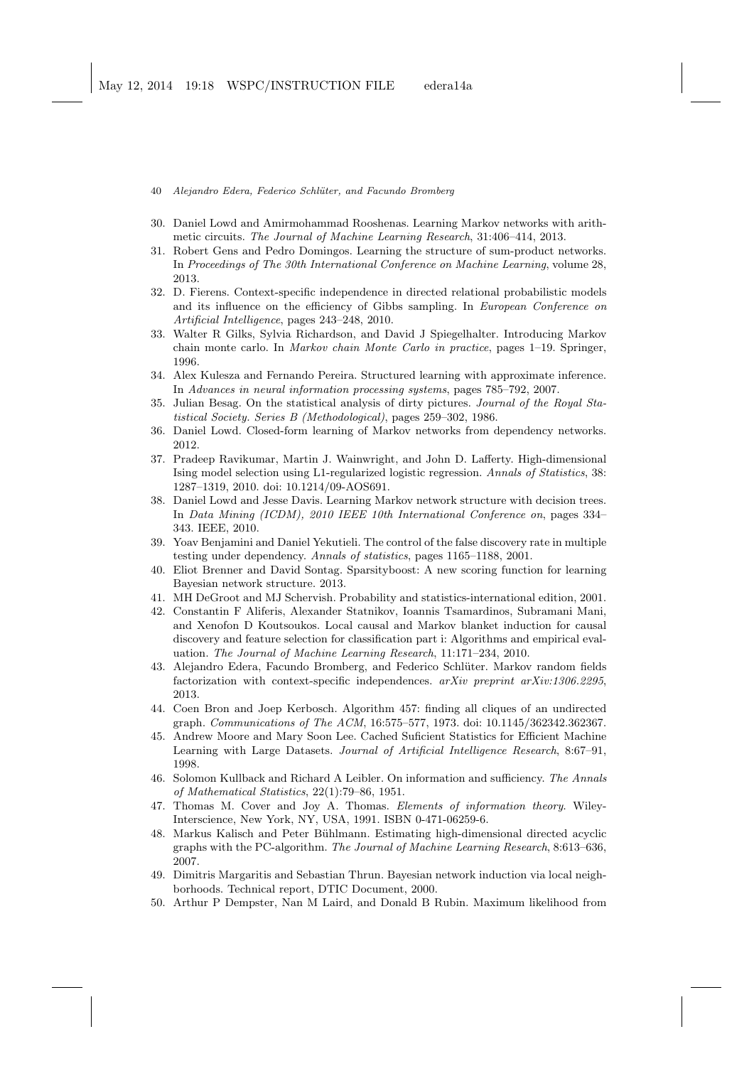30. Daniel Lowd and Amirmohammad Rooshenas. Learning Markov networks with arithmetic circuits. *The Journal of Machine Learning Research*, 31:406–414, 2013.
31. Robert Gens and Pedro Domingos. Learning the structure of sum-product networks. In *Proceedings of The 30th International Conference on Machine Learning*, volume 28, 2013.
32. D. Fierens. Context-specific independence in directed relational probabilistic models and its influence on the efficiency of Gibbs sampling. In *European Conference on Artificial Intelligence*, pages 243–248, 2010.
33. Walter R Gilks, Sylvia Richardson, and David J Spiegelhalter. Introducing Markov chain monte carlo. In *Markov chain Monte Carlo in practice*, pages 1–19. Springer, 1996.
34. Alex Kulesza and Fernando Pereira. Structured learning with approximate inference. In *Advances in neural information processing systems*, pages 785–792, 2007.
35. Julian Besag. On the statistical analysis of dirty pictures. *Journal of the Royal Statistical Society. Series B (Methodological)*, pages 259–302, 1986.
36. Daniel Lowd. Closed-form learning of Markov networks from dependency networks. 2012.
37. Pradeep Ravikumar, Martin J. Wainwright, and John D. Lafferty. High-dimensional Ising model selection using L1-regularized logistic regression. *Annals of Statistics*, 38: 1287–1319, 2010. doi: 10.1214/09-AOS691.
38. Daniel Lowd and Jesse Davis. Learning Markov network structure with decision trees. In *Data Mining (ICDM), 2010 IEEE 10th International Conference on*, pages 334–343. IEEE, 2010.
39. Yoav Benjamini and Daniel Yekutieli. The control of the false discovery rate in multiple testing under dependency. *Annals of statistics*, pages 1165–1188, 2001.
40. Eliot Brenner and David Sontag. Sparsityboost: A new scoring function for learning Bayesian network structure. 2013.
41. MH DeGroot and MJ Schervish. Probability and statistics-international edition, 2001.
42. Constantin F Aliferis, Alexander Statnikov, Ioannis Tsamardinos, Subramani Mani, and Xenofon D Koutsoukos. Local causal and Markov blanket induction for causal discovery and feature selection for classification part i: Algorithms and empirical evaluation. *The Journal of Machine Learning Research*, 11:171–234, 2010.
43. Alejandro Edera, Facundo Bromberg, and Federico Schlüter. Markov random fields factorization with context-specific independences. *arXiv preprint arXiv:1306.2295*, 2013.
44. Coen Bron and Joep Kerbosch. Algorithm 457: finding all cliques of an undirected graph. *Communications of The ACM*, 16:575–577, 1973. doi: 10.1145/362342.362367.
45. Andrew Moore and Mary Soon Lee. Cached Suficient Statistics for Efficient Machine Learning with Large Datasets. *Journal of Artificial Intelligence Research*, 8:67–91, 1998.
46. Solomon Kullback and Richard A Leibler. On information and sufficiency. *The Annals of Mathematical Statistics*, 22(1):79–86, 1951.
47. Thomas M. Cover and Joy A. Thomas. *Elements of information theory*. Wiley-Interscience, New York, NY, USA, 1991. ISBN 0-471-06259-6.
48. Markus Kalisch and Peter Bühlmann. Estimating high-dimensional directed acyclic graphs with the PC-algorithm. *The Journal of Machine Learning Research*, 8:613–636, 2007.
49. Dimitris Margaritis and Sebastian Thrun. Bayesian network induction via local neighborhoods. Technical report, DTIC Document, 2000.
50. Arthur P Dempster, Nan M Laird, and Donald B Rubin. Maximum likelihood from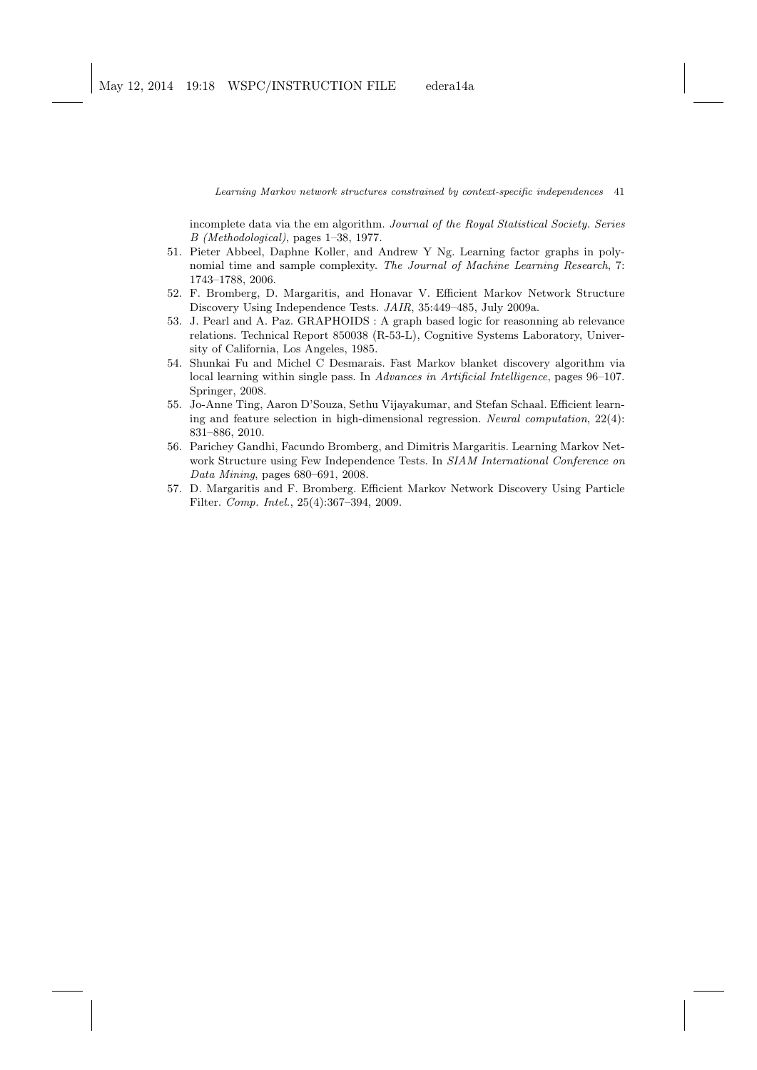incomplete data via the em algorithm. *Journal of the Royal Statistical Society. Series B (Methodological)*, pages 1–38, 1977.

51. Pieter Abbeel, Daphne Koller, and Andrew Y Ng. Learning factor graphs in polynomial time and sample complexity. *The Journal of Machine Learning Research*, 7: 1743–1788, 2006.
52. F. Bromberg, D. Margaritis, and Honavar V. Efficient Markov Network Structure Discovery Using Independence Tests. *JAIR*, 35:449–485, July 2009a.
53. J. Pearl and A. Paz. GRAPHOIDS : A graph based logic for reasonning ab relevance relations. Technical Report 850038 (R-53-L), Cognitive Systems Laboratory, University of California, Los Angeles, 1985.
54. Shunkai Fu and Michel C Desmarais. Fast Markov blanket discovery algorithm via local learning within single pass. In *Advances in Artificial Intelligence*, pages 96–107. Springer, 2008.
55. Jo-Anne Ting, Aaron D'Souza, Sethu Vijayakumar, and Stefan Schaal. Efficient learning and feature selection in high-dimensional regression. *Neural computation*, 22(4): 831–886, 2010.
56. Parichey Gandhi, Facundo Bromberg, and Dimitris Margaritis. Learning Markov Network Structure using Few Independence Tests. In *SIAM International Conference on Data Mining*, pages 680–691, 2008.
57. D. Margaritis and F. Bromberg. Efficient Markov Network Discovery Using Particle Filter. *Comp. Intel.*, 25(4):367–394, 2009.